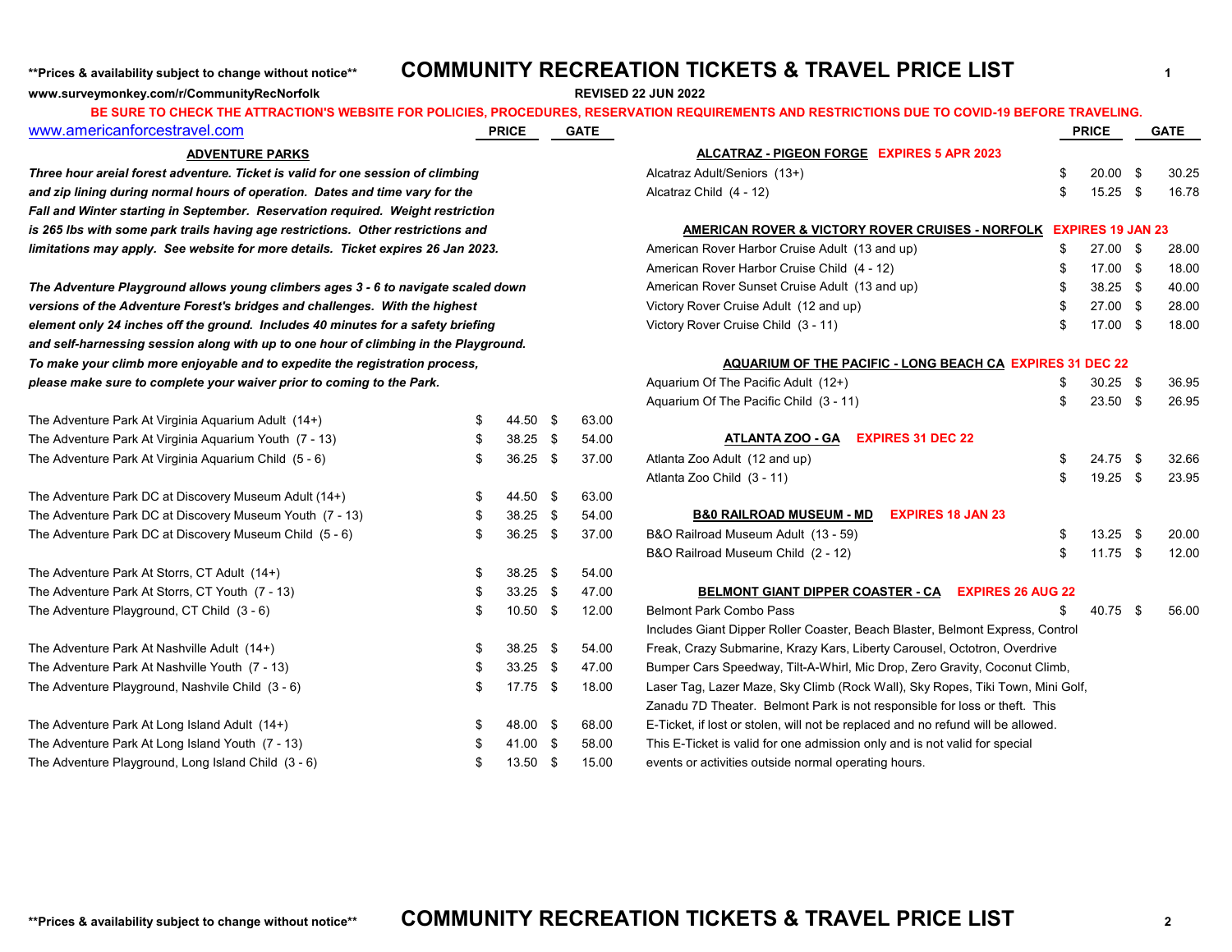**Prices & availability subject to change without notice**

# COMMUNITY RECREATION TICKETS & TRAVEL PRICE LIST

**www.surveymonkey.com/r/CommunityRecNorfolk**

**REVISED 22 JUN 2022**

**BE SURE TO CHECK THE ATTRACTION'S WEBSITE FOR POLICIES, PROCEDURES, RESERVATION REQUIREMENTS AND RESTRICTIONS DUE TO COVID-19 BEFORE TRAVELING.**

www.americanforcestravel.com

## ADVENTURE PARKS

***Three hour areial forest adventure. Ticket is valid for one session of climbing and zip lining during normal hours of operation. Dates and time vary for the Fall and Winter starting in September. Reservation required. Weight restriction is 265 lbs with some park trails having age restrictions. Other restrictions and limitations may apply. See website for more details. Ticket expires 26 Jan 2023.***

***The Adventure Playground allows young climbers ages 3 - 6 to navigate scaled down versions of the Adventure Forest's bridges and challenges. With the highest element only 24 inches off the ground. Includes 40 minutes for a safety briefing and self-harnessing session along with up to one hour of climbing in the Playground. To make your climb more enjoyable and to expedite the registration process, please make sure to complete your waiver prior to coming to the Park.***

| | PRICE | GATE |
|---|---|---|
| The Adventure Park At Virginia Aquarium Adult (14+) | $ 44.50 | $ 63.00 |
| The Adventure Park At Virginia Aquarium Youth (7 - 13) | $ 38.25 | $ 54.00 |
| The Adventure Park At Virginia Aquarium Child (5 - 6) | $ 36.25 | $ 37.00 |
| The Adventure Park DC at Discovery Museum Adult (14+) | $ 44.50 | $ 63.00 |
| The Adventure Park DC at Discovery Museum Youth (7 - 13) | $ 38.25 | $ 54.00 |
| The Adventure Park DC at Discovery Museum Child (5 - 6) | $ 36.25 | $ 37.00 |
| The Adventure Park At Storrs, CT Adult (14+) | $ 38.25 | $ 54.00 |
| The Adventure Park At Storrs, CT Youth (7 - 13) | $ 33.25 | $ 47.00 |
| The Adventure Playground, CT Child (3 - 6) | $ 10.50 | $ 12.00 |
| The Adventure Park At Nashville Adult (14+) | $ 38.25 | $ 54.00 |
| The Adventure Park At Nashville Youth (7 - 13) | $ 33.25 | $ 47.00 |
| The Adventure Playground, Nashvile Child (3 - 6) | $ 17.75 | $ 18.00 |
| The Adventure Park At Long Island Adult (14+) | $ 48.00 | $ 68.00 |
| The Adventure Park At Long Island Youth (7 - 13) | $ 41.00 | $ 58.00 |
| The Adventure Playground, Long Island Child (3 - 6) | $ 13.50 | $ 15.00 |

## ALCATRAZ - PIGEON FORGE EXPIRES 5 APR 2023

| | PRICE | GATE |
|---|---|---|
| Alcatraz Adult/Seniors (13+) | $ 20.00 | $ 30.25 |
| Alcatraz Child (4 - 12) | $ 15.25 | $ 16.78 |

## AMERICAN ROVER & VICTORY ROVER CRUISES - NORFOLK EXPIRES 19 JAN 23

| | PRICE | GATE |
|---|---|---|
| American Rover Harbor Cruise Adult (13 and up) | $ 27.00 | $ 28.00 |
| American Rover Harbor Cruise Child (4 - 12) | $ 17.00 | $ 18.00 |
| American Rover Sunset Cruise Adult (13 and up) | $ 38.25 | $ 40.00 |
| Victory Rover Cruise Adult (12 and up) | $ 27.00 | $ 28.00 |
| Victory Rover Cruise Child (3 - 11) | $ 17.00 | $ 18.00 |

## AQUARIUM OF THE PACIFIC - LONG BEACH CA EXPIRES 31 DEC 22

| | PRICE | GATE |
|---|---|---|
| Aquarium Of The Pacific Adult (12+) | $ 30.25 | $ 36.95 |
| Aquarium Of The Pacific Child (3 - 11) | $ 23.50 | $ 26.95 |

## ATLANTA ZOO - GA EXPIRES 31 DEC 22

| | PRICE | GATE |
|---|---|---|
| Atlanta Zoo Adult (12 and up) | $ 24.75 | $ 32.66 |
| Atlanta Zoo Child (3 - 11) | $ 19.25 | $ 23.95 |

## B&0 RAILROAD MUSEUM - MD EXPIRES 18 JAN 23

| | PRICE | GATE |
|---|---|---|
| B&O Railroad Museum Adult (13 - 59) | $ 13.25 | $ 20.00 |
| B&O Railroad Museum Child (2 - 12) | $ 11.75 | $ 12.00 |

## BELMONT GIANT DIPPER COASTER - CA EXPIRES 26 AUG 22

| | PRICE | GATE |
|---|---|---|
| Belmont Park Combo Pass | $ 40.75 | $ 56.00 |

Includes Giant Dipper Roller Coaster, Beach Blaster, Belmont Express, Control Freak, Crazy Submarine, Krazy Kars, Liberty Carousel, Octotron, Overdrive Bumper Cars Speedway, Tilt-A-Whirl, Mic Drop, Zero Gravity, Coconut Climb, Laser Tag, Lazer Maze, Sky Climb (Rock Wall), Sky Ropes, Tiki Town, Mini Golf, Zanadu 7D Theater. Belmont Park is not responsible for loss or theft. This E-Ticket, if lost or stolen, will not be replaced and no refund will be allowed. This E-Ticket is valid for one admission only and is not valid for special events or activities outside normal operating hours.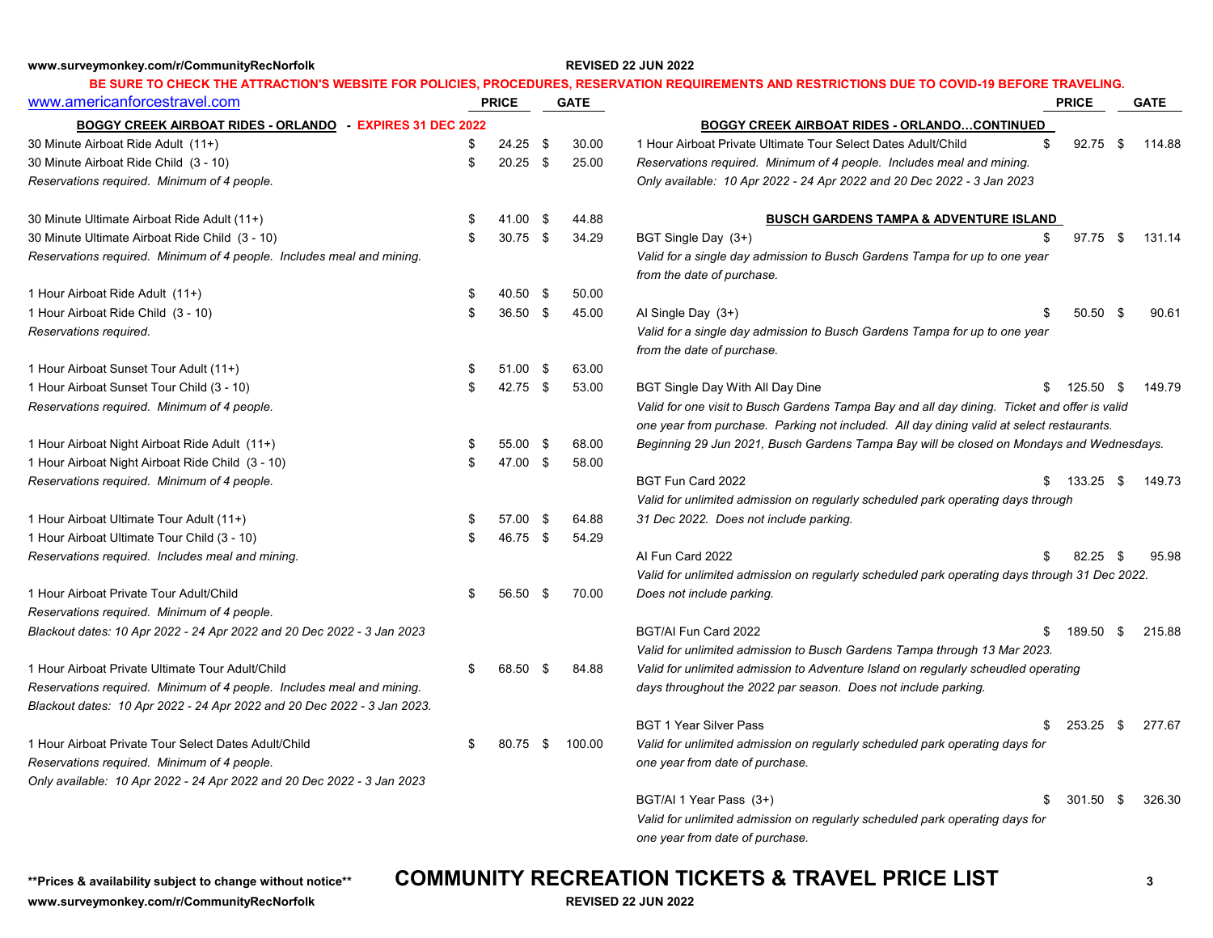**BE SURE TO CHECK THE ATTRACTION'S WEBSITE FOR POLICIES, PROCEDURES, RESERVATION REQUIREMENTS AND RESTRICTIONS DUE TO COVID-19 BEFORE TRAVELING.**

www.americanforcestravel.com

## BOGGY CREEK AIRBOAT RIDES - ORLANDO - EXPIRES 31 DEC 2022

| Item | PRICE | GATE |
|---|---|---|
| 30 Minute Airboat Ride Adult (11+) | $ 24.25 | $ 30.00 |
| 30 Minute Airboat Ride Child (3 - 10) | $ 20.25 | $ 25.00 |
| *Reservations required. Minimum of 4 people.* | | |
| 30 Minute Ultimate Airboat Ride Adult (11+) | $ 41.00 | $ 44.88 |
| 30 Minute Ultimate Airboat Ride Child (3 - 10) | $ 30.75 | $ 34.29 |
| *Reservations required. Minimum of 4 people. Includes meal and mining.* | | |
| 1 Hour Airboat Ride Adult (11+) | $ 40.50 | $ 50.00 |
| 1 Hour Airboat Ride Child (3 - 10) | $ 36.50 | $ 45.00 |
| *Reservations required.* | | |
| 1 Hour Airboat Sunset Tour Adult (11+) | $ 51.00 | $ 63.00 |
| 1 Hour Airboat Sunset Tour Child (3 - 10) | $ 42.75 | $ 53.00 |
| *Reservations required. Minimum of 4 people.* | | |
| 1 Hour Airboat Night Airboat Ride Adult (11+) | $ 55.00 | $ 68.00 |
| 1 Hour Airboat Night Airboat Ride Child (3 - 10) | $ 47.00 | $ 58.00 |
| *Reservations required. Minimum of 4 people.* | | |
| 1 Hour Airboat Ultimate Tour Adult (11+) | $ 57.00 | $ 64.88 |
| 1 Hour Airboat Ultimate Tour Child (3 - 10) | $ 46.75 | $ 54.29 |
| *Reservations required. Includes meal and mining.* | | |
| 1 Hour Airboat Private Tour Adult/Child | $ 56.50 | $ 70.00 |
| *Reservations required. Minimum of 4 people. Blackout dates: 10 Apr 2022 - 24 Apr 2022 and 20 Dec 2022 - 3 Jan 2023* | | |
| 1 Hour Airboat Private Ultimate Tour Adult/Child | $ 68.50 | $ 84.88 |
| *Reservations required. Minimum of 4 people. Includes meal and mining. Blackout dates: 10 Apr 2022 - 24 Apr 2022 and 20 Dec 2022 - 3 Jan 2023.* | | |
| 1 Hour Airboat Private Tour Select Dates Adult/Child | $ 80.75 | $ 100.00 |
| *Reservations required. Minimum of 4 people. Only available: 10 Apr 2022 - 24 Apr 2022 and 20 Dec 2022 - 3 Jan 2023* | | |

## BOGGY CREEK AIRBOAT RIDES - ORLANDO…CONTINUED

| Item | PRICE | GATE |
|---|---|---|
| 1 Hour Airboat Private Ultimate Tour Select Dates Adult/Child | $ 92.75 | $ 114.88 |
| *Reservations required. Minimum of 4 people. Includes meal and mining. Only available: 10 Apr 2022 - 24 Apr 2022 and 20 Dec 2022 - 3 Jan 2023* | | |

## BUSCH GARDENS TAMPA & ADVENTURE ISLAND

| Item | PRICE | GATE |
|---|---|---|
| BGT Single Day (3+) | $ 97.75 | $ 131.14 |
| *Valid for a single day admission to Busch Gardens Tampa for up to one year from the date of purchase.* | | |
| AI Single Day (3+) | $ 50.50 | $ 90.61 |
| *Valid for a single day admission to Busch Gardens Tampa for up to one year from the date of purchase.* | | |
| BGT Single Day With All Day Dine | $ 125.50 | $ 149.79 |
| *Valid for one visit to Busch Gardens Tampa Bay and all day dining. Ticket and offer is valid one year from purchase. Parking not included. All day dining valid at select restaurants. Beginning 29 Jun 2021, Busch Gardens Tampa Bay will be closed on Mondays and Wednesdays.* | | |
| BGT Fun Card 2022 | $ 133.25 | $ 149.73 |
| *Valid for unlimited admission on regularly scheduled park operating days through 31 Dec 2022. Does not include parking.* | | |
| AI Fun Card 2022 | $ 82.25 | $ 95.98 |
| *Valid for unlimited admission on regularly scheduled park operating days through 31 Dec 2022. Does not include parking.* | | |
| BGT/AI Fun Card 2022 | $ 189.50 | $ 215.88 |
| *Valid for unlimited admission to Busch Gardens Tampa through 13 Mar 2023. Valid for unlimited admission to Adventure Island on regularly scheudled operating days throughout the 2022 par season. Does not include parking.* | | |
| BGT 1 Year Silver Pass | $ 253.25 | $ 277.67 |
| *Valid for unlimited admission on regularly scheduled park operating days for one year from date of purchase.* | | |
| BGT/AI 1 Year Pass (3+) | $ 301.50 | $ 326.30 |
| *Valid for unlimited admission on regularly scheduled park operating days for one year from date of purchase.* | | |

**Prices & availability subject to change without notice**

# COMMUNITY RECREATION TICKETS & TRAVEL PRICE LIST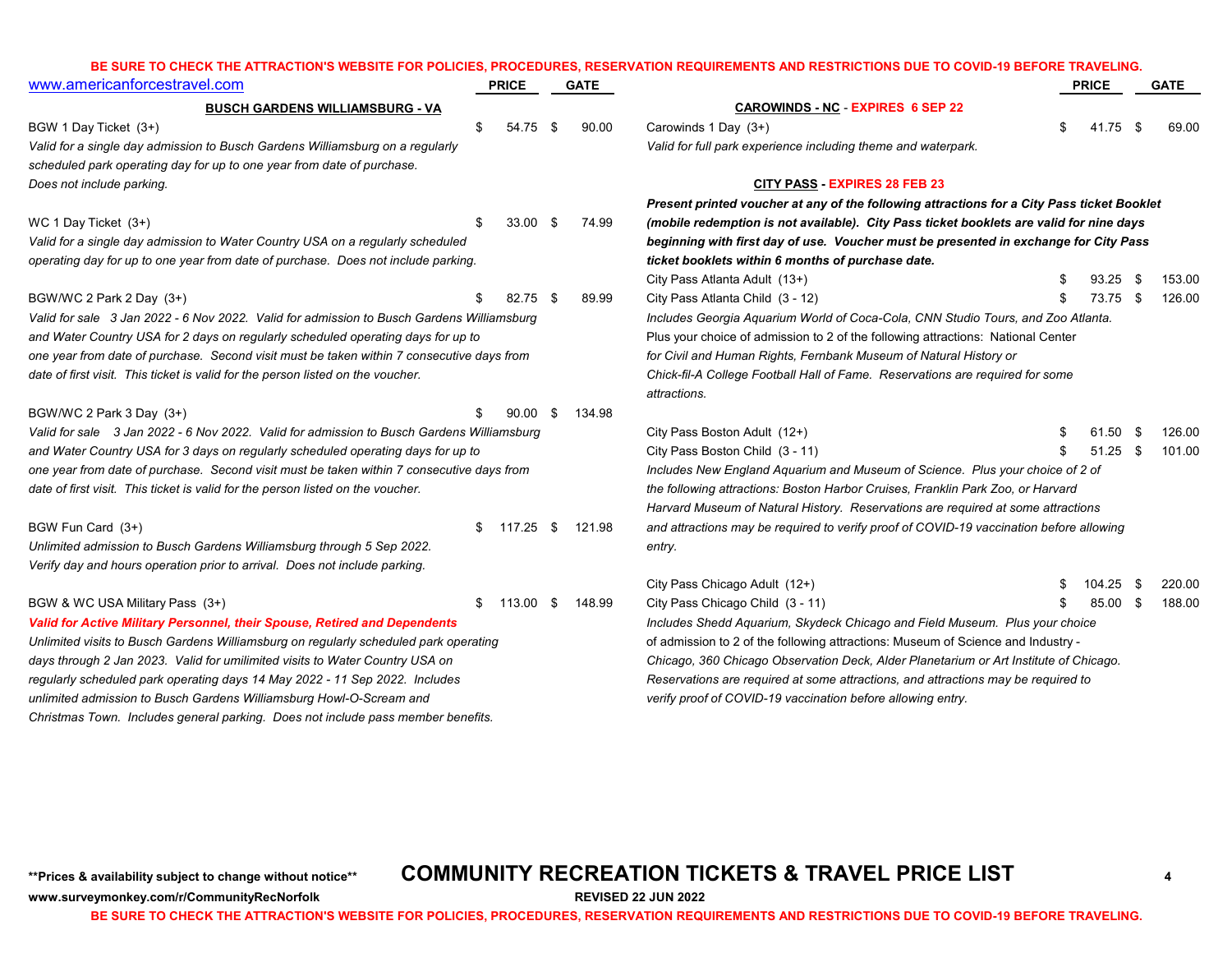**BE SURE TO CHECK THE ATTRACTION'S WEBSITE FOR POLICIES, PROCEDURES, RESERVATION REQUIREMENTS AND RESTRICTIONS DUE TO COVID-19 BEFORE TRAVELING.**

www.americanforcestravel.com

## BUSCH GARDENS WILLIAMSBURG - VA

| | PRICE | GATE |
|---|---|---|
| BGW 1 Day Ticket (3+) | $ 54.75 | $ 90.00 |

*Valid for a single day admission to Busch Gardens Williamsburg on a regularly scheduled park operating day for up to one year from date of purchase. Does not include parking.*

| | PRICE | GATE |
|---|---|---|
| WC 1 Day Ticket (3+) | $ 33.00 | $ 74.99 |

*Valid for a single day admission to Water Country USA on a regularly scheduled operating day for up to one year from date of purchase. Does not include parking.*

| | PRICE | GATE |
|---|---|---|
| BGW/WC 2 Park 2 Day (3+) | $ 82.75 | $ 89.99 |

*Valid for sale 3 Jan 2022 - 6 Nov 2022. Valid for admission to Busch Gardens Williamsburg and Water Country USA for 2 days on regularly scheduled operating days for up to one year from date of purchase. Second visit must be taken within 7 consecutive days from date of first visit. This ticket is valid for the person listed on the voucher.*

| | PRICE | GATE |
|---|---|---|
| BGW/WC 2 Park 3 Day (3+) | $ 90.00 | $ 134.98 |

*Valid for sale 3 Jan 2022 - 6 Nov 2022. Valid for admission to Busch Gardens Williamsburg and Water Country USA for 3 days on regularly scheduled operating days for up to one year from date of purchase. Second visit must be taken within 7 consecutive days from date of first visit. This ticket is valid for the person listed on the voucher.*

| | PRICE | GATE |
|---|---|---|
| BGW Fun Card (3+) | $ 117.25 | $ 121.98 |

*Unlimited admission to Busch Gardens Williamsburg through 5 Sep 2022. Verify day and hours operation prior to arrival. Does not include parking.*

| | PRICE | GATE |
|---|---|---|
| BGW & WC USA Military Pass (3+) | $ 113.00 | $ 148.99 |

***Valid for Active Military Personnel, their Spouse, Retired and Dependents***

*Unlimited visits to Busch Gardens Williamsburg on regularly scheduled park operating days through 2 Jan 2023. Valid for umilimited visits to Water Country USA on regularly scheduled park operating days 14 May 2022 - 11 Sep 2022. Includes unlimited admission to Busch Gardens Williamsburg Howl-O-Scream and Christmas Town. Includes general parking. Does not include pass member benefits.*

## CAROWINDS - NC - EXPIRES 6 SEP 22

| | PRICE | GATE |
|---|---|---|
| Carowinds 1 Day (3+) | $ 41.75 | $ 69.00 |

*Valid for full park experience including theme and waterpark.*

## CITY PASS - EXPIRES 28 FEB 23

***Present printed voucher at any of the following attractions for a City Pass ticket Booklet (mobile redemption is not available). City Pass ticket booklets are valid for nine days beginning with first day of use. Voucher must be presented in exchange for City Pass ticket booklets within 6 months of purchase date.***

| | PRICE | GATE |
|---|---|---|
| City Pass Atlanta Adult (13+) | $ 93.25 | $ 153.00 |
| City Pass Atlanta Child (3 - 12) | $ 73.75 | $ 126.00 |

*Includes Georgia Aquarium World of Coca-Cola, CNN Studio Tours, and Zoo Atlanta.* Plus your choice of admission to 2 of the following attractions: National Center *for Civil and Human Rights, Fernbank Museum of Natural History or Chick-fil-A College Football Hall of Fame. Reservations are required for some attractions.*

| | PRICE | GATE |
|---|---|---|
| City Pass Boston Adult (12+) | $ 61.50 | $ 126.00 |
| City Pass Boston Child (3 - 11) | $ 51.25 | $ 101.00 |

*Includes New England Aquarium and Museum of Science. Plus your choice of 2 of the following attractions: Boston Harbor Cruises, Franklin Park Zoo, or Harvard Harvard Museum of Natural History. Reservations are required at some attractions and attractions may be required to verify proof of COVID-19 vaccination before allowing entry.*

| | PRICE | GATE |
|---|---|---|
| City Pass Chicago Adult (12+) | $ 104.25 | $ 220.00 |
| City Pass Chicago Child (3 - 11) | $ 85.00 | $ 188.00 |

*Includes Shedd Aquarium, Skydeck Chicago and Field Museum. Plus your choice* of admission to 2 of the following attractions: Museum of Science and Industry - *Chicago, 360 Chicago Observation Deck, Alder Planetarium or Art Institute of Chicago. Reservations are required at some attractions, and attractions may be required to verify proof of COVID-19 vaccination before allowing entry.*

**\*\*Prices & availability subject to change without notice\*\***

**COMMUNITY RECREATION TICKETS & TRAVEL PRICE LIST**

**www.surveymonkey.com/r/CommunityRecNorfolk**

**REVISED 22 JUN 2022**

**BE SURE TO CHECK THE ATTRACTION'S WEBSITE FOR POLICIES, PROCEDURES, RESERVATION REQUIREMENTS AND RESTRICTIONS DUE TO COVID-19 BEFORE TRAVELING.**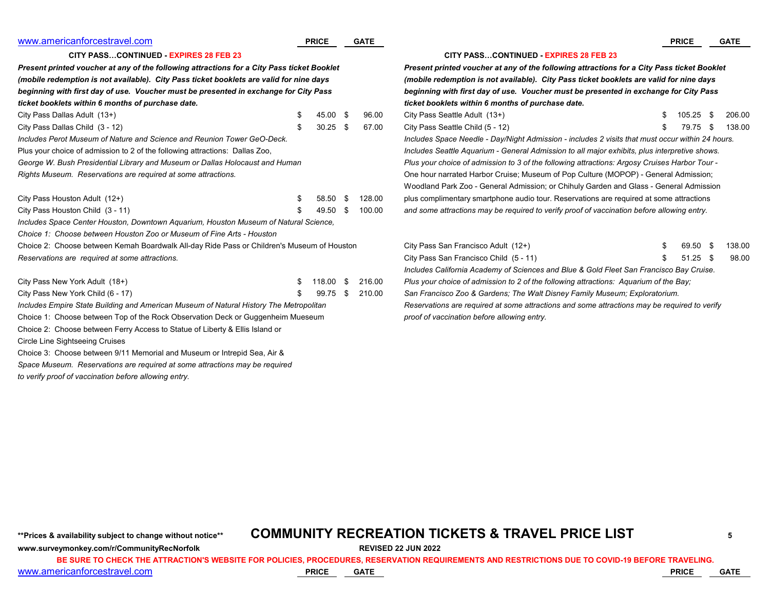## CITY PASS…CONTINUED - EXPIRES 28 FEB 23

***Present printed voucher at any of the following attractions for a City Pass ticket Booklet (mobile redemption is not available). City Pass ticket booklets are valid for nine days beginning with first day of use. Voucher must be presented in exchange for City Pass ticket booklets within 6 months of purchase date.***

| | PRICE | GATE |
|---|---|---|
| City Pass Dallas Adult (13+) | $ 45.00 | $ 96.00 |
| City Pass Dallas Child (3 - 12) | $ 30.25 | $ 67.00 |

*Includes Perot Museum of Nature and Science and Reunion Tower GeO-Deck.* Plus your choice of admission to 2 of the following attractions: Dallas Zoo, *George W. Bush Presidential Library and Museum or Dallas Holocaust and Human Rights Museum. Reservations are required at some attractions.*

| | PRICE | GATE |
|---|---|---|
| City Pass Houston Adult (12+) | $ 58.50 | $ 128.00 |
| City Pass Houston Child (3 - 11) | $ 49.50 | $ 100.00 |

*Includes Space Center Houston, Downtown Aquarium, Houston Museum of Natural Science,*
*Choice 1: Choose between Houston Zoo or Museum of Fine Arts - Houston*
Choice 2: Choose between Kemah Boardwalk All-day Ride Pass or Children's Museum of Houston
*Reservations are required at some attractions.*

| | PRICE | GATE |
|---|---|---|
| City Pass New York Adult (18+) | $ 118.00 | $ 216.00 |
| City Pass New York Child (6 - 17) | $ 99.75 | $ 210.00 |

*Includes Empire State Building and American Museum of Natural History The Metropolitan*
Choice 1: Choose between Top of the Rock Observation Deck or Guggenheim Mueseum
Choice 2: Choose between Ferry Access to Statue of Liberty & Ellis Island or Circle Line Sightseeing Cruises
Choice 3: Choose between 9/11 Memorial and Museum or Intrepid Sea, Air & *Space Museum. Reservations are required at some attractions may be required to verify proof of vaccination before allowing entry.*

## CITY PASS…CONTINUED - EXPIRES 28 FEB 23

***Present printed voucher at any of the following attractions for a City Pass ticket Booklet (mobile redemption is not available). City Pass ticket booklets are valid for nine days beginning with first day of use. Voucher must be presented in exchange for City Pass ticket booklets within 6 months of purchase date.***

| | PRICE | GATE |
|---|---|---|
| City Pass Seattle Adult (13+) | $ 105.25 | $ 206.00 |
| City Pass Seattle Child (5 - 12) | $ 79.75 | $ 138.00 |

*Includes Space Needle - Day/Night Admission - includes 2 visits that must occur within 24 hours.*
*Includes Seattle Aquarium - General Admission to all major exhibits, plus interpretive shows.*
*Plus your choice of admission to 3 of the following attractions: Argosy Cruises Harbor Tour -* One hour narrated Harbor Cruise; Museum of Pop Culture (MOPOP) - General Admission; Woodland Park Zoo - General Admission; or Chihuly Garden and Glass - General Admission plus complimentary smartphone audio tour. Reservations are required at some attractions *and some attractions may be required to verify proof of vaccination before allowing entry.*

| | PRICE | GATE |
|---|---|---|
| City Pass San Francisco Adult (12+) | $ 69.50 | $ 138.00 |
| City Pass San Francisco Child (5 - 11) | $ 51.25 | $ 98.00 |

*Includes California Academy of Sciences and Blue & Gold Fleet San Francisco Bay Cruise.*
*Plus your choice of admission to 2 of the following attractions: Aquarium of the Bay; San Francisco Zoo & Gardens; The Walt Disney Family Museum; Exploratorium.*
*Reservations are required at some attractions and some attractions may be required to verify proof of vaccination before allowing entry.*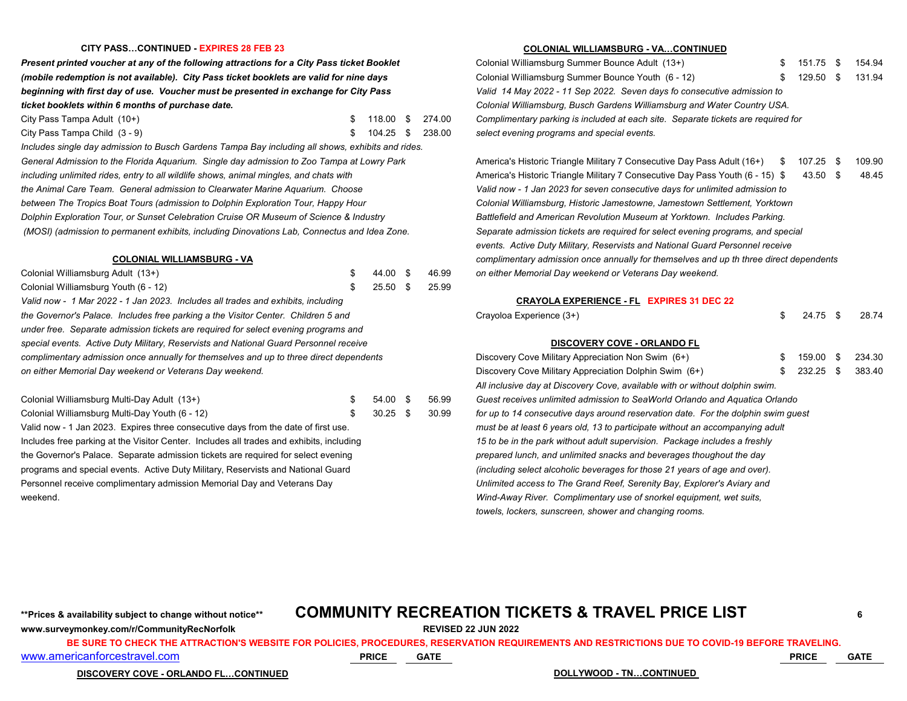## CITY PASS…CONTINUED - EXPIRES 28 FEB 23

***Present printed voucher at any of the following attractions for a City Pass ticket Booklet (mobile redemption is not available). City Pass ticket booklets are valid for nine days beginning with first day of use. Voucher must be presented in exchange for City Pass ticket booklets within 6 months of purchase date.***

| | PRICE | GATE |
|---|---|---|
| City Pass Tampa Adult (10+) | $ 118.00 | $ 274.00 |
| City Pass Tampa Child (3 - 9) | $ 104.25 | $ 238.00 |

*Includes single day admission to Busch Gardens Tampa Bay including all shows, exhibits and rides. General Admission to the Florida Aquarium. Single day admission to Zoo Tampa at Lowry Park including unlimited rides, entry to all wildlife shows, animal mingles, and chats with the Animal Care Team. General admission to Clearwater Marine Aquarium. Choose between The Tropics Boat Tours (admission to Dolphin Exploration Tour, Happy Hour Dolphin Exploration Tour, or Sunset Celebration Cruise OR Museum of Science & Industry (MOSI) (admission to permanent exhibits, including Dinovations Lab, Connectus and Idea Zone.*

## COLONIAL WILLIAMSBURG - VA

| | PRICE | GATE |
|---|---|---|
| Colonial Williamsburg Adult (13+) | $ 44.00 | $ 46.99 |
| Colonial Williamsburg Youth (6 - 12) | $ 25.50 | $ 25.99 |

*Valid now - 1 Mar 2022 - 1 Jan 2023. Includes all trades and exhibits, including the Governor's Palace. Includes free parking a the Visitor Center. Children 5 and under free. Separate admission tickets are required for select evening programs and special events. Active Duty Military, Reservists and National Guard Personnel receive complimentary admission once annually for themselves and up to three direct dependents on either Memorial Day weekend or Veterans Day weekend.*

| | PRICE | GATE |
|---|---|---|
| Colonial Williamsburg Multi-Day Adult (13+) | $ 54.00 | $ 56.99 |
| Colonial Williamsburg Multi-Day Youth (6 - 12) | $ 30.25 | $ 30.99 |

Valid now - 1 Jan 2023. Expires three consecutive days from the date of first use. Includes free parking at the Visitor Center. Includes all trades and exhibits, including the Governor's Palace. Separate admission tickets are required for select evening programs and special events. Active Duty Military, Reservists and National Guard Personnel receive complimentary admission Memorial Day and Veterans Day weekend.

## COLONIAL WILLIAMSBURG - VA…CONTINUED

| | PRICE | GATE |
|---|---|---|
| Colonial Williamsburg Summer Bounce Adult (13+) | $ 151.75 | $ 154.94 |
| Colonial Williamsburg Summer Bounce Youth (6 - 12) | $ 129.50 | $ 131.94 |

*Valid 14 May 2022 - 11 Sep 2022. Seven days fo consecutive admission to Colonial Williamsburg, Busch Gardens Williamsburg and Water Country USA. Complimentary parking is included at each site. Separate tickets are required for select evening programs and special events.*

| | PRICE | GATE |
|---|---|---|
| America's Historic Triangle Military 7 Consecutive Day Pass Adult (16+) | $ 107.25 | $ 109.90 |
| America's Historic Triangle Military 7 Consecutive Day Pass Youth (6 - 15) | $ 43.50 | $ 48.45 |

*Valid now - 1 Jan 2023 for seven consecutive days for unlimited admission to Colonial Williamsburg, Historic Jamestowne, Jamestown Settlement, Yorktown Battlefield and American Revolution Museum at Yorktown. Includes Parking. Separate admission tickets are required for select evening programs, and special events. Active Duty Military, Reservists and National Guard Personnel receive complimentary admission once annually for themselves and up th three direct dependents on either Memorial Day weekend or Veterans Day weekend.*

## CRAYOLA EXPERIENCE - FL EXPIRES 31 DEC 22

| | PRICE | GATE |
|---|---|---|
| Crayoloa Experience (3+) | $ 24.75 | $ 28.74 |

## DISCOVERY COVE - ORLANDO FL

| | PRICE | GATE |
|---|---|---|
| Discovery Cove Military Appreciation Non Swim (6+) | $ 159.00 | $ 234.30 |
| Discovery Cove Military Appreciation Dolphin Swim (6+) | $ 232.25 | $ 383.40 |

*All inclusive day at Discovery Cove, available with or without dolphin swim. Guest receives unlimited admission to SeaWorld Orlando and Aquatica Orlando for up to 14 consecutive days around reservation date. For the dolphin swim guest must be at least 6 years old, 13 to participate without an accompanying adult 15 to be in the park without adult supervision. Package includes a freshly prepared lunch, and unlimited snacks and beverages thoughout the day (including select alcoholic beverages for those 21 years of age and over). Unlimited access to The Grand Reef, Serenity Bay, Explorer's Aviary and Wind-Away River. Complimentary use of snorkel equipment, wet suits, towels, lockers, sunscreen, shower and changing rooms.*

**Prices & availability subject to change without notice**

# COMMUNITY RECREATION TICKETS & TRAVEL PRICE LIST

www.surveymonkey.com/r/CommunityRecNorfolk

REVISED 22 JUN 2022

**BE SURE TO CHECK THE ATTRACTION'S WEBSITE FOR POLICIES, PROCEDURES, RESERVATION REQUIREMENTS AND RESTRICTIONS DUE TO COVID-19 BEFORE TRAVELING.**

www.americanforcestravel.com

## DISCOVERY COVE - ORLANDO FL…CONTINUED

## DOLLYWOOD - TN…CONTINUED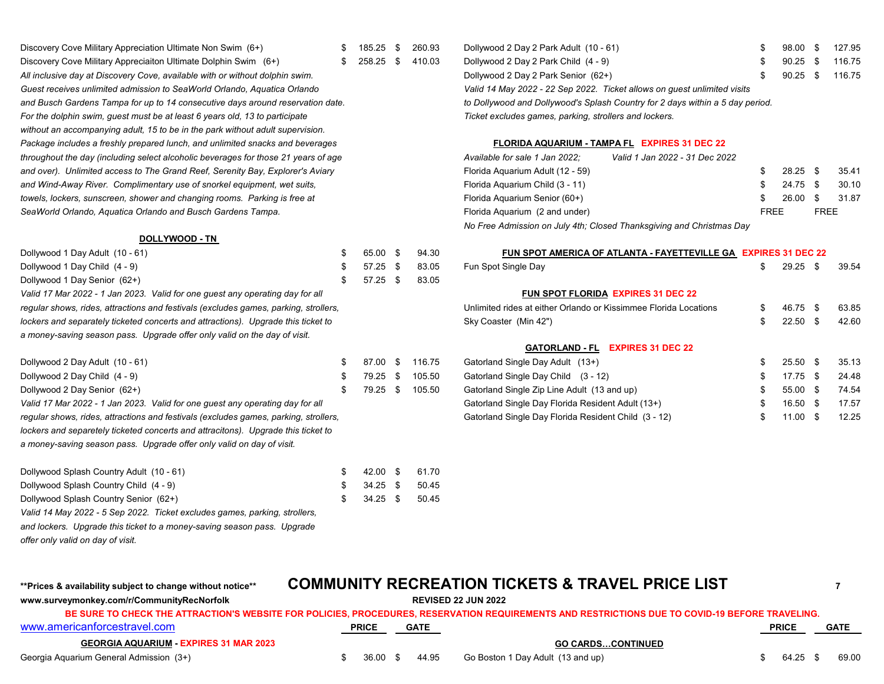| Item | Price | Gate |
|---|---|---|
| Discovery Cove Military Appreciation Ultimate Non Swim (6+) | $ 185.25 | $ 260.93 |
| Discovery Cove Military Appreciaiton Ultimate Dolphin Swim (6+) | $ 258.25 | $ 410.03 |

*All inclusive day at Discovery Cove, available with or without dolphin swim. Guest receives unlimited admission to SeaWorld Orlando, Aquatica Orlando and Busch Gardens Tampa for up to 14 consecutive days around reservation date. For the dolphin swim, guest must be at least 6 years old, 13 to participate without an accompanying adult, 15 to be in the park without adult supervision. Package includes a freshly prepared lunch, and unlimited snacks and beverages throughout the day (including select alcoholic beverages for those 21 years of age and over). Unlimited access to The Grand Reef, Serenity Bay, Explorer's Aviary and Wind-Away River. Complimentary use of snorkel equipment, wet suits, towels, lockers, sunscreen, shower and changing rooms. Parking is free at SeaWorld Orlando, Aquatica Orlando and Busch Gardens Tampa.*

**DOLLYWOOD - TN**

| Item | Price | Gate |
|---|---|---|
| Dollywood 1 Day Adult (10 - 61) | $ 65.00 | $ 94.30 |
| Dollywood 1 Day Child (4 - 9) | $ 57.25 | $ 83.05 |
| Dollywood 1 Day Senior (62+) | $ 57.25 | $ 83.05 |

*Valid 17 Mar 2022 - 1 Jan 2023. Valid for one guest any operating day for all regular shows, rides, attractions and festivals (excludes games, parking, strollers, lockers and separately ticketed concerts and attractions). Upgrade this ticket to a money-saving season pass. Upgrade offer only valid on the day of visit.*

| Item | Price | Gate |
|---|---|---|
| Dollywood 2 Day Adult (10 - 61) | $ 87.00 | $ 116.75 |
| Dollywood 2 Day Child (4 - 9) | $ 79.25 | $ 105.50 |
| Dollywood 2 Day Senior (62+) | $ 79.25 | $ 105.50 |

*Valid 17 Mar 2022 - 1 Jan 2023. Valid for one guest any operating day for all regular shows, rides, attractions and festivals (excludes games, parking, strollers, lockers and separetely ticketed concerts and attracitons). Upgrade this ticket to a money-saving season pass. Upgrade offer only valid on day of visit.*

| Item | Price | Gate |
|---|---|---|
| Dollywood Splash Country Adult (10 - 61) | $ 42.00 | $ 61.70 |
| Dollywood Splash Country Child (4 - 9) | $ 34.25 | $ 50.45 |
| Dollywood Splash Country Senior (62+) | $ 34.25 | $ 50.45 |

*Valid 14 May 2022 - 5 Sep 2022. Ticket excludes games, parking, strollers, and lockers. Upgrade this ticket to a money-saving season pass. Upgrade offer only valid on day of visit.*

| Item | Price | Gate |
|---|---|---|
| Dollywood 2 Day 2 Park Adult (10 - 61) | $ 98.00 | $ 127.95 |
| Dollywood 2 Day 2 Park Child (4 - 9) | $ 90.25 | $ 116.75 |
| Dollywood 2 Day 2 Park Senior (62+) | $ 90.25 | $ 116.75 |

*Valid 14 May 2022 - 22 Sep 2022. Ticket allows on guest unlimited visits to Dollywood and Dollywood's Splash Country for 2 days within a 5 day period. Ticket excludes games, parking, strollers and lockers.*

**FLORIDA AQUARIUM - TAMPA FL EXPIRES 31 DEC 22**

*Available for sale 1 Jan 2022; Valid 1 Jan 2022 - 31 Dec 2022*

| Item | Price | Gate |
|---|---|---|
| Florida Aquarium Adult (12 - 59) | $ 28.25 | $ 35.41 |
| Florida Aquarium Child (3 - 11) | $ 24.75 | $ 30.10 |
| Florida Aquarium Senior (60+) | $ 26.00 | $ 31.87 |
| Florida Aquarium (2 and under) | FREE | FREE |

*No Free Admission on July 4th; Closed Thanksgiving and Christmas Day*

**FUN SPOT AMERICA OF ATLANTA - FAYETTEVILLE GA EXPIRES 31 DEC 22**

| Item | Price | Gate |
|---|---|---|
| Fun Spot Single Day | $ 29.25 | $ 39.54 |

**FUN SPOT FLORIDA EXPIRES 31 DEC 22**

| Item | Price | Gate |
|---|---|---|
| Unlimited rides at either Orlando or Kissimmee Florida Locations | $ 46.75 | $ 63.85 |
| Sky Coaster (Min 42") | $ 22.50 | $ 42.60 |

**GATORLAND - FL EXPIRES 31 DEC 22**

| Item | Price | Gate |
|---|---|---|
| Gatorland Single Day Adult (13+) | $ 25.50 | $ 35.13 |
| Gatorland Single Day Child (3 - 12) | $ 17.75 | $ 24.48 |
| Gatorland Single Zip Line Adult (13 and up) | $ 55.00 | $ 74.54 |
| Gatorland Single Day Florida Resident Adult (13+) | $ 16.50 | $ 17.57 |
| Gatorland Single Day Florida Resident Child (3 - 12) | $ 11.00 | $ 12.25 |

**Prices & availability subject to change without notice**

# COMMUNITY RECREATION TICKETS & TRAVEL PRICE LIST

www.surveymonkey.com/r/CommunityRecNorfolk

REVISED 22 JUN 2022

**BE SURE TO CHECK THE ATTRACTION'S WEBSITE FOR POLICIES, PROCEDURES, RESERVATION REQUIREMENTS AND RESTRICTIONS DUE TO COVID-19 BEFORE TRAVELING.**

www.americanforcestravel.com

**GEORGIA AQUARIUM - EXPIRES 31 MAR 2023**

| Item | Price | Gate |
|---|---|---|
| Georgia Aquarium General Admission (3+) | $ 36.00 | $ 44.95 |

**GO CARDS…CONTINUED**

| Item | Price | Gate |
|---|---|---|
| Go Boston 1 Day Adult (13 and up) | $ 64.25 | $ 69.00 |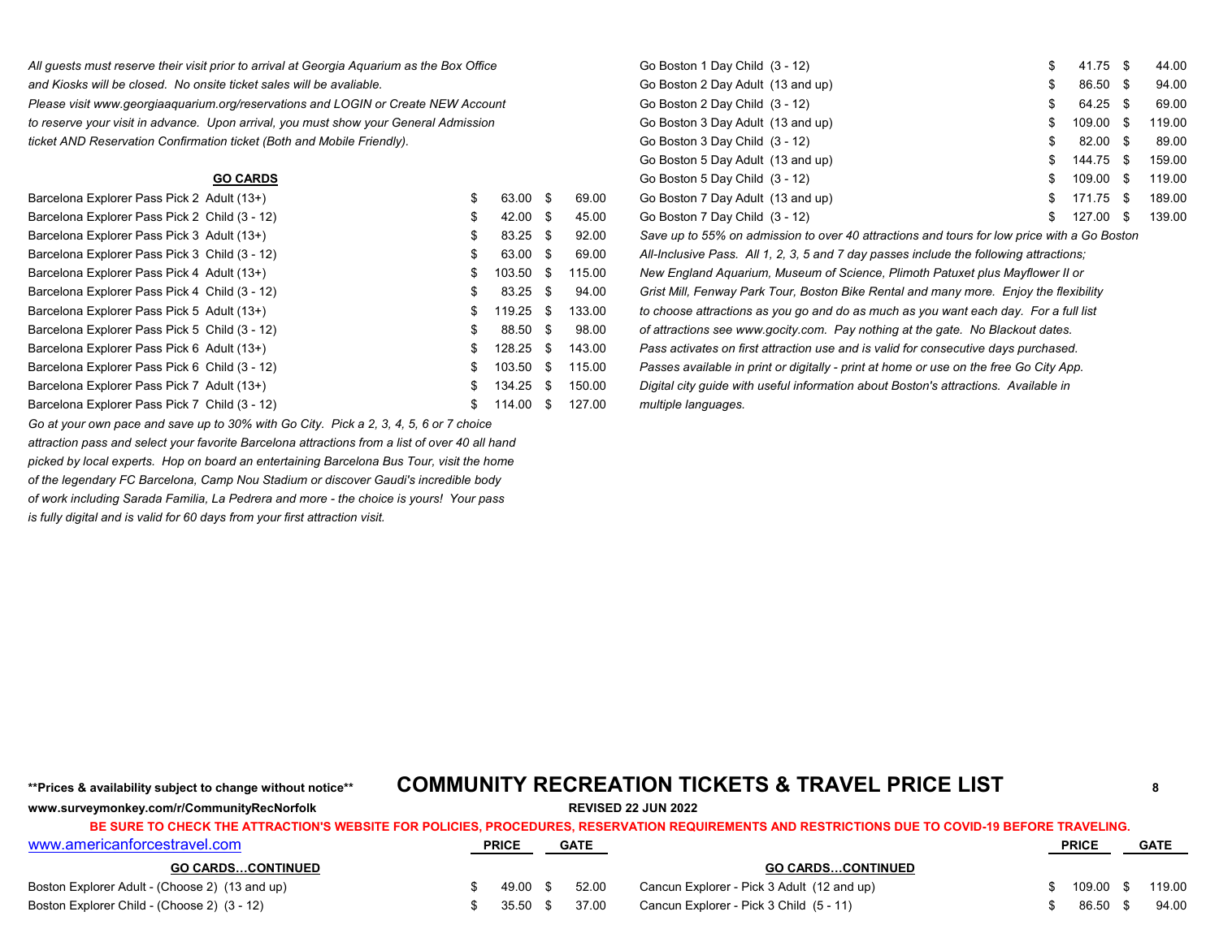*All guests must reserve their visit prior to arrival at Georgia Aquarium as the Box Office and Kiosks will be closed. No onsite ticket sales will be avaliable. Please visit www.georgiaaquarium.org/reservations and LOGIN or Create NEW Account to reserve your visit in advance. Upon arrival, you must show your General Admission ticket AND Reservation Confirmation ticket (Both and Mobile Friendly).*

## GO CARDS

| Item | Price | Gate |
|---|---|---|
| Barcelona Explorer Pass Pick 2 Adult (13+) | $ 63.00 | $ 69.00 |
| Barcelona Explorer Pass Pick 2 Child (3 - 12) | $ 42.00 | $ 45.00 |
| Barcelona Explorer Pass Pick 3 Adult (13+) | $ 83.25 | $ 92.00 |
| Barcelona Explorer Pass Pick 3 Child (3 - 12) | $ 63.00 | $ 69.00 |
| Barcelona Explorer Pass Pick 4 Adult (13+) | $ 103.50 | $ 115.00 |
| Barcelona Explorer Pass Pick 4 Child (3 - 12) | $ 83.25 | $ 94.00 |
| Barcelona Explorer Pass Pick 5 Adult (13+) | $ 119.25 | $ 133.00 |
| Barcelona Explorer Pass Pick 5 Child (3 - 12) | $ 88.50 | $ 98.00 |
| Barcelona Explorer Pass Pick 6 Adult (13+) | $ 128.25 | $ 143.00 |
| Barcelona Explorer Pass Pick 6 Child (3 - 12) | $ 103.50 | $ 115.00 |
| Barcelona Explorer Pass Pick 7 Adult (13+) | $ 134.25 | $ 150.00 |
| Barcelona Explorer Pass Pick 7 Child (3 - 12) | $ 114.00 | $ 127.00 |

*Go at your own pace and save up to 30% with Go City. Pick a 2, 3, 4, 5, 6 or 7 choice attraction pass and select your favorite Barcelona attractions from a list of over 40 all hand picked by local experts. Hop on board an entertaining Barcelona Bus Tour, visit the home of the legendary FC Barcelona, Camp Nou Stadium or discover Gaudi's incredible body of work including Sarada Familia, La Pedrera and more - the choice is yours! Your pass is fully digital and is valid for 60 days from your first attraction visit.*

| Item | Price | Gate |
|---|---|---|
| Go Boston 1 Day Child (3 - 12) | $ 41.75 | $ 44.00 |
| Go Boston 2 Day Adult (13 and up) | $ 86.50 | $ 94.00 |
| Go Boston 2 Day Child (3 - 12) | $ 64.25 | $ 69.00 |
| Go Boston 3 Day Adult (13 and up) | $ 109.00 | $ 119.00 |
| Go Boston 3 Day Child (3 - 12) | $ 82.00 | $ 89.00 |
| Go Boston 5 Day Adult (13 and up) | $ 144.75 | $ 159.00 |
| Go Boston 5 Day Child (3 - 12) | $ 109.00 | $ 119.00 |
| Go Boston 7 Day Adult (13 and up) | $ 171.75 | $ 189.00 |
| Go Boston 7 Day Child (3 - 12) | $ 127.00 | $ 139.00 |

*Save up to 55% on admission to over 40 attractions and tours for low price with a Go Boston All-Inclusive Pass. All 1, 2, 3, 5 and 7 day passes include the following attractions; New England Aquarium, Museum of Science, Plimoth Patuxet plus Mayflower II or Grist Mill, Fenway Park Tour, Boston Bike Rental and many more. Enjoy the flexibility to choose attractions as you go and do as much as you want each day. For a full list of attractions see www.gocity.com. Pay nothing at the gate. No Blackout dates. Pass activates on first attraction use and is valid for consecutive days purchased. Passes available in print or digitally - print at home or use on the free Go City App. Digital city guide with useful information about Boston's attractions. Available in multiple languages.*

**Prices & availability subject to change without notice**

# COMMUNITY RECREATION TICKETS & TRAVEL PRICE LIST

**www.surveymonkey.com/r/CommunityRecNorfolk**

**REVISED 22 JUN 2022**

**BE SURE TO CHECK THE ATTRACTION'S WEBSITE FOR POLICIES, PROCEDURES, RESERVATION REQUIREMENTS AND RESTRICTIONS DUE TO COVID-19 BEFORE TRAVELING.**

www.americanforcestravel.com

| GO CARDS…CONTINUED | PRICE | GATE |
|---|---|---|
| Boston Explorer Adult - (Choose 2) (13 and up) | $ 49.00 | $ 52.00 |
| Boston Explorer Child - (Choose 2) (3 - 12) | $ 35.50 | $ 37.00 |

| GO CARDS…CONTINUED | PRICE | GATE |
|---|---|---|
| Cancun Explorer - Pick 3 Adult (12 and up) | $ 109.00 | $ 119.00 |
| Cancun Explorer - Pick 3 Child (5 - 11) | $ 86.50 | $ 94.00 |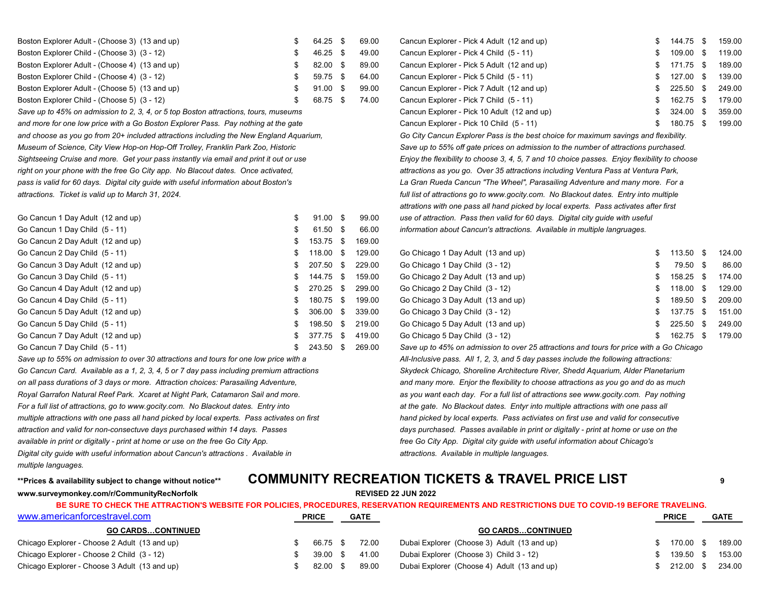| Item | Price | Gate |
|---|---|---|
| Boston Explorer Adult - (Choose 3) (13 and up) | $ 64.25 | $ 69.00 |
| Boston Explorer Child - (Choose 3) (3 - 12) | $ 46.25 | $ 49.00 |
| Boston Explorer Adult - (Choose 4) (13 and up) | $ 82.00 | $ 89.00 |
| Boston Explorer Child - (Choose 4) (3 - 12) | $ 59.75 | $ 64.00 |
| Boston Explorer Adult - (Choose 5) (13 and up) | $ 91.00 | $ 99.00 |
| Boston Explorer Child - (Choose 5) (3 - 12) | $ 68.75 | $ 74.00 |

*Save up to 45% on admission to 2, 3, 4, or 5 top Boston attractions, tours, museums and more for one low price with a Go Boston Explorer Pass. Pay nothing at the gate and choose as you go from 20+ included attractions including the New England Aquarium, Museum of Science, City View Hop-on Hop-Off Trolley, Franklin Park Zoo, Historic Sightseeing Cruise and more. Get your pass instantly via email and print it out or use right on your phone with the free Go City app. No Blacout dates. Once activated, pass is valid for 60 days. Digital city guide with useful information about Boston's attractions. Ticket is valid up to March 31, 2024.*

| Item | Price | Gate |
|---|---|---|
| Go Cancun 1 Day Adult (12 and up) | $ 91.00 | $ 99.00 |
| Go Cancun 1 Day Child (5 - 11) | $ 61.50 | $ 66.00 |
| Go Cancun 2 Day Adult (12 and up) | $ 153.75 | $ 169.00 |
| Go Cancun 2 Day Child (5 - 11) | $ 118.00 | $ 129.00 |
| Go Cancun 3 Day Adult (12 and up) | $ 207.50 | $ 229.00 |
| Go Cancun 3 Day Child (5 - 11) | $ 144.75 | $ 159.00 |
| Go Cancun 4 Day Adult (12 and up) | $ 270.25 | $ 299.00 |
| Go Cancun 4 Day Child (5 - 11) | $ 180.75 | $ 199.00 |
| Go Cancun 5 Day Adult (12 and up) | $ 306.00 | $ 339.00 |
| Go Cancun 5 Day Child (5 - 11) | $ 198.50 | $ 219.00 |
| Go Cancun 7 Day Adult (12 and up) | $ 377.75 | $ 419.00 |
| Go Cancun 7 Day Child (5 - 11) | $ 243.50 | $ 269.00 |

*Save up to 55% on admission to over 30 attractions and tours for one low price with a Go Cancun Card. Available as a 1, 2, 3, 4, 5 or 7 day pass including premium attractions on all pass durations of 3 days or more. Attraction choices: Parasailing Adventure, Royal Garrafon Natural Reef Park. Xcaret at Night Park, Catamaron Sail and more. For a full list of attractions, go to www.gocity.com. No Blackout dates. Entry into multiple attractions with one pass all hand picked by local experts. Pass activates on first attraction and valid for non-consectuve days purchased within 14 days. Passes available in print or digitally - print at home or use on the free Go City App. Digital city guide with useful information about Cancun's attractions . Available in multiple languages.*

| Item | Price | Gate |
|---|---|---|
| Cancun Explorer - Pick 4 Adult (12 and up) | $ 144.75 | $ 159.00 |
| Cancun Explorer - Pick 4 Child (5 - 11) | $ 109.00 | $ 119.00 |
| Cancun Explorer - Pick 5 Adult (12 and up) | $ 171.75 | $ 189.00 |
| Cancun Explorer - Pick 5 Child (5 - 11) | $ 127.00 | $ 139.00 |
| Cancun Explorer - Pick 7 Adult (12 and up) | $ 225.50 | $ 249.00 |
| Cancun Explorer - Pick 7 Child (5 - 11) | $ 162.75 | $ 179.00 |
| Cancun Explorer - Pick 10 Adult (12 and up) | $ 324.00 | $ 359.00 |
| Cancun Explorer - Pick 10 Child (5 - 11) | $ 180.75 | $ 199.00 |

*Go City Cancun Explorer Pass is the best choice for maximum savings and flexibility. Save up to 55% off gate prices on admission to the number of attractions purchased. Enjoy the flexibility to choose 3, 4, 5, 7 and 10 choice passes. Enjoy flexibility to choose attractions as you go. Over 35 attractions including Ventura Pass at Ventura Park, La Gran Rueda Cancun "The Wheel", Parasailing Adventure and many more. For a full list of attractions go to www.gocity.com. No Blackout dates. Entry into multiple attrations with one pass all hand picked by local experts. Pass activates after first use of attraction. Pass then valid for 60 days. Digital city guide with useful information about Cancun's attractions. Available in multiple langruages.*

| Item | Price | Gate |
|---|---|---|
| Go Chicago 1 Day Adult (13 and up) | $ 113.50 | $ 124.00 |
| Go Chicago 1 Day Child (3 - 12) | $ 79.50 | $ 86.00 |
| Go Chicago 2 Day Adult (13 and up) | $ 158.25 | $ 174.00 |
| Go Chicago 2 Day Child (3 - 12) | $ 118.00 | $ 129.00 |
| Go Chicago 3 Day Adult (13 and up) | $ 189.50 | $ 209.00 |
| Go Chicago 3 Day Child (3 - 12) | $ 137.75 | $ 151.00 |
| Go Chicago 5 Day Adult (13 and up) | $ 225.50 | $ 249.00 |
| Go Chicago 5 Day Child (3 - 12) | $ 162.75 | $ 179.00 |

*Save up to 45% on admission to over 25 attractions and tours for price with a Go Chicago All-Inclusive pass. All 1, 2, 3, and 5 day passes include the following attractions: Skydeck Chicago, Shoreline Architecture River, Shedd Aquarium, Alder Planetarium and many more. Enjor the flexibility to choose attractions as you go and do as much as you want each day. For a full list of attractions see www.gocity.com. Pay nothing at the gate. No Blackout dates. Entyr into multiple attractions with one pass all hand picked by local experts. Pass activiates on first use and valid for consecutive days purchased. Passes available in print or digitally - print at home or use on the free Go City App. Digital city guide with useful information about Chicago's attractions. Available in multiple languages.*

**\*\*Prices & availability subject to change without notice\*\***

# COMMUNITY RECREATION TICKETS & TRAVEL PRICE LIST

**www.surveymonkey.com/r/CommunityRecNorfolk**

**REVISED 22 JUN 2022**

**BE SURE TO CHECK THE ATTRACTION'S WEBSITE FOR POLICIES, PROCEDURES, RESERVATION REQUIREMENTS AND RESTRICTIONS DUE TO COVID-19 BEFORE TRAVELING.**

www.americanforcestravel.com

| GO CARDS…CONTINUED | PRICE | GATE |
|---|---|---|
| Chicago Explorer - Choose 2 Adult (13 and up) | $ 66.75 | $ 72.00 |
| Chicago Explorer - Choose 2 Child (3 - 12) | $ 39.00 | $ 41.00 |
| Chicago Explorer - Choose 3 Adult (13 and up) | $ 82.00 | $ 89.00 |

| GO CARDS…CONTINUED | PRICE | GATE |
|---|---|---|
| Dubai Explorer (Choose 3) Adult (13 and up) | $ 170.00 | $ 189.00 |
| Dubai Explorer (Choose 3) Child 3 - 12) | $ 139.50 | $ 153.00 |
| Dubai Explorer (Choose 4) Adult (13 and up) | $ 212.00 | $ 234.00 |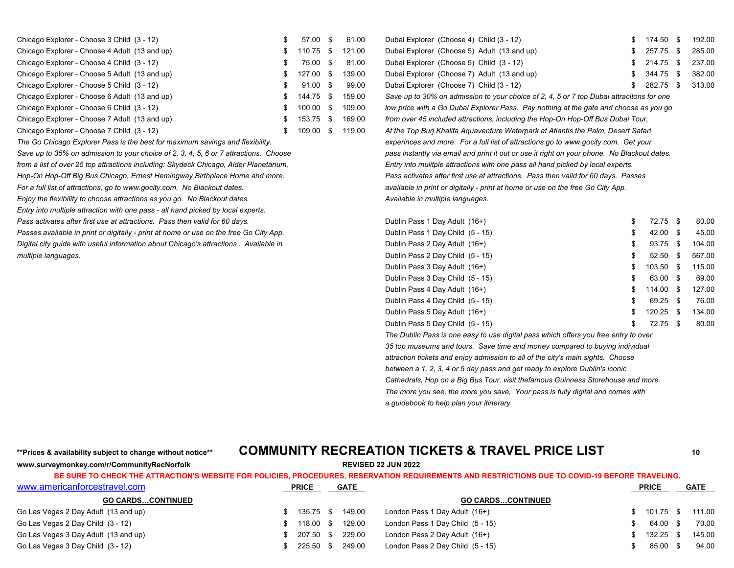| | PRICE | GATE |
|---|---|---|
| Chicago Explorer - Choose 3 Child (3 - 12) | $ 57.00 | $ 61.00 |
| Chicago Explorer - Choose 4 Adult (13 and up) | $ 110.75 | $ 121.00 |
| Chicago Explorer - Choose 4 Child (3 - 12) | $ 75.00 | $ 81.00 |
| Chicago Explorer - Choose 5 Adult (13 and up) | $ 127.00 | $ 139.00 |
| Chicago Explorer - Choose 5 Child (3 - 12) | $ 91.00 | $ 99.00 |
| Chicago Explorer - Choose 6 Adult (13 and up) | $ 144.75 | $ 159.00 |
| Chicago Explorer - Choose 6 Child (3 - 12) | $ 100.00 | $ 109.00 |
| Chicago Explorer - Choose 7 Adult (13 and up) | $ 153.75 | $ 169.00 |
| Chicago Explorer - Choose 7 Child (3 - 12) | $ 109.00 | $ 119.00 |

*The Go Chicago Explorer Pass is the best for maximum savings and flexibility. Save up to 35% on admission to your choice of 2, 3, 4, 5, 6 or 7 attractions. Choose from a list of over 25 top attractions including: Skydeck Chicago, Alder Planetarium, Hop-On Hop-Off Big Bus Chicago, Ernest Hemingway Birthplace Home and more. For a full list of attractions, go to www.gocity.com. No Blackout dates. Enjoy the flexibility to choose attractions as you go. No Blackout dates. Entry into multiple attraction with one pass - all hand picked by local experts. Pass activates after first use at attractions. Pass then valid for 60 days. Passes available in print or digitally - print at home or use on the free Go City App. Digital city guide with useful information about Chicago's attractions . Available in multiple languages.*

| | PRICE | GATE |
|---|---|---|
| Dubai Explorer (Choose 4) Child (3 - 12) | $ 174.50 | $ 192.00 |
| Dubai Explorer (Choose 5) Adult (13 and up) | $ 257.75 | $ 285.00 |
| Dubai Explorer (Choose 5) Child (3 - 12) | $ 214.75 | $ 237.00 |
| Dubai Explorer (Choose 7) Adult (13 and up) | $ 344.75 | $ 382.00 |
| Dubai Explorer (Choose 7) Child (3 - 12) | $ 282.75 | $ 313.00 |

*Save up to 30% on admission to your choice of 2, 4, 5 or 7 top Dubai attracitons for one low price with a Go Dubai Explorer Pass. Pay nothing at the gate and choose as you go from over 45 included attractions, including the Hop-On Hop-Off Bus Dubai Tour, At the Top Burj Khalifa Aquaventure Waterpark at Atlantis the Palm, Desert Safari experinces and more. For a full list of attractions go to www.gocity.com. Get your pass instantly via email and print it out or use it right on your phone. No Blackout dates. Entry into mulitple attractions with one pass all hand picked by local experts. Pass activates after first use at attractions. Pass then valid for 60 days. Passes available in print or digitally - print at home or use on the free Go City App. Available in multiple languages.*

| | PRICE | GATE |
|---|---|---|
| Dublin Pass 1 Day Adult (16+) | $ 72.75 | $ 80.00 |
| Dublin Pass 1 Day Child (5 - 15) | $ 42.00 | $ 45.00 |
| Dublin Pass 2 Day Adult (16+) | $ 93.75 | $ 104.00 |
| Dublin Pass 2 Day Child (5 - 15) | $ 52.50 | $ 567.00 |
| Dublin Pass 3 Day Adult (16+) | $ 103.50 | $ 115.00 |
| Dublin Pass 3 Day Child (5 - 15) | $ 63.00 | $ 69.00 |
| Dublin Pass 4 Day Adult (16+) | $ 114.00 | $ 127.00 |
| Dublin Pass 4 Day Child (5 - 15) | $ 69.25 | $ 76.00 |
| Dublin Pass 5 Day Adult (16+) | $ 120.25 | $ 134.00 |
| Dublin Pass 5 Day Child (5 - 15) | $ 72.75 | $ 80.00 |

*The Dublin Pass is one easy to use digital pass which offers you free entry to over 35 top museums and tours. Save time and money compared to buying individual attraction tickets and enjoy admission to all of the city's main sights. Choose between a 1, 2, 3, 4 or 5 day pass and get ready to explore Dublin's iconic Cathedrals, Hop on a Big Bus Tour, visit thefamous Guinness Storehouse and more. The more you see, the more you save, Your pass is fully digital and comes with a guidebook to help plan your itinerary.*

**Prices & availability subject to change without notice**

# COMMUNITY RECREATION TICKETS & TRAVEL PRICE LIST

**www.surveymonkey.com/r/CommunityRecNorfolk**

**REVISED 22 JUN 2022**

**BE SURE TO CHECK THE ATTRACTION'S WEBSITE FOR POLICIES, PROCEDURES, RESERVATION REQUIREMENTS AND RESTRICTIONS DUE TO COVID-19 BEFORE TRAVELING.**

www.americanforcestravel.com

| GO CARDS…CONTINUED | PRICE | GATE |
|---|---|---|
| Go Las Vegas 2 Day Adult (13 and up) | $ 135.75 | $ 149.00 |
| Go Las Vegas 2 Day Child (3 - 12) | $ 118.00 | $ 129.00 |
| Go Las Vegas 3 Day Adult (13 and up) | $ 207.50 | $ 229.00 |
| Go Las Vegas 3 Day Child (3 - 12) | $ 225.50 | $ 249.00 |

| GO CARDS…CONTINUED | PRICE | GATE |
|---|---|---|
| London Pass 1 Day Adult (16+) | $ 101.75 | $ 111.00 |
| London Pass 1 Day Child (5 - 15) | $ 64.00 | $ 70.00 |
| London Pass 2 Day Adult (16+) | $ 132.25 | $ 145.00 |
| London Pass 2 Day Child (5 - 15) | $ 85.00 | $ 94.00 |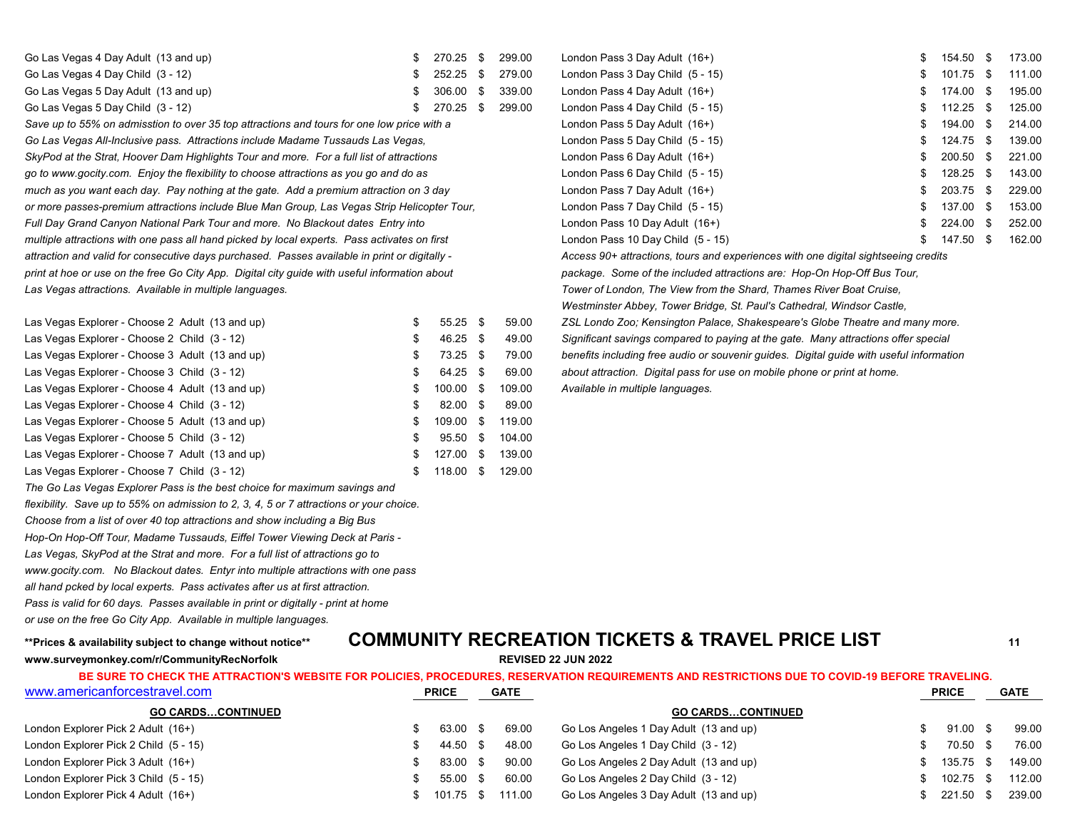| | PRICE | GATE |
|---|---|---|
| Go Las Vegas 4 Day Adult (13 and up) | $ 270.25 | $ 299.00 |
| Go Las Vegas 4 Day Child (3 - 12) | $ 252.25 | $ 279.00 |
| Go Las Vegas 5 Day Adult (13 and up) | $ 306.00 | $ 339.00 |
| Go Las Vegas 5 Day Child (3 - 12) | $ 270.25 | $ 299.00 |

*Save up to 55% on admisstion to over 35 top attractions and tours for one low price with a Go Las Vegas All-Inclusive pass. Attractions include Madame Tussauds Las Vegas, SkyPod at the Strat, Hoover Dam Highlights Tour and more. For a full list of attractions go to www.gocity.com. Enjoy the flexibility to choose attractions as you go and do as much as you want each day. Pay nothing at the gate. Add a premium attraction on 3 day or more passes-premium attractions include Blue Man Group, Las Vegas Strip Helicopter Tour, Full Day Grand Canyon National Park Tour and more. No Blackout dates Entry into multiple attractions with one pass all hand picked by local experts. Pass activates on first attraction and valid for consecutive days purchased. Passes available in print or digitally - print at hoe or use on the free Go City App. Digital city guide with useful information about Las Vegas attractions. Available in multiple languages.*

| | PRICE | GATE |
|---|---|---|
| Las Vegas Explorer - Choose 2 Adult (13 and up) | $ 55.25 | $ 59.00 |
| Las Vegas Explorer - Choose 2 Child (3 - 12) | $ 46.25 | $ 49.00 |
| Las Vegas Explorer - Choose 3 Adult (13 and up) | $ 73.25 | $ 79.00 |
| Las Vegas Explorer - Choose 3 Child (3 - 12) | $ 64.25 | $ 69.00 |
| Las Vegas Explorer - Choose 4 Adult (13 and up) | $ 100.00 | $ 109.00 |
| Las Vegas Explorer - Choose 4 Child (3 - 12) | $ 82.00 | $ 89.00 |
| Las Vegas Explorer - Choose 5 Adult (13 and up) | $ 109.00 | $ 119.00 |
| Las Vegas Explorer - Choose 5 Child (3 - 12) | $ 95.50 | $ 104.00 |
| Las Vegas Explorer - Choose 7 Adult (13 and up) | $ 127.00 | $ 139.00 |
| Las Vegas Explorer - Choose 7 Child (3 - 12) | $ 118.00 | $ 129.00 |

*The Go Las Vegas Explorer Pass is the best choice for maximum savings and flexibility. Save up to 55% on admission to 2, 3, 4, 5 or 7 attractions or your choice. Choose from a list of over 40 top attractions and show including a Big Bus Hop-On Hop-Off Tour, Madame Tussauds, Eiffel Tower Viewing Deck at Paris - Las Vegas, SkyPod at the Strat and more. For a full list of attractions go to www.gocity.com. No Blackout dates. Entyr into multiple attractions with one pass all hand pcked by local experts. Pass activates after us at first attraction. Pass is valid for 60 days. Passes available in print or digitally - print at home or use on the free Go City App. Available in multiple languages.*

| | PRICE | GATE |
|---|---|---|
| London Pass 3 Day Adult (16+) | $ 154.50 | $ 173.00 |
| London Pass 3 Day Child (5 - 15) | $ 101.75 | $ 111.00 |
| London Pass 4 Day Adult (16+) | $ 174.00 | $ 195.00 |
| London Pass 4 Day Child (5 - 15) | $ 112.25 | $ 125.00 |
| London Pass 5 Day Adult (16+) | $ 194.00 | $ 214.00 |
| London Pass 5 Day Child (5 - 15) | $ 124.75 | $ 139.00 |
| London Pass 6 Day Adult (16+) | $ 200.50 | $ 221.00 |
| London Pass 6 Day Child (5 - 15) | $ 128.25 | $ 143.00 |
| London Pass 7 Day Adult (16+) | $ 203.75 | $ 229.00 |
| London Pass 7 Day Child (5 - 15) | $ 137.00 | $ 153.00 |
| London Pass 10 Day Adult (16+) | $ 224.00 | $ 252.00 |
| London Pass 10 Day Child (5 - 15) | $ 147.50 | $ 162.00 |

*Access 90+ attractions, tours and experiences with one digital sightseeing credits package. Some of the included attractions are: Hop-On Hop-Off Bus Tour, Tower of London, The View from the Shard, Thames River Boat Cruise, Westminster Abbey, Tower Bridge, St. Paul's Cathedral, Windsor Castle, ZSL Londo Zoo; Kensington Palace, Shakespeare's Globe Theatre and many more. Significant savings compared to paying at the gate. Many attractions offer special benefits including free audio or souvenir guides. Digital guide with useful information about attraction. Digital pass for use on mobile phone or print at home. Available in multiple languages.*

**Prices & availability subject to change without notice**

# COMMUNITY RECREATION TICKETS & TRAVEL PRICE LIST

**www.surveymonkey.com/r/CommunityRecNorfolk**

**REVISED 22 JUN 2022**

**BE SURE TO CHECK THE ATTRACTION'S WEBSITE FOR POLICIES, PROCEDURES, RESERVATION REQUIREMENTS AND RESTRICTIONS DUE TO COVID-19 BEFORE TRAVELING.**

www.americanforcestravel.com

| GO CARDS…CONTINUED | PRICE | GATE |
|---|---|---|
| London Explorer Pick 2 Adult (16+) | $ 63.00 | $ 69.00 |
| London Explorer Pick 2 Child (5 - 15) | $ 44.50 | $ 48.00 |
| London Explorer Pick 3 Adult (16+) | $ 83.00 | $ 90.00 |
| London Explorer Pick 3 Child (5 - 15) | $ 55.00 | $ 60.00 |
| London Explorer Pick 4 Adult (16+) | $ 101.75 | $ 111.00 |

| GO CARDS…CONTINUED | PRICE | GATE |
|---|---|---|
| Go Los Angeles 1 Day Adult (13 and up) | $ 91.00 | $ 99.00 |
| Go Los Angeles 1 Day Child (3 - 12) | $ 70.50 | $ 76.00 |
| Go Los Angeles 2 Day Adult (13 and up) | $ 135.75 | $ 149.00 |
| Go Los Angeles 2 Day Child (3 - 12) | $ 102.75 | $ 112.00 |
| Go Los Angeles 3 Day Adult (13 and up) | $ 221.50 | $ 239.00 |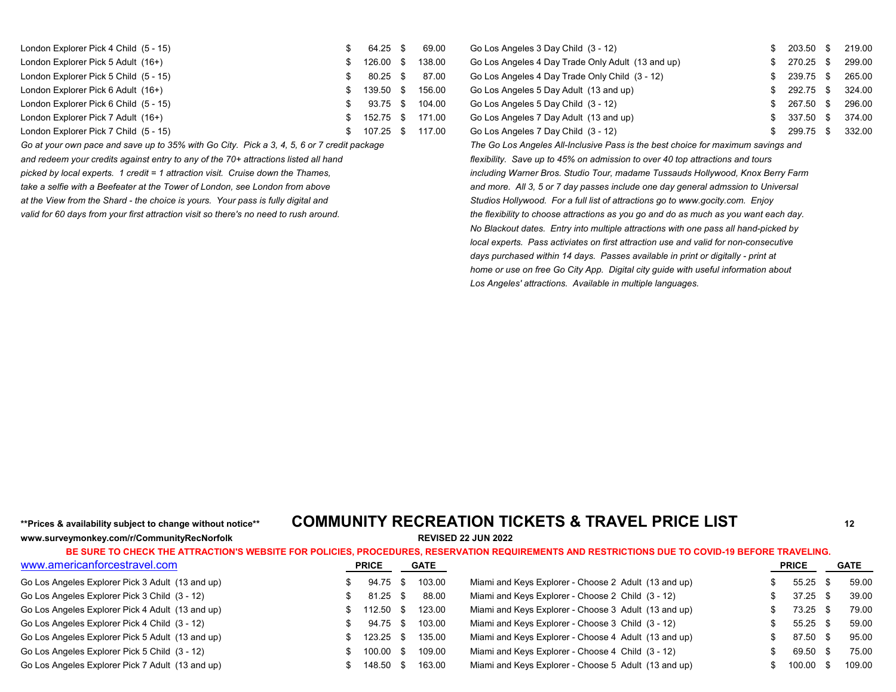| | PRICE | GATE | | PRICE | GATE |
|---|---|---|---|---|---|
| London Explorer Pick 4 Child (5 - 15) | $ 64.25 | $ 69.00 | Go Los Angeles 3 Day Child (3 - 12) | $ 203.50 | $ 219.00 |
| London Explorer Pick 5 Adult (16+) | $ 126.00 | $ 138.00 | Go Los Angeles 4 Day Trade Only Adult (13 and up) | $ 270.25 | $ 299.00 |
| London Explorer Pick 5 Child (5 - 15) | $ 80.25 | $ 87.00 | Go Los Angeles 4 Day Trade Only Child (3 - 12) | $ 239.75 | $ 265.00 |
| London Explorer Pick 6 Adult (16+) | $ 139.50 | $ 156.00 | Go Los Angeles 5 Day Adult (13 and up) | $ 292.75 | $ 324.00 |
| London Explorer Pick 6 Child (5 - 15) | $ 93.75 | $ 104.00 | Go Los Angeles 5 Day Child (3 - 12) | $ 267.50 | $ 296.00 |
| London Explorer Pick 7 Adult (16+) | $ 152.75 | $ 171.00 | Go Los Angeles 7 Day Adult (13 and up) | $ 337.50 | $ 374.00 |
| London Explorer Pick 7 Child (5 - 15) | $ 107.25 | $ 117.00 | Go Los Angeles 7 Day Child (3 - 12) | $ 299.75 | $ 332.00 |

*Go at your own pace and save up to 35% with Go City. Pick a 3, 4, 5, 6 or 7 credit package and redeem your credits against entry to any of the 70+ attractions listed all hand picked by local experts. 1 credit = 1 attraction visit. Cruise down the Thames, take a selfie with a Beefeater at the Tower of London, see London from above at the View from the Shard - the choice is yours. Your pass is fully digital and valid for 60 days from your first attraction visit so there's no need to rush around.*

*The Go Los Angeles All-Inclusive Pass is the best choice for maximum savings and flexibility. Save up to 45% on admission to over 40 top attractions and tours including Warner Bros. Studio Tour, madame Tussauds Hollywood, Knox Berry Farm and more. All 3, 5 or 7 day passes include one day general admssion to Universal Studios Hollywood. For a full list of attractions go to www.gocity.com. Enjoy the flexibility to choose attractions as you go and do as much as you want each day. No Blackout dates. Entry into multiple attractions with one pass all hand-picked by local experts. Pass activiates on first attraction use and valid for non-consecutive days purchased within 14 days. Passes available in print or digitally - print at home or use on free Go City App. Digital city guide with useful information about Los Angeles' attractions. Available in multiple languages.*

**Prices & availability subject to change without notice**

# COMMUNITY RECREATION TICKETS & TRAVEL PRICE LIST

**www.surveymonkey.com/r/CommunityRecNorfolk**

**REVISED 22 JUN 2022**

**BE SURE TO CHECK THE ATTRACTION'S WEBSITE FOR POLICIES, PROCEDURES, RESERVATION REQUIREMENTS AND RESTRICTIONS DUE TO COVID-19 BEFORE TRAVELING.**

www.americanforcestravel.com

| | PRICE | GATE | | PRICE | GATE |
|---|---|---|---|---|---|
| Go Los Angeles Explorer Pick 3 Adult (13 and up) | $ 94.75 | $ 103.00 | Miami and Keys Explorer - Choose 2 Adult (13 and up) | $ 55.25 | $ 59.00 |
| Go Los Angeles Explorer Pick 3 Child (3 - 12) | $ 81.25 | $ 88.00 | Miami and Keys Explorer - Choose 2 Child (3 - 12) | $ 37.25 | $ 39.00 |
| Go Los Angeles Explorer Pick 4 Adult (13 and up) | $ 112.50 | $ 123.00 | Miami and Keys Explorer - Choose 3 Adult (13 and up) | $ 73.25 | $ 79.00 |
| Go Los Angeles Explorer Pick 4 Child (3 - 12) | $ 94.75 | $ 103.00 | Miami and Keys Explorer - Choose 3 Child (3 - 12) | $ 55.25 | $ 59.00 |
| Go Los Angeles Explorer Pick 5 Adult (13 and up) | $ 123.25 | $ 135.00 | Miami and Keys Explorer - Choose 4 Adult (13 and up) | $ 87.50 | $ 95.00 |
| Go Los Angeles Explorer Pick 5 Child (3 - 12) | $ 100.00 | $ 109.00 | Miami and Keys Explorer - Choose 4 Child (3 - 12) | $ 69.50 | $ 75.00 |
| Go Los Angeles Explorer Pick 7 Adult (13 and up) | $ 148.50 | $ 163.00 | Miami and Keys Explorer - Choose 5 Adult (13 and up) | $ 100.00 | $ 109.00 |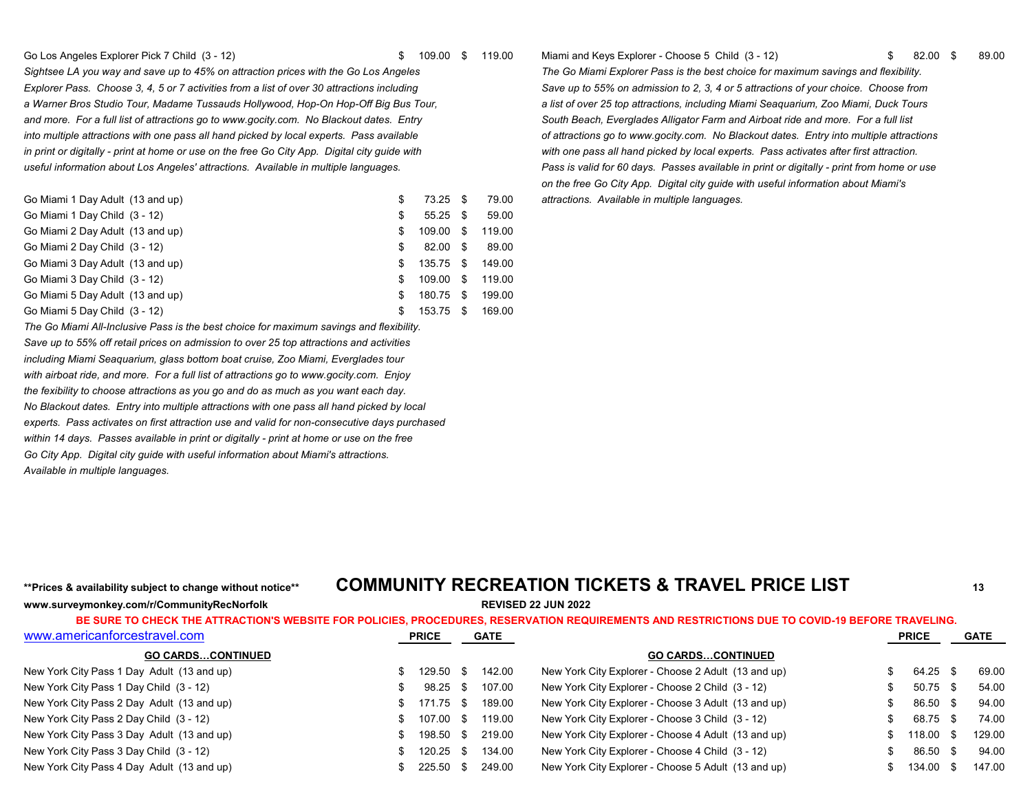| | PRICE | GATE |
|---|---|---|
| Go Los Angeles Explorer Pick 7 Child (3 - 12) | $ 109.00 | $ 119.00 |

*Sightsee LA you way and save up to 45% on attraction prices with the Go Los Angeles Explorer Pass. Choose 3, 4, 5 or 7 activities from a list of over 30 attractions including a Warner Bros Studio Tour, Madame Tussauds Hollywood, Hop-On Hop-Off Big Bus Tour, and more. For a full list of attractions go to www.gocity.com. No Blackout dates. Entry into multiple attractions with one pass all hand picked by local experts. Pass available in print or digitally - print at home or use on the free Go City App. Digital city guide with useful information about Los Angeles' attractions. Available in multiple languages.*

| | PRICE | GATE |
|---|---|---|
| Go Miami 1 Day Adult (13 and up) | $ 73.25 | $ 79.00 |
| Go Miami 1 Day Child (3 - 12) | $ 55.25 | $ 59.00 |
| Go Miami 2 Day Adult (13 and up) | $ 109.00 | $ 119.00 |
| Go Miami 2 Day Child (3 - 12) | $ 82.00 | $ 89.00 |
| Go Miami 3 Day Adult (13 and up) | $ 135.75 | $ 149.00 |
| Go Miami 3 Day Child (3 - 12) | $ 109.00 | $ 119.00 |
| Go Miami 5 Day Adult (13 and up) | $ 180.75 | $ 199.00 |
| Go Miami 5 Day Child (3 - 12) | $ 153.75 | $ 169.00 |

*The Go Miami All-Inclusive Pass is the best choice for maximum savings and flexibility. Save up to 55% off retail prices on admission to over 25 top attractions and activities including Miami Seaquarium, glass bottom boat cruise, Zoo Miami, Everglades tour with airboat ride, and more. For a full list of attractions go to www.gocity.com. Enjoy the fexibility to choose attractions as you go and do as much as you want each day. No Blackout dates. Entry into multiple attractions with one pass all hand picked by local experts. Pass activates on first attraction use and valid for non-consecutive days purchased within 14 days. Passes available in print or digitally - print at home or use on the free Go City App. Digital city guide with useful information about Miami's attractions. Available in multiple languages.*

| | PRICE | GATE |
|---|---|---|
| Miami and Keys Explorer - Choose 5 Child (3 - 12) | $ 82.00 | $ 89.00 |

*The Go Miami Explorer Pass is the best choice for maximum savings and flexibility. Save up to 55% on admission to 2, 3, 4 or 5 attractions of your choice. Choose from a list of over 25 top attractions, including Miami Seaquarium, Zoo Miami, Duck Tours South Beach, Everglades Alligator Farm and Airboat ride and more. For a full list of attractions go to www.gocity.com. No Blackout dates. Entry into multiple attractions with one pass all hand picked by local experts. Pass activates after first attraction. Pass is valid for 60 days. Passes available in print or digitally - print from home or use on the free Go City App. Digital city guide with useful information about Miami's attractions. Available in multiple languages.*

**Prices & availability subject to change without notice**

# COMMUNITY RECREATION TICKETS & TRAVEL PRICE LIST

**www.surveymonkey.com/r/CommunityRecNorfolk**

**REVISED 22 JUN 2022**

**BE SURE TO CHECK THE ATTRACTION'S WEBSITE FOR POLICIES, PROCEDURES, RESERVATION REQUIREMENTS AND RESTRICTIONS DUE TO COVID-19 BEFORE TRAVELING.**

www.americanforcestravel.com

## GO CARDS…CONTINUED

| | PRICE | GATE |
|---|---|---|
| New York City Pass 1 Day Adult (13 and up) | $ 129.50 | $ 142.00 |
| New York City Pass 1 Day Child (3 - 12) | $ 98.25 | $ 107.00 |
| New York City Pass 2 Day Adult (13 and up) | $ 171.75 | $ 189.00 |
| New York City Pass 2 Day Child (3 - 12) | $ 107.00 | $ 119.00 |
| New York City Pass 3 Day Adult (13 and up) | $ 198.50 | $ 219.00 |
| New York City Pass 3 Day Child (3 - 12) | $ 120.25 | $ 134.00 |
| New York City Pass 4 Day Adult (13 and up) | $ 225.50 | $ 249.00 |

## GO CARDS…CONTINUED

| | PRICE | GATE |
|---|---|---|
| New York City Explorer - Choose 2 Adult (13 and up) | $ 64.25 | $ 69.00 |
| New York City Explorer - Choose 2 Child (3 - 12) | $ 50.75 | $ 54.00 |
| New York City Explorer - Choose 3 Adult (13 and up) | $ 86.50 | $ 94.00 |
| New York City Explorer - Choose 3 Child (3 - 12) | $ 68.75 | $ 74.00 |
| New York City Explorer - Choose 4 Adult (13 and up) | $ 118.00 | $ 129.00 |
| New York City Explorer - Choose 4 Child (3 - 12) | $ 86.50 | $ 94.00 |
| New York City Explorer - Choose 5 Adult (13 and up) | $ 134.00 | $ 147.00 |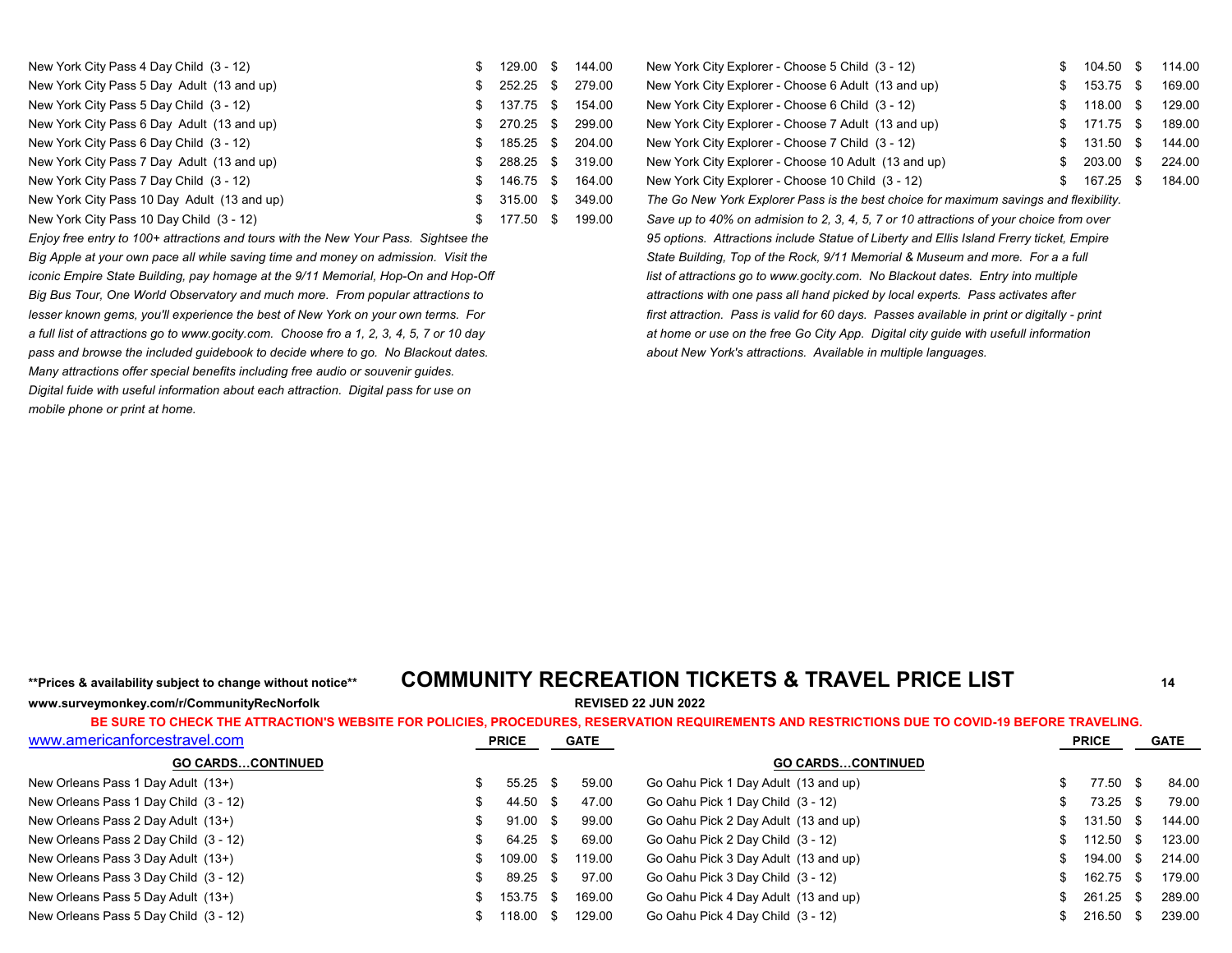| | PRICE | GATE |
|---|---|---|
| New York City Pass 4 Day Child (3 - 12) | $ 129.00 | $ 144.00 |
| New York City Pass 5 Day Adult (13 and up) | $ 252.25 | $ 279.00 |
| New York City Pass 5 Day Child (3 - 12) | $ 137.75 | $ 154.00 |
| New York City Pass 6 Day Adult (13 and up) | $ 270.25 | $ 299.00 |
| New York City Pass 6 Day Child (3 - 12) | $ 185.25 | $ 204.00 |
| New York City Pass 7 Day Adult (13 and up) | $ 288.25 | $ 319.00 |
| New York City Pass 7 Day Child (3 - 12) | $ 146.75 | $ 164.00 |
| New York City Pass 10 Day Adult (13 and up) | $ 315.00 | $ 349.00 |
| New York City Pass 10 Day Child (3 - 12) | $ 177.50 | $ 199.00 |

*Enjoy free entry to 100+ attractions and tours with the New Your Pass. Sightsee the Big Apple at your own pace all while saving time and money on admission. Visit the iconic Empire State Building, pay homage at the 9/11 Memorial, Hop-On and Hop-Off Big Bus Tour, One World Observatory and much more. From popular attractions to lesser known gems, you'll experience the best of New York on your own terms. For a full list of attractions go to www.gocity.com. Choose fro a 1, 2, 3, 4, 5, 7 or 10 day pass and browse the included guidebook to decide where to go. No Blackout dates. Many attractions offer special benefits including free audio or souvenir guides. Digital fuide with useful information about each attraction. Digital pass for use on mobile phone or print at home.*

| | PRICE | GATE |
|---|---|---|
| New York City Explorer - Choose 5 Child (3 - 12) | $ 104.50 | $ 114.00 |
| New York City Explorer - Choose 6 Adult (13 and up) | $ 153.75 | $ 169.00 |
| New York City Explorer - Choose 6 Child (3 - 12) | $ 118.00 | $ 129.00 |
| New York City Explorer - Choose 7 Adult (13 and up) | $ 171.75 | $ 189.00 |
| New York City Explorer - Choose 7 Child (3 - 12) | $ 131.50 | $ 144.00 |
| New York City Explorer - Choose 10 Adult (13 and up) | $ 203.00 | $ 224.00 |
| New York City Explorer - Choose 10 Child (3 - 12) | $ 167.25 | $ 184.00 |

*The Go New York Explorer Pass is the best choice for maximum savings and flexibility. Save up to 40% on admision to 2, 3, 4, 5, 7 or 10 attractions of your choice from over 95 options. Attractions include Statue of Liberty and Ellis Island Frerry ticket, Empire State Building, Top of the Rock, 9/11 Memorial & Museum and more. For a a full list of attractions go to www.gocity.com. No Blackout dates. Entry into multiple attractions with one pass all hand picked by local experts. Pass activates after first attraction. Pass is valid for 60 days. Passes available in print or digitally - print at home or use on the free Go City App. Digital city guide with usefull information about New York's attractions. Available in multiple languages.*

**Prices & availability subject to change without notice**

# COMMUNITY RECREATION TICKETS & TRAVEL PRICE LIST

**www.surveymonkey.com/r/CommunityRecNorfolk**

**REVISED 22 JUN 2022**

**BE SURE TO CHECK THE ATTRACTION'S WEBSITE FOR POLICIES, PROCEDURES, RESERVATION REQUIREMENTS AND RESTRICTIONS DUE TO COVID-19 BEFORE TRAVELING.**

www.americanforcestravel.com

| GO CARDS…CONTINUED | PRICE | GATE |
|---|---|---|
| New Orleans Pass 1 Day Adult (13+) | $ 55.25 | $ 59.00 |
| New Orleans Pass 1 Day Child (3 - 12) | $ 44.50 | $ 47.00 |
| New Orleans Pass 2 Day Adult (13+) | $ 91.00 | $ 99.00 |
| New Orleans Pass 2 Day Child (3 - 12) | $ 64.25 | $ 69.00 |
| New Orleans Pass 3 Day Adult (13+) | $ 109.00 | $ 119.00 |
| New Orleans Pass 3 Day Child (3 - 12) | $ 89.25 | $ 97.00 |
| New Orleans Pass 5 Day Adult (13+) | $ 153.75 | $ 169.00 |
| New Orleans Pass 5 Day Child (3 - 12) | $ 118.00 | $ 129.00 |

| GO CARDS…CONTINUED | PRICE | GATE |
|---|---|---|
| Go Oahu Pick 1 Day Adult (13 and up) | $ 77.50 | $ 84.00 |
| Go Oahu Pick 1 Day Child (3 - 12) | $ 73.25 | $ 79.00 |
| Go Oahu Pick 2 Day Adult (13 and up) | $ 131.50 | $ 144.00 |
| Go Oahu Pick 2 Day Child (3 - 12) | $ 112.50 | $ 123.00 |
| Go Oahu Pick 3 Day Adult (13 and up) | $ 194.00 | $ 214.00 |
| Go Oahu Pick 3 Day Child (3 - 12) | $ 162.75 | $ 179.00 |
| Go Oahu Pick 4 Day Adult (13 and up) | $ 261.25 | $ 289.00 |
| Go Oahu Pick 4 Day Child (3 - 12) | $ 216.50 | $ 239.00 |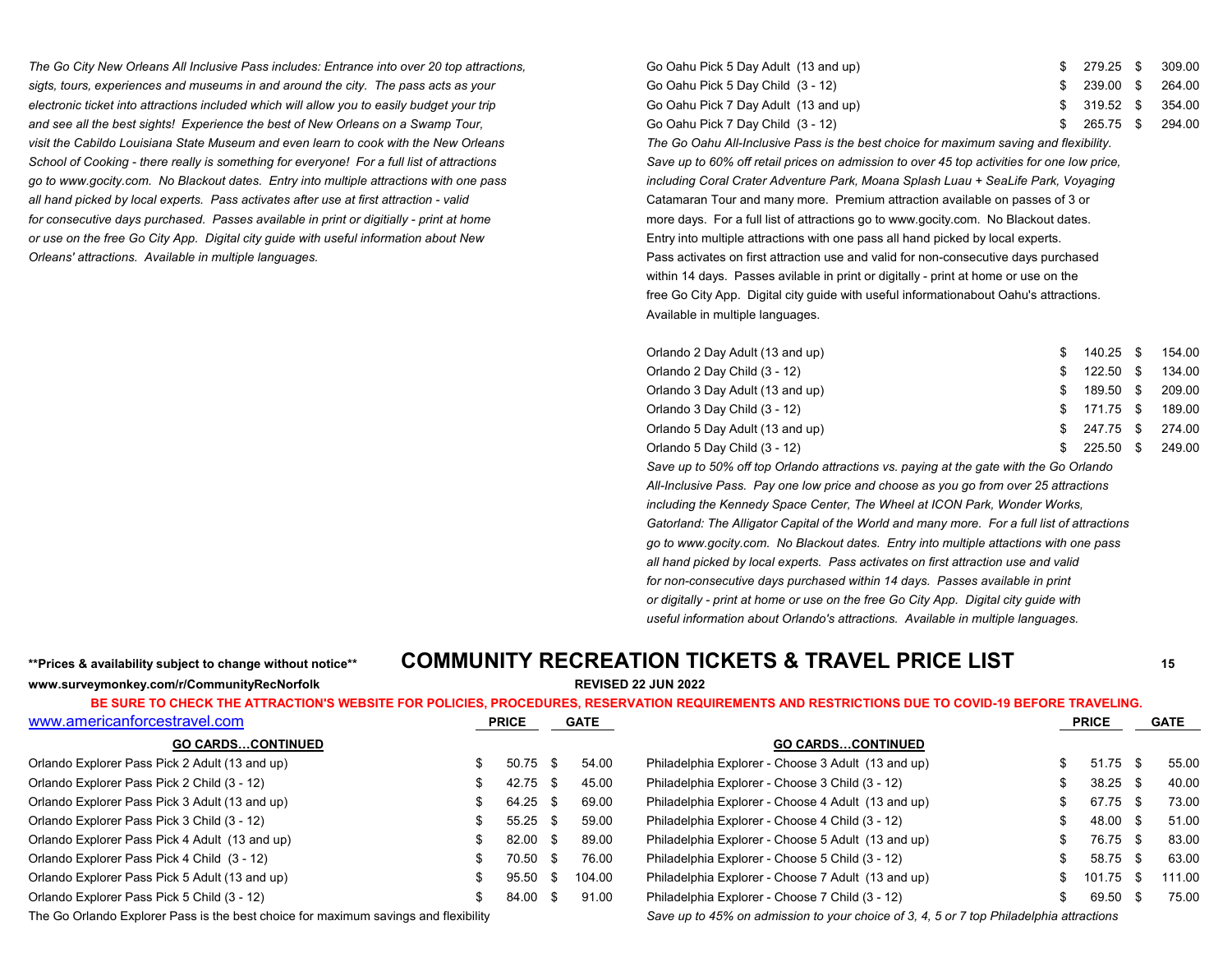*The Go City New Orleans All Inclusive Pass includes: Entrance into over 20 top attractions, sigts, tours, experiences and museums in and around the city. The pass acts as your electronic ticket into attractions included which will allow you to easily budget your trip and see all the best sights! Experience the best of New Orleans on a Swamp Tour, visit the Cabildo Louisiana State Museum and even learn to cook with the New Orleans School of Cooking - there really is something for everyone! For a full list of attractions go to www.gocity.com. No Blackout dates. Entry into multiple attractions with one pass all hand picked by local experts. Pass activates after use at first attraction - valid for consecutive days purchased. Passes available in print or digitially - print at home or use on the free Go City App. Digital city guide with useful information about New Orleans' attractions. Available in multiple languages.*

| | PRICE | GATE |
|---|---|---|
| Go Oahu Pick 5 Day Adult (13 and up) | $ 279.25 | $ 309.00 |
| Go Oahu Pick 5 Day Child (3 - 12) | $ 239.00 | $ 264.00 |
| Go Oahu Pick 7 Day Adult (13 and up) | $ 319.52 | $ 354.00 |
| Go Oahu Pick 7 Day Child (3 - 12) | $ 265.75 | $ 294.00 |

*The Go Oahu All-Inclusive Pass is the best choice for maximum saving and flexibility. Save up to 60% off retail prices on admission to over 45 top activities for one low price, including Coral Crater Adventure Park, Moana Splash Luau + SeaLife Park, Voyaging* Catamaran Tour and many more. Premium attraction available on passes of 3 or more days. For a full list of attractions go to www.gocity.com. No Blackout dates. Entry into multiple attractions with one pass all hand picked by local experts. Pass activates on first attraction use and valid for non-consecutive days purchased within 14 days. Passes avilable in print or digitally - print at home or use on the free Go City App. Digital city guide with useful informationabout Oahu's attractions. Available in multiple languages.

| | PRICE | GATE |
|---|---|---|
| Orlando 2 Day Adult (13 and up) | $ 140.25 | $ 154.00 |
| Orlando 2 Day Child (3 - 12) | $ 122.50 | $ 134.00 |
| Orlando 3 Day Adult (13 and up) | $ 189.50 | $ 209.00 |
| Orlando 3 Day Child (3 - 12) | $ 171.75 | $ 189.00 |
| Orlando 5 Day Adult (13 and up) | $ 247.75 | $ 274.00 |
| Orlando 5 Day Child (3 - 12) | $ 225.50 | $ 249.00 |

*Save up to 50% off top Orlando attractions vs. paying at the gate with the Go Orlando All-Inclusive Pass. Pay one low price and choose as you go from over 25 attractions including the Kennedy Space Center, The Wheel at ICON Park, Wonder Works, Gatorland: The Alligator Capital of the World and many more. For a full list of attractions go to www.gocity.com. No Blackout dates. Entry into multiple attractions with one pass all hand picked by local experts. Pass activates on first attraction use and valid for non-consecutive days purchased within 14 days. Passes available in print or digitally - print at home or use on the free Go City App. Digital city guide with useful information about Orlando's attractions. Available in multiple languages.*

**Prices & availability subject to change without notice**

# COMMUNITY RECREATION TICKETS & TRAVEL PRICE LIST

**www.surveymonkey.com/r/CommunityRecNorfolk**

**REVISED 22 JUN 2022**

**BE SURE TO CHECK THE ATTRACTION'S WEBSITE FOR POLICIES, PROCEDURES, RESERVATION REQUIREMENTS AND RESTRICTIONS DUE TO COVID-19 BEFORE TRAVELING.**

www.americanforcestravel.com

| GO CARDS…CONTINUED | PRICE | GATE |
|---|---|---|
| Orlando Explorer Pass Pick 2 Adult (13 and up) | $ 50.75 | $ 54.00 |
| Orlando Explorer Pass Pick 2 Child (3 - 12) | $ 42.75 | $ 45.00 |
| Orlando Explorer Pass Pick 3 Adult (13 and up) | $ 64.25 | $ 69.00 |
| Orlando Explorer Pass Pick 3 Child (3 - 12) | $ 55.25 | $ 59.00 |
| Orlando Explorer Pass Pick 4 Adult (13 and up) | $ 82.00 | $ 89.00 |
| Orlando Explorer Pass Pick 4 Child (3 - 12) | $ 70.50 | $ 76.00 |
| Orlando Explorer Pass Pick 5 Adult (13 and up) | $ 95.50 | $ 104.00 |
| Orlando Explorer Pass Pick 5 Child (3 - 12) | $ 84.00 | $ 91.00 |

The Go Orlando Explorer Pass is the best choice for maximum savings and flexibility

| GO CARDS…CONTINUED | PRICE | GATE |
|---|---|---|
| Philadelphia Explorer - Choose 3 Adult (13 and up) | $ 51.75 | $ 55.00 |
| Philadelphia Explorer - Choose 3 Child (3 - 12) | $ 38.25 | $ 40.00 |
| Philadelphia Explorer - Choose 4 Adult (13 and up) | $ 67.75 | $ 73.00 |
| Philadelphia Explorer - Choose 4 Child (3 - 12) | $ 48.00 | $ 51.00 |
| Philadelphia Explorer - Choose 5 Adult (13 and up) | $ 76.75 | $ 83.00 |
| Philadelphia Explorer - Choose 5 Child (3 - 12) | $ 58.75 | $ 63.00 |
| Philadelphia Explorer - Choose 7 Adult (13 and up) | $ 101.75 | $ 111.00 |
| Philadelphia Explorer - Choose 7 Child (3 - 12) | $ 69.50 | $ 75.00 |

*Save up to 45% on admission to your choice of 3, 4, 5 or 7 top Philadelphia attractions*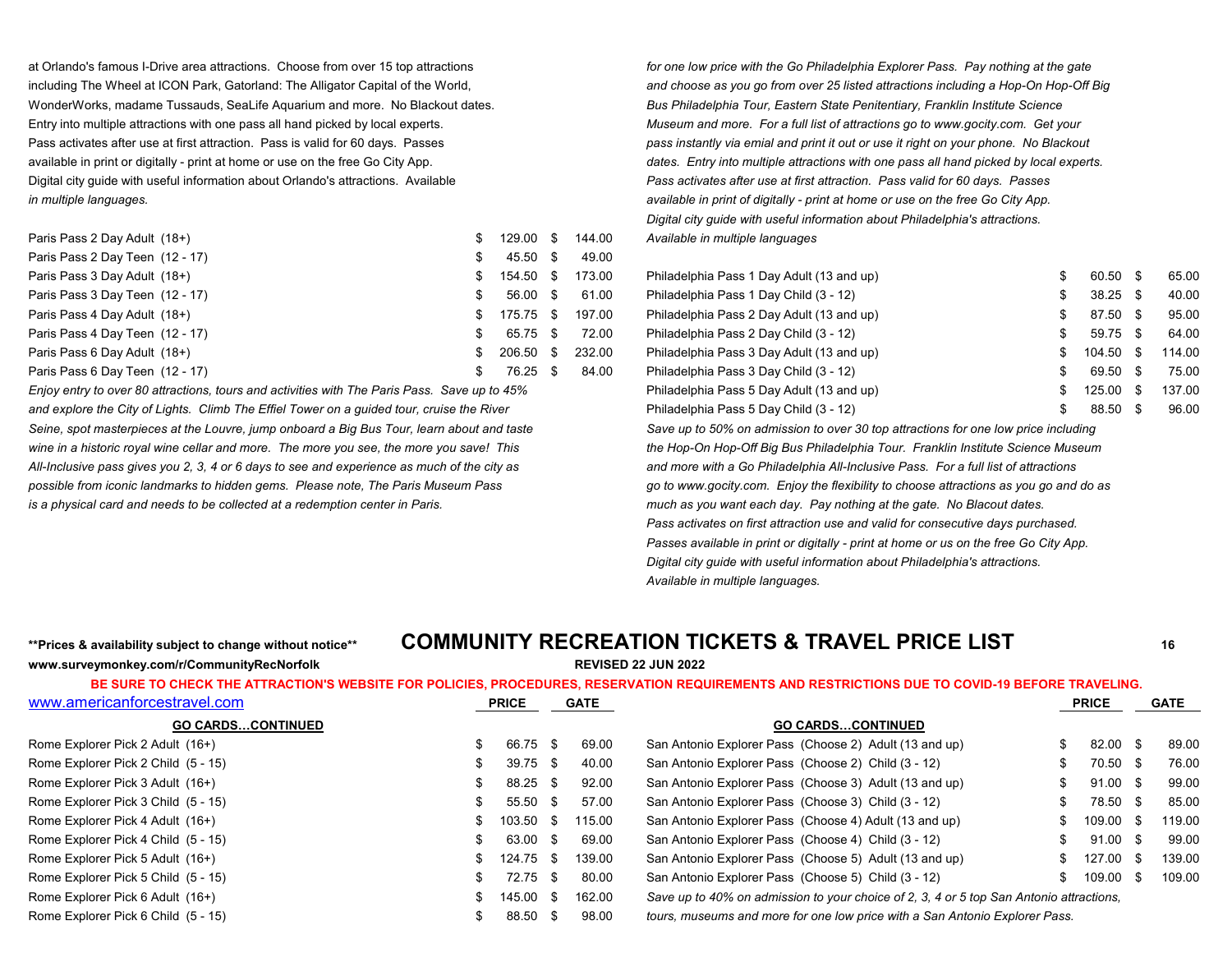at Orlando's famous I-Drive area attractions. Choose from over 15 top attractions including The Wheel at ICON Park, Gatorland: The Alligator Capital of the World, WonderWorks, madame Tussauds, SeaLife Aquarium and more. No Blackout dates. Entry into multiple attractions with one pass all hand picked by local experts. Pass activates after use at first attraction. Pass is valid for 60 days. Passes available in print or digitally - print at home or use on the free Go City App. Digital city guide with useful information about Orlando's attractions. Available *in multiple languages.*

| | PRICE | GATE |
|---|---|---|
| Paris Pass 2 Day Adult (18+) | $ 129.00 | $ 144.00 |
| Paris Pass 2 Day Teen (12 - 17) | $ 45.50 | $ 49.00 |
| Paris Pass 3 Day Adult (18+) | $ 154.50 | $ 173.00 |
| Paris Pass 3 Day Teen (12 - 17) | $ 56.00 | $ 61.00 |
| Paris Pass 4 Day Adult (18+) | $ 175.75 | $ 197.00 |
| Paris Pass 4 Day Teen (12 - 17) | $ 65.75 | $ 72.00 |
| Paris Pass 6 Day Adult (18+) | $ 206.50 | $ 232.00 |
| Paris Pass 6 Day Teen (12 - 17) | $ 76.25 | $ 84.00 |

*Enjoy entry to over 80 attractions, tours and activities with The Paris Pass. Save up to 45% and explore the City of Lights. Climb The Effiel Tower on a guided tour, cruise the River Seine, spot masterpieces at the Louvre, jump onboard a Big Bus Tour, learn about and taste wine in a historic royal wine cellar and more. The more you see, the more you save! This All-Inclusive pass gives you 2, 3, 4 or 6 days to see and experience as much of the city as possible from iconic landmarks to hidden gems. Please note, The Paris Museum Pass is a physical card and needs to be collected at a redemption center in Paris.*

*for one low price with the Go Philadelphia Explorer Pass. Pay nothing at the gate and choose as you go from over 25 listed attractions including a Hop-On Hop-Off Big Bus Philadelphia Tour, Eastern State Penitentiary, Franklin Institute Science Museum and more. For a full list of attractions go to www.gocity.com. Get your pass instantly via emial and print it out or use it right on your phone. No Blackout dates. Entry into multiple attractions with one pass all hand picked by local experts. Pass activates after use at first attraction. Pass valid for 60 days. Passes available in print of digitally - print at home or use on the free Go City App. Digital city guide with useful information about Philadelphia's attractions. Available in multiple languages*

| | PRICE | GATE |
|---|---|---|
| Philadelphia Pass 1 Day Adult (13 and up) | $ 60.50 | $ 65.00 |
| Philadelphia Pass 1 Day Child (3 - 12) | $ 38.25 | $ 40.00 |
| Philadelphia Pass 2 Day Adult (13 and up) | $ 87.50 | $ 95.00 |
| Philadelphia Pass 2 Day Child (3 - 12) | $ 59.75 | $ 64.00 |
| Philadelphia Pass 3 Day Adult (13 and up) | $ 104.50 | $ 114.00 |
| Philadelphia Pass 3 Day Child (3 - 12) | $ 69.50 | $ 75.00 |
| Philadelphia Pass 5 Day Adult (13 and up) | $ 125.00 | $ 137.00 |
| Philadelphia Pass 5 Day Child (3 - 12) | $ 88.50 | $ 96.00 |

*Save up to 50% on admission to over 30 top attractions for one low price including the Hop-On Hop-Off Big Bus Philadelphia Tour. Franklin Institute Science Museum and more with a Go Philadelphia All-Inclusive Pass. For a full list of attractions go to www.gocity.com. Enjoy the flexibility to choose attractions as you go and do as much as you want each day. Pay nothing at the gate. No Blacout dates. Pass activates on first attraction use and valid for consecutive days purchased. Passes available in print or digitally - print at home or us on the free Go City App. Digital city guide with useful information about Philadelphia's attractions. Available in multiple languages.*

**Prices & availability subject to change without notice**

# COMMUNITY RECREATION TICKETS & TRAVEL PRICE LIST

**www.surveymonkey.com/r/CommunityRecNorfolk**

**REVISED 22 JUN 2022**

**BE SURE TO CHECK THE ATTRACTION'S WEBSITE FOR POLICIES, PROCEDURES, RESERVATION REQUIREMENTS AND RESTRICTIONS DUE TO COVID-19 BEFORE TRAVELING.**

www.americanforcestravel.com

| GO CARDS…CONTINUED | PRICE | GATE |
|---|---|---|
| Rome Explorer Pick 2 Adult (16+) | $ 66.75 | $ 69.00 |
| Rome Explorer Pick 2 Child (5 - 15) | $ 39.75 | $ 40.00 |
| Rome Explorer Pick 3 Adult (16+) | $ 88.25 | $ 92.00 |
| Rome Explorer Pick 3 Child (5 - 15) | $ 55.50 | $ 57.00 |
| Rome Explorer Pick 4 Adult (16+) | $ 103.50 | $ 115.00 |
| Rome Explorer Pick 4 Child (5 - 15) | $ 63.00 | $ 69.00 |
| Rome Explorer Pick 5 Adult (16+) | $ 124.75 | $ 139.00 |
| Rome Explorer Pick 5 Child (5 - 15) | $ 72.75 | $ 80.00 |
| Rome Explorer Pick 6 Adult (16+) | $ 145.00 | $ 162.00 |
| Rome Explorer Pick 6 Child (5 - 15) | $ 88.50 | $ 98.00 |

| GO CARDS…CONTINUED | PRICE | GATE |
|---|---|---|
| San Antonio Explorer Pass (Choose 2) Adult (13 and up) | $ 82.00 | $ 89.00 |
| San Antonio Explorer Pass (Choose 2) Child (3 - 12) | $ 70.50 | $ 76.00 |
| San Antonio Explorer Pass (Choose 3) Adult (13 and up) | $ 91.00 | $ 99.00 |
| San Antonio Explorer Pass (Choose 3) Child (3 - 12) | $ 78.50 | $ 85.00 |
| San Antonio Explorer Pass (Choose 4) Adult (13 and up) | $ 109.00 | $ 119.00 |
| San Antonio Explorer Pass (Choose 4) Child (3 - 12) | $ 91.00 | $ 99.00 |
| San Antonio Explorer Pass (Choose 5) Adult (13 and up) | $ 127.00 | $ 139.00 |
| San Antonio Explorer Pass (Choose 5) Child (3 - 12) | $ 109.00 | $ 109.00 |

*Save up to 40% on admission to your choice of 2, 3, 4 or 5 top San Antonio attractions, tours, museums and more for one low price with a San Antonio Explorer Pass.*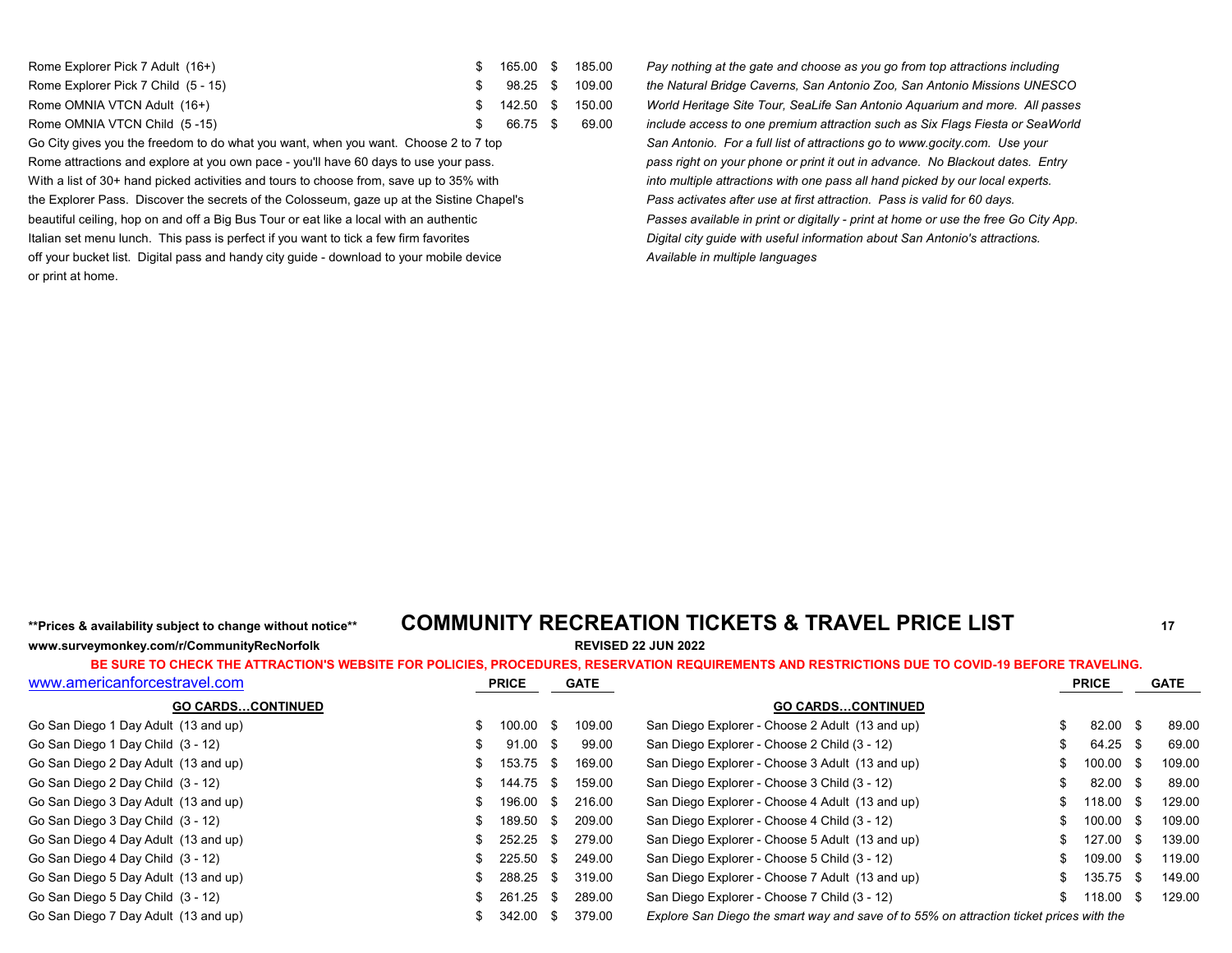| | PRICE | GATE |
|---|---|---|
| Rome Explorer Pick 7 Adult (16+) | $ 165.00 | $ 185.00 |
| Rome Explorer Pick 7 Child (5 - 15) | $ 98.25 | $ 109.00 |
| Rome OMNIA VTCN Adult (16+) | $ 142.50 | $ 150.00 |
| Rome OMNIA VTCN Child (5 -15) | $ 66.75 | $ 69.00 |

Go City gives you the freedom to do what you want, when you want. Choose 2 to 7 top Rome attractions and explore at you own pace - you'll have 60 days to use your pass. With a list of 30+ hand picked activities and tours to choose from, save up to 35% with the Explorer Pass. Discover the secrets of the Colosseum, gaze up at the Sistine Chapel's beautiful ceiling, hop on and off a Big Bus Tour or eat like a local with an authentic Italian set menu lunch. This pass is perfect if you want to tick a few firm favorites off your bucket list. Digital pass and handy city guide - download to your mobile device or print at home.

*Pay nothing at the gate and choose as you go from top attractions including the Natural Bridge Caverns, San Antonio Zoo, San Antonio Missions UNESCO World Heritage Site Tour, SeaLife San Antonio Aquarium and more. All passes include access to one premium attraction such as Six Flags Fiesta or SeaWorld San Antonio. For a full list of attractions go to www.gocity.com. Use your pass right on your phone or print it out in advance. No Blackout dates. Entry into multiple attractions with one pass all hand picked by our local experts. Pass activates after use at first attraction. Pass is valid for 60 days. Passes available in print or digitally - print at home or use the free Go City App. Digital city guide with useful information about San Antonio's attractions. Available in multiple languages*

**Prices & availability subject to change without notice**

# COMMUNITY RECREATION TICKETS & TRAVEL PRICE LIST

**www.surveymonkey.com/r/CommunityRecNorfolk**

**REVISED 22 JUN 2022**

**BE SURE TO CHECK THE ATTRACTION'S WEBSITE FOR POLICIES, PROCEDURES, RESERVATION REQUIREMENTS AND RESTRICTIONS DUE TO COVID-19 BEFORE TRAVELING.**

www.americanforcestravel.com

| GO CARDS…CONTINUED | PRICE | GATE |
|---|---|---|
| Go San Diego 1 Day Adult (13 and up) | $ 100.00 | $ 109.00 |
| Go San Diego 1 Day Child (3 - 12) | $ 91.00 | $ 99.00 |
| Go San Diego 2 Day Adult (13 and up) | $ 153.75 | $ 169.00 |
| Go San Diego 2 Day Child (3 - 12) | $ 144.75 | $ 159.00 |
| Go San Diego 3 Day Adult (13 and up) | $ 196.00 | $ 216.00 |
| Go San Diego 3 Day Child (3 - 12) | $ 189.50 | $ 209.00 |
| Go San Diego 4 Day Adult (13 and up) | $ 252.25 | $ 279.00 |
| Go San Diego 4 Day Child (3 - 12) | $ 225.50 | $ 249.00 |
| Go San Diego 5 Day Adult (13 and up) | $ 288.25 | $ 319.00 |
| Go San Diego 5 Day Child (3 - 12) | $ 261.25 | $ 289.00 |
| Go San Diego 7 Day Adult (13 and up) | $ 342.00 | $ 379.00 |

| GO CARDS…CONTINUED | PRICE | GATE |
|---|---|---|
| San Diego Explorer - Choose 2 Adult (13 and up) | $ 82.00 | $ 89.00 |
| San Diego Explorer - Choose 2 Child (3 - 12) | $ 64.25 | $ 69.00 |
| San Diego Explorer - Choose 3 Adult (13 and up) | $ 100.00 | $ 109.00 |
| San Diego Explorer - Choose 3 Child (3 - 12) | $ 82.00 | $ 89.00 |
| San Diego Explorer - Choose 4 Adult (13 and up) | $ 118.00 | $ 129.00 |
| San Diego Explorer - Choose 4 Child (3 - 12) | $ 100.00 | $ 109.00 |
| San Diego Explorer - Choose 5 Adult (13 and up) | $ 127.00 | $ 139.00 |
| San Diego Explorer - Choose 5 Child (3 - 12) | $ 109.00 | $ 119.00 |
| San Diego Explorer - Choose 7 Adult (13 and up) | $ 135.75 | $ 149.00 |
| San Diego Explorer - Choose 7 Child (3 - 12) | $ 118.00 | $ 129.00 |

*Explore San Diego the smart way and save of to 55% on attraction ticket prices with the*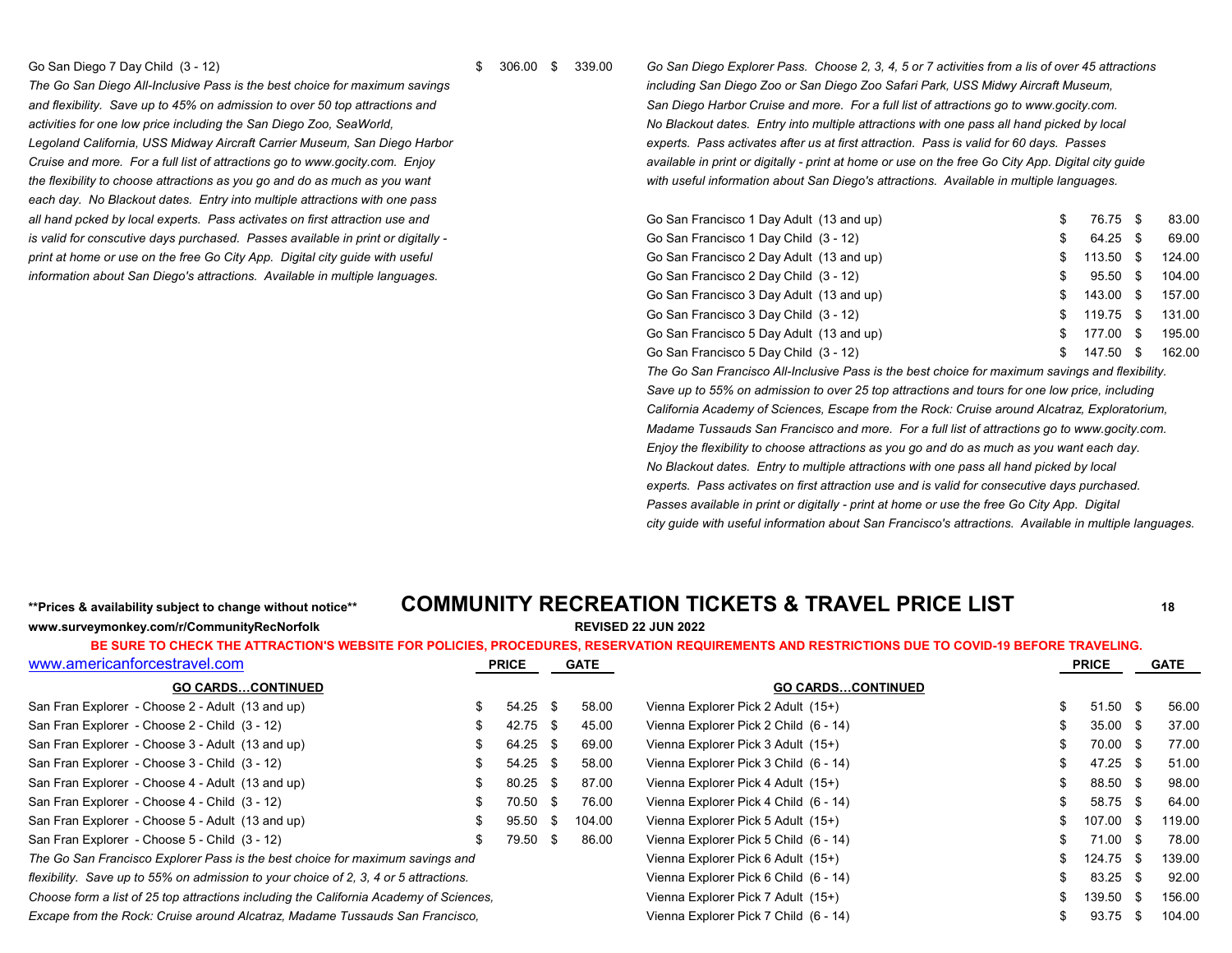| | PRICE | GATE |
|---|---|---|
| Go San Diego 7 Day Child (3 - 12) | $ 306.00 | $ 339.00 |

*The Go San Diego All-Inclusive Pass is the best choice for maximum savings and flexibility. Save up to 45% on admission to over 50 top attractions and activities for one low price including the San Diego Zoo, SeaWorld, Legoland California, USS Midway Aircraft Carrier Museum, San Diego Harbor Cruise and more. For a full list of attractions go to www.gocity.com. Enjoy the flexibility to choose attractions as you go and do as much as you want each day. No Blackout dates. Entry into multiple attractions with one pass all hand pcked by local experts. Pass activates on first attraction use and is valid for conscutive days purchased. Passes available in print or digitally - print at home or use on the free Go City App. Digital city guide with useful information about San Diego's attractions. Available in multiple languages.*

*Go San Diego Explorer Pass. Choose 2, 3, 4, 5 or 7 activities from a lis of over 45 attractions including San Diego Zoo or San Diego Zoo Safari Park, USS Midwy Aircraft Museum, San Diego Harbor Cruise and more. For a full list of attractions go to www.gocity.com. No Blackout dates. Entry into multiple attractions with one pass all hand picked by local experts. Pass activates after us at first attraction. Pass is valid for 60 days. Passes available in print or digitally - print at home or use on the free Go City App. Digital city guide with useful information about San Diego's attractions. Available in multiple languages.*

| | PRICE | GATE |
|---|---|---|
| Go San Francisco 1 Day Adult (13 and up) | $ 76.75 | $ 83.00 |
| Go San Francisco 1 Day Child (3 - 12) | $ 64.25 | $ 69.00 |
| Go San Francisco 2 Day Adult (13 and up) | $ 113.50 | $ 124.00 |
| Go San Francisco 2 Day Child (3 - 12) | $ 95.50 | $ 104.00 |
| Go San Francisco 3 Day Adult (13 and up) | $ 143.00 | $ 157.00 |
| Go San Francisco 3 Day Child (3 - 12) | $ 119.75 | $ 131.00 |
| Go San Francisco 5 Day Adult (13 and up) | $ 177.00 | $ 195.00 |
| Go San Francisco 5 Day Child (3 - 12) | $ 147.50 | $ 162.00 |

*The Go San Francisco All-Inclusive Pass is the best choice for maximum savings and flexibility. Save up to 55% on admission to over 25 top attractions and tours for one low price, including California Academy of Sciences, Escape from the Rock: Cruise around Alcatraz, Exploratorium, Madame Tussauds San Francisco and more. For a full list of attractions go to www.gocity.com. Enjoy the flexibility to choose attractions as you go and do as much as you want each day. No Blackout dates. Entry to multiple attractions with one pass all hand picked by local experts. Pass activates on first attraction use and is valid for consecutive days purchased. Passes available in print or digitally - print at home or use the free Go City App. Digital city guide with useful information about San Francisco's attractions. Available in multiple languages.*

**\*\*Prices & availability subject to change without notice\*\***

# COMMUNITY RECREATION TICKETS & TRAVEL PRICE LIST

**www.surveymonkey.com/r/CommunityRecNorfolk**

**REVISED 22 JUN 2022**

**BE SURE TO CHECK THE ATTRACTION'S WEBSITE FOR POLICIES, PROCEDURES, RESERVATION REQUIREMENTS AND RESTRICTIONS DUE TO COVID-19 BEFORE TRAVELING.**

www.americanforcestravel.com

## GO CARDS…CONTINUED

| | PRICE | GATE |
|---|---|---|
| San Fran Explorer - Choose 2 - Adult (13 and up) | $ 54.25 | $ 58.00 |
| San Fran Explorer - Choose 2 - Child (3 - 12) | $ 42.75 | $ 45.00 |
| San Fran Explorer - Choose 3 - Adult (13 and up) | $ 64.25 | $ 69.00 |
| San Fran Explorer - Choose 3 - Child (3 - 12) | $ 54.25 | $ 58.00 |
| San Fran Explorer - Choose 4 - Adult (13 and up) | $ 80.25 | $ 87.00 |
| San Fran Explorer - Choose 4 - Child (3 - 12) | $ 70.50 | $ 76.00 |
| San Fran Explorer - Choose 5 - Adult (13 and up) | $ 95.50 | $ 104.00 |
| San Fran Explorer - Choose 5 - Child (3 - 12) | $ 79.50 | $ 86.00 |

*The Go San Francisco Explorer Pass is the best choice for maximum savings and flexibility. Save up to 55% on admission to your choice of 2, 3, 4 or 5 attractions. Choose form a list of 25 top attractions including the California Academy of Sciences, Excape from the Rock: Cruise around Alcatraz, Madame Tussauds San Francisco,*

## GO CARDS…CONTINUED

| | PRICE | GATE |
|---|---|---|
| Vienna Explorer Pick 2 Adult (15+) | $ 51.50 | $ 56.00 |
| Vienna Explorer Pick 2 Child (6 - 14) | $ 35.00 | $ 37.00 |
| Vienna Explorer Pick 3 Adult (15+) | $ 70.00 | $ 77.00 |
| Vienna Explorer Pick 3 Child (6 - 14) | $ 47.25 | $ 51.00 |
| Vienna Explorer Pick 4 Adult (15+) | $ 88.50 | $ 98.00 |
| Vienna Explorer Pick 4 Child (6 - 14) | $ 58.75 | $ 64.00 |
| Vienna Explorer Pick 5 Adult (15+) | $ 107.00 | $ 119.00 |
| Vienna Explorer Pick 5 Child (6 - 14) | $ 71.00 | $ 78.00 |
| Vienna Explorer Pick 6 Adult (15+) | $ 124.75 | $ 139.00 |
| Vienna Explorer Pick 6 Child (6 - 14) | $ 83.25 | $ 92.00 |
| Vienna Explorer Pick 7 Adult (15+) | $ 139.50 | $ 156.00 |
| Vienna Explorer Pick 7 Child (6 - 14) | $ 93.75 | $ 104.00 |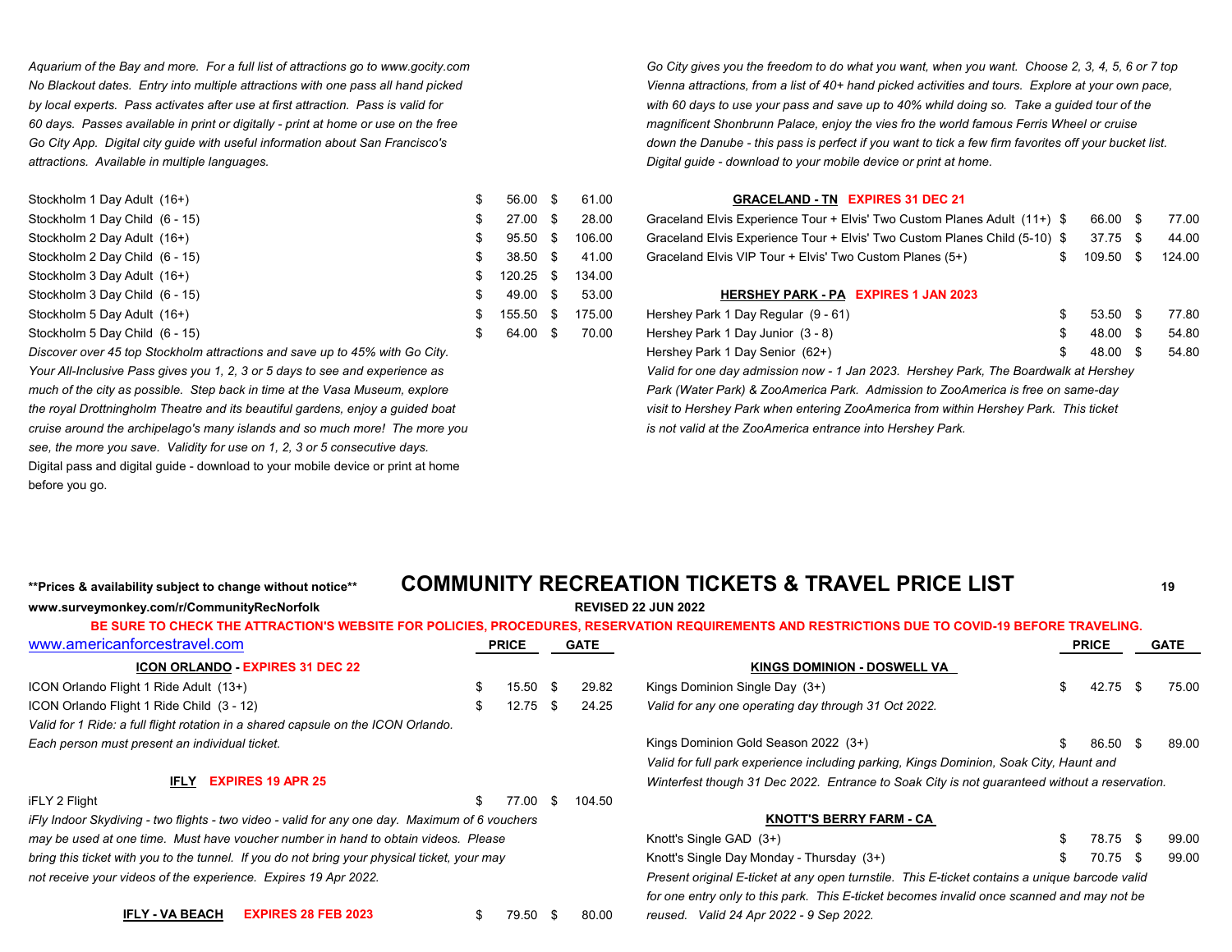*Aquarium of the Bay and more. For a full list of attractions go to www.gocity.com No Blackout dates. Entry into multiple attractions with one pass all hand picked by local experts. Pass activates after use at first attraction. Pass is valid for 60 days. Passes available in print or digitally - print at home or use on the free Go City App. Digital city guide with useful information about San Francisco's attractions. Available in multiple languages.*

| | PRICE | GATE |
|---|---|---|
| Stockholm 1 Day Adult (16+) | $ 56.00 | $ 61.00 |
| Stockholm 1 Day Child (6 - 15) | $ 27.00 | $ 28.00 |
| Stockholm 2 Day Adult (16+) | $ 95.50 | $ 106.00 |
| Stockholm 2 Day Child (6 - 15) | $ 38.50 | $ 41.00 |
| Stockholm 3 Day Adult (16+) | $ 120.25 | $ 134.00 |
| Stockholm 3 Day Child (6 - 15) | $ 49.00 | $ 53.00 |
| Stockholm 5 Day Adult (16+) | $ 155.50 | $ 175.00 |
| Stockholm 5 Day Child (6 - 15) | $ 64.00 | $ 70.00 |

*Discover over 45 top Stockholm attractions and save up to 45% with Go City. Your All-Inclusive Pass gives you 1, 2, 3 or 5 days to see and experience as much of the city as possible. Step back in time at the Vasa Museum, explore the royal Drottningholm Theatre and its beautiful gardens, enjoy a guided boat cruise around the archipelago's many islands and so much more! The more you see, the more you save. Validity for use on 1, 2, 3 or 5 consecutive days.*
Digital pass and digital guide - download to your mobile device or print at home before you go.

*Go City gives you the freedom to do what you want, when you want. Choose 2, 3, 4, 5, 6 or 7 top Vienna attractions, from a list of 40+ hand picked activities and tours. Explore at your own pace, with 60 days to use your pass and save up to 40% whild doing so. Take a guided tour of the magnificent Shonbrunn Palace, enjoy the vies fro the world famous Ferris Wheel or cruise down the Danube - this pass is perfect if you want to tick a few firm favorites off your bucket list. Digital guide - download to your mobile device or print at home.*

**GRACELAND - TN EXPIRES 31 DEC 21**

| | PRICE | GATE |
|---|---|---|
| Graceland Elvis Experience Tour + Elvis' Two Custom Planes Adult (11+) | $ 66.00 | $ 77.00 |
| Graceland Elvis Experience Tour + Elvis' Two Custom Planes Child (5-10) | $ 37.75 | $ 44.00 |
| Graceland Elvis VIP Tour + Elvis' Two Custom Planes (5+) | $ 109.50 | $ 124.00 |

**HERSHEY PARK - PA EXPIRES 1 JAN 2023**

| | PRICE | GATE |
|---|---|---|
| Hershey Park 1 Day Regular (9 - 61) | $ 53.50 | $ 77.80 |
| Hershey Park 1 Day Junior (3 - 8) | $ 48.00 | $ 54.80 |
| Hershey Park 1 Day Senior (62+) | $ 48.00 | $ 54.80 |

*Valid for one day admission now - 1 Jan 2023. Hershey Park, The Boardwalk at Hershey Park (Water Park) & ZooAmerica Park. Admission to ZooAmerica is free on same-day visit to Hershey Park when entering ZooAmerica from within Hershey Park. This ticket is not valid at the ZooAmerica entrance into Hershey Park.*

**Prices & availability subject to change without notice**

# COMMUNITY RECREATION TICKETS & TRAVEL PRICE LIST

www.surveymonkey.com/r/CommunityRecNorfolk

**REVISED 22 JUN 2022**

**BE SURE TO CHECK THE ATTRACTION'S WEBSITE FOR POLICIES, PROCEDURES, RESERVATION REQUIREMENTS AND RESTRICTIONS DUE TO COVID-19 BEFORE TRAVELING.**

www.americanforcestravel.com

**ICON ORLANDO - EXPIRES 31 DEC 22**

| | PRICE | GATE |
|---|---|---|
| ICON Orlando Flight 1 Ride Adult (13+) | $ 15.50 | $ 29.82 |
| ICON Orlando Flight 1 Ride Child (3 - 12) | $ 12.75 | $ 24.25 |

*Valid for 1 Ride: a full flight rotation in a shared capsule on the ICON Orlando. Each person must present an individual ticket.*

**IFLY EXPIRES 19 APR 25**

| | PRICE | GATE |
|---|---|---|
| iFLY 2 Flight | $ 77.00 | $ 104.50 |

*iFly Indoor Skydiving - two flights - two video - valid for any one day. Maximum of 6 vouchers may be used at one time. Must have voucher number in hand to obtain videos. Please bring this ticket with you to the tunnel. If you do not bring your physical ticket, your may not receive your videos of the experience. Expires 19 Apr 2022.*

| | PRICE | GATE |
|---|---|---|
| **IFLY - VA BEACH EXPIRES 28 FEB 2023** | $ 79.50 | $ 80.00 |

**KINGS DOMINION - DOSWELL VA**

| | PRICE | GATE |
|---|---|---|
| Kings Dominion Single Day (3+) | $ 42.75 | $ 75.00 |

*Valid for any one operating day through 31 Oct 2022.*

| | PRICE | GATE |
|---|---|---|
| Kings Dominion Gold Season 2022 (3+) | $ 86.50 | $ 89.00 |

*Valid for full park experience including parking, Kings Dominion, Soak City, Haunt and Winterfest though 31 Dec 2022. Entrance to Soak City is not guaranteed without a reservation.*

**KNOTT'S BERRY FARM - CA**

| | PRICE | GATE |
|---|---|---|
| Knott's Single GAD (3+) | $ 78.75 | $ 99.00 |
| Knott's Single Day Monday - Thursday (3+) | $ 70.75 | $ 99.00 |

*Present original E-ticket at any open turnstile. This E-ticket contains a unique barcode valid for one entry only to this park. This E-ticket becomes invalid once scanned and may not be reused. Valid 24 Apr 2022 - 9 Sep 2022.*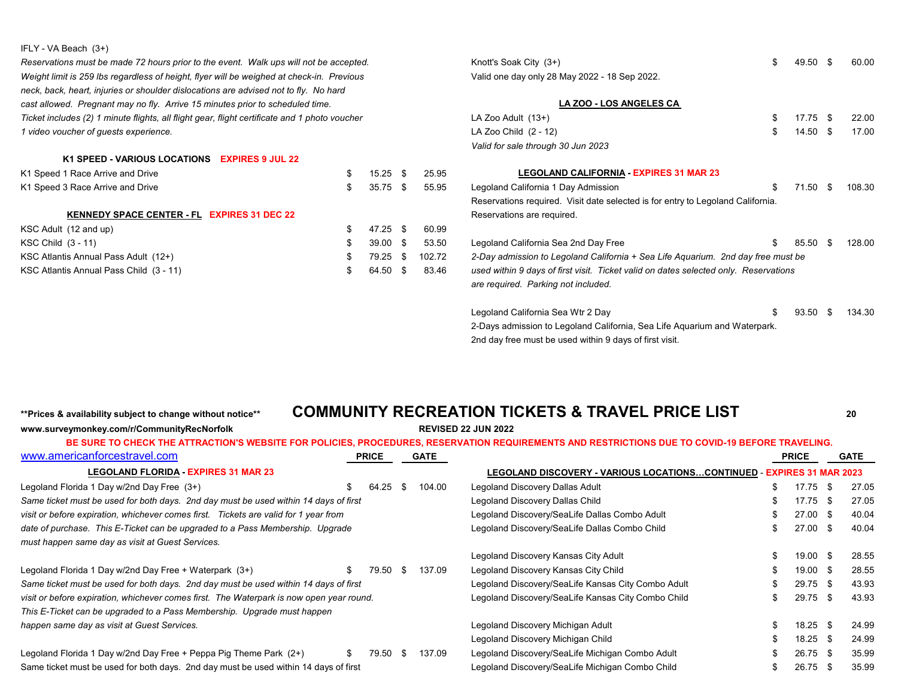IFLY - VA Beach (3+)

*Reservations must be made 72 hours prior to the event. Walk ups will not be accepted. Weight limit is 259 lbs regardless of height, flyer will be weighed at check-in. Previous neck, back, heart, injuries or shoulder dislocations are advised not to fly. No hard cast allowed. Pregnant may no fly. Arrive 15 minutes prior to scheduled time. Ticket includes (2) 1 minute flights, all flight gear, flight certificate and 1 photo voucher 1 video voucher of guests experience.*

### K1 SPEED - VARIOUS LOCATIONS EXPIRES 9 JUL 22

| Item | Price | Gate |
|---|---|---|
| K1 Speed 1 Race Arrive and Drive | $ 15.25 | $ 25.95 |
| K1 Speed 3 Race Arrive and Drive | $ 35.75 | $ 55.95 |

### KENNEDY SPACE CENTER - FL EXPIRES 31 DEC 22

| Item | Price | Gate |
|---|---|---|
| KSC Adult (12 and up) | $ 47.25 | $ 60.99 |
| KSC Child (3 - 11) | $ 39.00 | $ 53.50 |
| KSC Atlantis Annual Pass Adult (12+) | $ 79.25 | $ 102.72 |
| KSC Atlantis Annual Pass Child (3 - 11) | $ 64.50 | $ 83.46 |

| Item | Price | Gate |
|---|---|---|
| Knott's Soak City (3+) | $ 49.50 | $ 60.00 |

Valid one day only 28 May 2022 - 18 Sep 2022.

### LA ZOO - LOS ANGELES CA

| Item | Price | Gate |
|---|---|---|
| LA Zoo Adult (13+) | $ 17.75 | $ 22.00 |
| LA Zoo Child (2 - 12) | $ 14.50 | $ 17.00 |

*Valid for sale through 30 Jun 2023*

### LEGOLAND CALIFORNIA - EXPIRES 31 MAR 23

| Item | Price | Gate |
|---|---|---|
| Legoland California 1 Day Admission | $ 71.50 | $ 108.30 |

Reservations required. Visit date selected is for entry to Legoland California. Reservations are required.

| Item | Price | Gate |
|---|---|---|
| Legoland California Sea 2nd Day Free | $ 85.50 | $ 128.00 |

*2-Day admission to Legoland California + Sea Life Aquarium. 2nd day free must be used within 9 days of first visit. Ticket valid on dates selected only. Reservations are required. Parking not included.*

| Item | Price | Gate |
|---|---|---|
| Legoland California Sea Wtr 2 Day | $ 93.50 | $ 134.30 |

2-Days admission to Legoland California, Sea Life Aquarium and Waterpark. 2nd day free must be used within 9 days of first visit.

**Prices & availability subject to change without notice**

# COMMUNITY RECREATION TICKETS & TRAVEL PRICE LIST

**www.surveymonkey.com/r/CommunityRecNorfolk**

**REVISED 22 JUN 2022**

**BE SURE TO CHECK THE ATTRACTION'S WEBSITE FOR POLICIES, PROCEDURES, RESERVATION REQUIREMENTS AND RESTRICTIONS DUE TO COVID-19 BEFORE TRAVELING.**

www.americanforcestravel.com

### LEGOLAND FLORIDA - EXPIRES 31 MAR 23

| Item | PRICE | GATE |
|---|---|---|
| Legoland Florida 1 Day w/2nd Day Free (3+) | $ 64.25 | $ 104.00 |

*Same ticket must be used for both days. 2nd day must be used within 14 days of first visit or before expiration, whichever comes first. Tickets are valid for 1 year from date of purchase. This E-Ticket can be upgraded to a Pass Membership. Upgrade must happen same day as visit at Guest Services.*

| Item | PRICE | GATE |
|---|---|---|
| Legoland Florida 1 Day w/2nd Day Free + Waterpark (3+) | $ 79.50 | $ 137.09 |

*Same ticket must be used for both days. 2nd day must be used within 14 days of first visit or before expiration, whichever comes first. The Waterpark is now open year round. This E-Ticket can be upgraded to a Pass Membership. Upgrade must happen happen same day as visit at Guest Services.*

| Item | PRICE | GATE |
|---|---|---|
| Legoland Florida 1 Day w/2nd Day Free + Peppa Pig Theme Park (2+) | $ 79.50 | $ 137.09 |

Same ticket must be used for both days. 2nd day must be used within 14 days of first

### LEGOLAND DISCOVERY - VARIOUS LOCATIONS…CONTINUED - EXPIRES 31 MAR 2023

| Item | PRICE | GATE |
|---|---|---|
| Legoland Discovery Dallas Adult | $ 17.75 | $ 27.05 |
| Legoland Discovery Dallas Child | $ 17.75 | $ 27.05 |
| Legoland Discovery/SeaLife Dallas Combo Adult | $ 27.00 | $ 40.04 |
| Legoland Discovery/SeaLife Dallas Combo Child | $ 27.00 | $ 40.04 |
| Legoland Discovery Kansas City Adult | $ 19.00 | $ 28.55 |
| Legoland Discovery Kansas City Child | $ 19.00 | $ 28.55 |
| Legoland Discovery/SeaLife Kansas City Combo Adult | $ 29.75 | $ 43.93 |
| Legoland Discovery/SeaLife Kansas City Combo Child | $ 29.75 | $ 43.93 |
| Legoland Discovery Michigan Adult | $ 18.25 | $ 24.99 |
| Legoland Discovery Michigan Child | $ 18.25 | $ 24.99 |
| Legoland Discovery/SeaLife Michigan Combo Adult | $ 26.75 | $ 35.99 |
| Legoland Discovery/SeaLife Michigan Combo Child | $ 26.75 | $ 35.99 |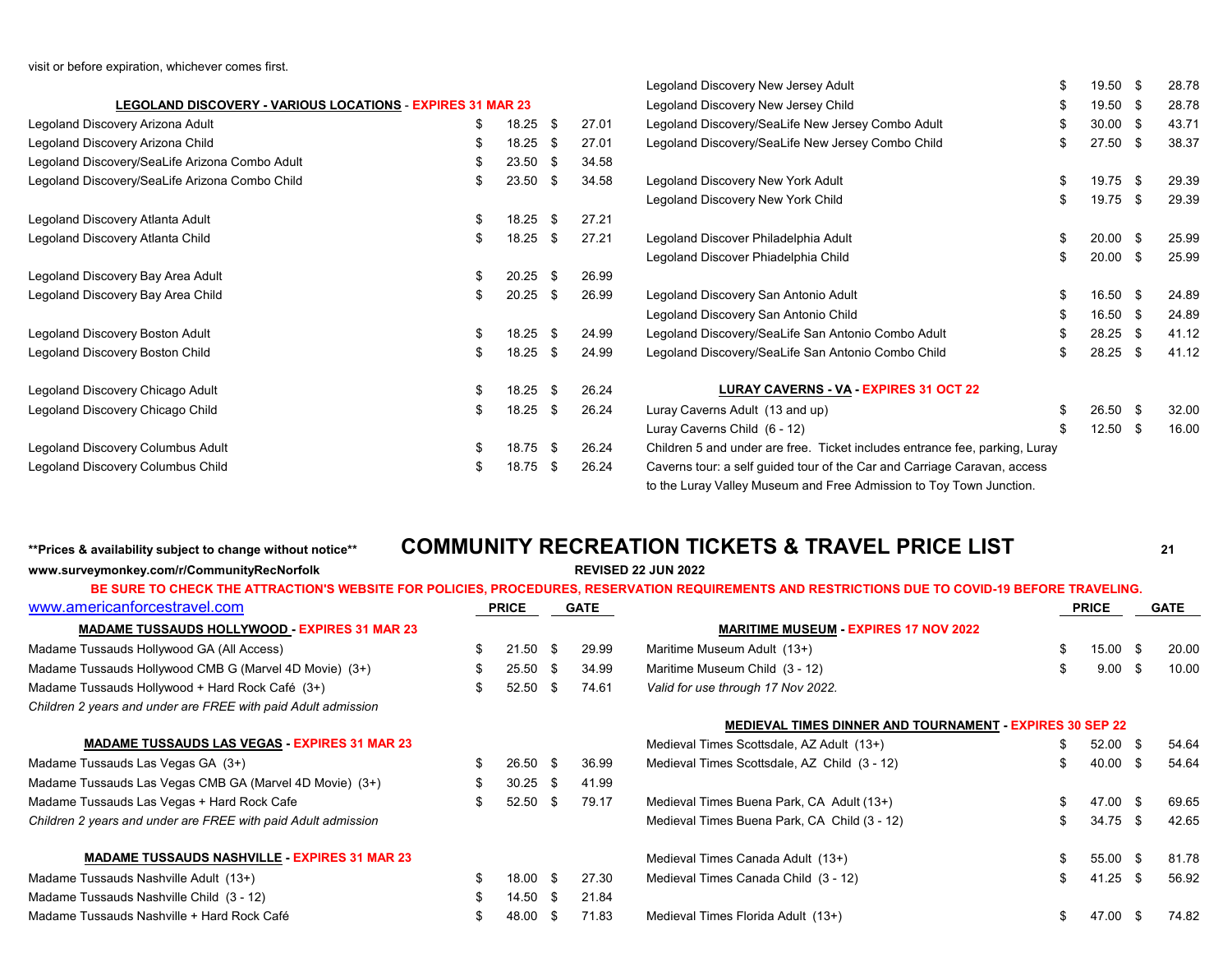visit or before expiration, whichever comes first.

**LEGOLAND DISCOVERY - VARIOUS LOCATIONS - EXPIRES 31 MAR 23**

| | PRICE | GATE |
|---|---|---|
| Legoland Discovery Arizona Adult | $ 18.25 | $ 27.01 |
| Legoland Discovery Arizona Child | $ 18.25 | $ 27.01 |
| Legoland Discovery/SeaLife Arizona Combo Adult | $ 23.50 | $ 34.58 |
| Legoland Discovery/SeaLife Arizona Combo Child | $ 23.50 | $ 34.58 |
| Legoland Discovery Atlanta Adult | $ 18.25 | $ 27.21 |
| Legoland Discovery Atlanta Child | $ 18.25 | $ 27.21 |
| Legoland Discovery Bay Area Adult | $ 20.25 | $ 26.99 |
| Legoland Discovery Bay Area Child | $ 20.25 | $ 26.99 |
| Legoland Discovery Boston Adult | $ 18.25 | $ 24.99 |
| Legoland Discovery Boston Child | $ 18.25 | $ 24.99 |
| Legoland Discovery Chicago Adult | $ 18.25 | $ 26.24 |
| Legoland Discovery Chicago Child | $ 18.25 | $ 26.24 |
| Legoland Discovery Columbus Adult | $ 18.75 | $ 26.24 |
| Legoland Discovery Columbus Child | $ 18.75 | $ 26.24 |
| Legoland Discovery New Jersey Adult | $ 19.50 | $ 28.78 |
| Legoland Discovery New Jersey Child | $ 19.50 | $ 28.78 |
| Legoland Discovery/SeaLife New Jersey Combo Adult | $ 30.00 | $ 43.71 |
| Legoland Discovery/SeaLife New Jersey Combo Child | $ 27.50 | $ 38.37 |
| Legoland Discovery New York Adult | $ 19.75 | $ 29.39 |
| Legoland Discovery New York Child | $ 19.75 | $ 29.39 |
| Legoland Discover Philadelphia Adult | $ 20.00 | $ 25.99 |
| Legoland Discover Phiadelphia Child | $ 20.00 | $ 25.99 |
| Legoland Discovery San Antonio Adult | $ 16.50 | $ 24.89 |
| Legoland Discovery San Antonio Child | $ 16.50 | $ 24.89 |
| Legoland Discovery/SeaLife San Antonio Combo Adult | $ 28.25 | $ 41.12 |
| Legoland Discovery/SeaLife San Antonio Combo Child | $ 28.25 | $ 41.12 |

**LURAY CAVERNS - VA - EXPIRES 31 OCT 22**

| | PRICE | GATE |
|---|---|---|
| Luray Caverns Adult (13 and up) | $ 26.50 | $ 32.00 |
| Luray Caverns Child (6 - 12) | $ 12.50 | $ 16.00 |

Children 5 and under are free. Ticket includes entrance fee, parking, Luray Caverns tour: a self guided tour of the Car and Carriage Caravan, access to the Luray Valley Museum and Free Admission to Toy Town Junction.

**Prices & availability subject to change without notice**

# COMMUNITY RECREATION TICKETS & TRAVEL PRICE LIST

**www.surveymonkey.com/r/CommunityRecNorfolk**

**REVISED 22 JUN 2022**

**BE SURE TO CHECK THE ATTRACTION'S WEBSITE FOR POLICIES, PROCEDURES, RESERVATION REQUIREMENTS AND RESTRICTIONS DUE TO COVID-19 BEFORE TRAVELING.**

www.americanforcestravel.com

**MADAME TUSSAUDS HOLLYWOOD - EXPIRES 31 MAR 23**

| | PRICE | GATE |
|---|---|---|
| Madame Tussauds Hollywood GA (All Access) | $ 21.50 | $ 29.99 |
| Madame Tussauds Hollywood CMB G (Marvel 4D Movie) (3+) | $ 25.50 | $ 34.99 |
| Madame Tussauds Hollywood + Hard Rock Café (3+) | $ 52.50 | $ 74.61 |

*Children 2 years and under are FREE with paid Adult admission*

**MADAME TUSSAUDS LAS VEGAS - EXPIRES 31 MAR 23**

| | PRICE | GATE |
|---|---|---|
| Madame Tussauds Las Vegas GA (3+) | $ 26.50 | $ 36.99 |
| Madame Tussauds Las Vegas CMB GA (Marvel 4D Movie) (3+) | $ 30.25 | $ 41.99 |
| Madame Tussauds Las Vegas + Hard Rock Cafe | $ 52.50 | $ 79.17 |

*Children 2 years and under are FREE with paid Adult admission*

**MADAME TUSSAUDS NASHVILLE - EXPIRES 31 MAR 23**

| | PRICE | GATE |
|---|---|---|
| Madame Tussauds Nashville Adult (13+) | $ 18.00 | $ 27.30 |
| Madame Tussauds Nashville Child (3 - 12) | $ 14.50 | $ 21.84 |
| Madame Tussauds Nashville + Hard Rock Café | $ 48.00 | $ 71.83 |

**MARITIME MUSEUM - EXPIRES 17 NOV 2022**

| | PRICE | GATE |
|---|---|---|
| Maritime Museum Adult (13+) | $ 15.00 | $ 20.00 |
| Maritime Museum Child (3 - 12) | $ 9.00 | $ 10.00 |

*Valid for use through 17 Nov 2022.*

**MEDIEVAL TIMES DINNER AND TOURNAMENT - EXPIRES 30 SEP 22**

| | PRICE | GATE |
|---|---|---|
| Medieval Times Scottsdale, AZ Adult (13+) | $ 52.00 | $ 54.64 |
| Medieval Times Scottsdale, AZ Child (3 - 12) | $ 40.00 | $ 54.64 |
| Medieval Times Buena Park, CA Adult (13+) | $ 47.00 | $ 69.65 |
| Medieval Times Buena Park, CA Child (3 - 12) | $ 34.75 | $ 42.65 |
| Medieval Times Canada Adult (13+) | $ 55.00 | $ 81.78 |
| Medieval Times Canada Child (3 - 12) | $ 41.25 | $ 56.92 |
| Medieval Times Florida Adult (13+) | $ 47.00 | $ 74.82 |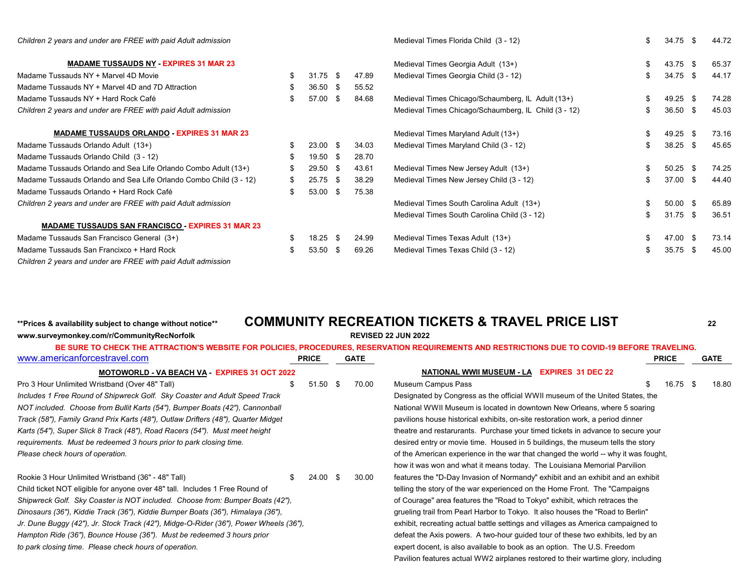*Children 2 years and under are FREE with paid Adult admission*

**MADAME TUSSAUDS NY - EXPIRES 31 MAR 23**

| Item | Price | Gate |
|---|---|---|
| Madame Tussauds NY + Marvel 4D Movie | $ 31.75 | $ 47.89 |
| Madame Tussauds NY + Marvel 4D and 7D Attraction | $ 36.50 | $ 55.52 |
| Madame Tussauds NY + Hard Rock Café | $ 57.00 | $ 84.68 |

*Children 2 years and under are FREE with paid Adult admission*

**MADAME TUSSAUDS ORLANDO - EXPIRES 31 MAR 23**

| Item | Price | Gate |
|---|---|---|
| Madame Tussauds Orlando Adult (13+) | $ 23.00 | $ 34.03 |
| Madame Tussauds Orlando Child (3 - 12) | $ 19.50 | $ 28.70 |
| Madame Tussauds Orlando and Sea Life Orlando Combo Adult (13+) | $ 29.50 | $ 43.61 |
| Madame Tussauds Orlando and Sea Life Orlando Combo Child (3 - 12) | $ 25.75 | $ 38.29 |
| Madame Tussauds Orlando + Hard Rock Café | $ 53.00 | $ 75.38 |

*Children 2 years and under are FREE with paid Adult admission*

**MADAME TUSSAUDS SAN FRANCISCO - EXPIRES 31 MAR 23**

| Item | Price | Gate |
|---|---|---|
| Madame Tussauds San Francisco General (3+) | $ 18.25 | $ 24.99 |
| Madame Tussauds San Francixco + Hard Rock | $ 53.50 | $ 69.26 |

*Children 2 years and under are FREE with paid Adult admission*

| Item | Price | Gate |
|---|---|---|
| Medieval Times Florida Child (3 - 12) | $ 34.75 | $ 44.72 |
| Medieval Times Georgia Adult (13+) | $ 43.75 | $ 65.37 |
| Medieval Times Georgia Child (3 - 12) | $ 34.75 | $ 44.17 |
| Medieval Times Chicago/Schaumberg, IL Adult (13+) | $ 49.25 | $ 74.28 |
| Medieval Times Chicago/Schaumberg, IL Child (3 - 12) | $ 36.50 | $ 45.03 |
| Medieval Times Maryland Adult (13+) | $ 49.25 | $ 73.16 |
| Medieval Times Maryland Child (3 - 12) | $ 38.25 | $ 45.65 |
| Medieval Times New Jersey Adult (13+) | $ 50.25 | $ 74.25 |
| Medieval Times New Jersey Child (3 - 12) | $ 37.00 | $ 44.40 |
| Medieval Times South Carolina Adult (13+) | $ 50.00 | $ 65.89 |
| Medieval Times South Carolina Child (3 - 12) | $ 31.75 | $ 36.51 |
| Medieval Times Texas Adult (13+) | $ 47.00 | $ 73.14 |
| Medieval Times Texas Child (3 - 12) | $ 35.75 | $ 45.00 |

**Prices & availability subject to change without notice**

# COMMUNITY RECREATION TICKETS & TRAVEL PRICE LIST

**www.surveymonkey.com/r/CommunityRecNorfolk**

**REVISED 22 JUN 2022**

**BE SURE TO CHECK THE ATTRACTION'S WEBSITE FOR POLICIES, PROCEDURES, RESERVATION REQUIREMENTS AND RESTRICTIONS DUE TO COVID-19 BEFORE TRAVELING.**

www.americanforcestravel.com

**MOTOWORLD - VA BEACH VA - EXPIRES 31 OCT 2022**

| Item | Price | Gate |
|---|---|---|
| Pro 3 Hour Unlimited Wristband (Over 48" Tall) | $ 51.50 | $ 70.00 |

*Includes 1 Free Round of Shipwreck Golf. Sky Coaster and Adult Speed Track NOT included. Choose from Bullit Karts (54"), Bumper Boats (42"), Cannonball Track (58"), Family Grand Prix Karts (48"), Outlaw Drifters (48"), Quarter Midget Karts (54"), Super Slick 8 Track (48"), Road Racers (54"). Must meet height requirements. Must be redeemed 3 hours prior to park closing time. Please check hours of operation.*

| Item | Price | Gate |
|---|---|---|
| Rookie 3 Hour Unlimited Wristband (36" - 48" Tall) | $ 24.00 | $ 30.00 |

Child ticket NOT eligible for anyone over 48" tall. Includes 1 Free Round of *Shipwreck Golf. Sky Coaster is NOT included. Choose from: Bumper Boats (42"), Dinosaurs (36"), Kiddie Track (36"), Kiddie Bumper Boats (36"), Himalaya (36"), Jr. Dune Buggy (42"), Jr. Stock Track (42"), Midge-O-Rider (36"), Power Wheels (36"), Hampton Ride (36"), Bounce House (36"). Must be redeemed 3 hours prior to park closing time. Please check hours of operation.*

**NATIONAL WWII MUSEUM - LA EXPIRES 31 DEC 22**

| Item | Price | Gate |
|---|---|---|
| Museum Campus Pass | $ 16.75 | $ 18.80 |

Designated by Congress as the official WWII museum of the United States, the National WWII Museum is located in downtown New Orleans, where 5 soaring pavilions house historical exhibits, on-site restoration work, a period dinner theatre and restarurants. Purchase your timed tickets in advance to secure your desired entry or movie time. Housed in 5 buildings, the museum tells the story of the American experience in the war that changed the world -- why it was fought, how it was won and what it means today. The Louisiana Memorial Pavilion features the "D-Day Invasion of Normandy" exhibit and an exhibit and an exhibit telling the story of the war experienced on the Home Front. The "Campaigns of Courage" area features the "Road to Tokyo" exhibit, which retraces the grueling trail from Pearl Harbor to Tokyo. It also houses the "Road to Berlin" exhibit, recreating actual battle settings and villages as America campaigned to defeat the Axis powers. A two-hour guided tour of these two exhibits, led by an expert docent, is also available to book as an option. The U.S. Freedom Pavilion features actual WW2 airplanes restored to their wartime glory, including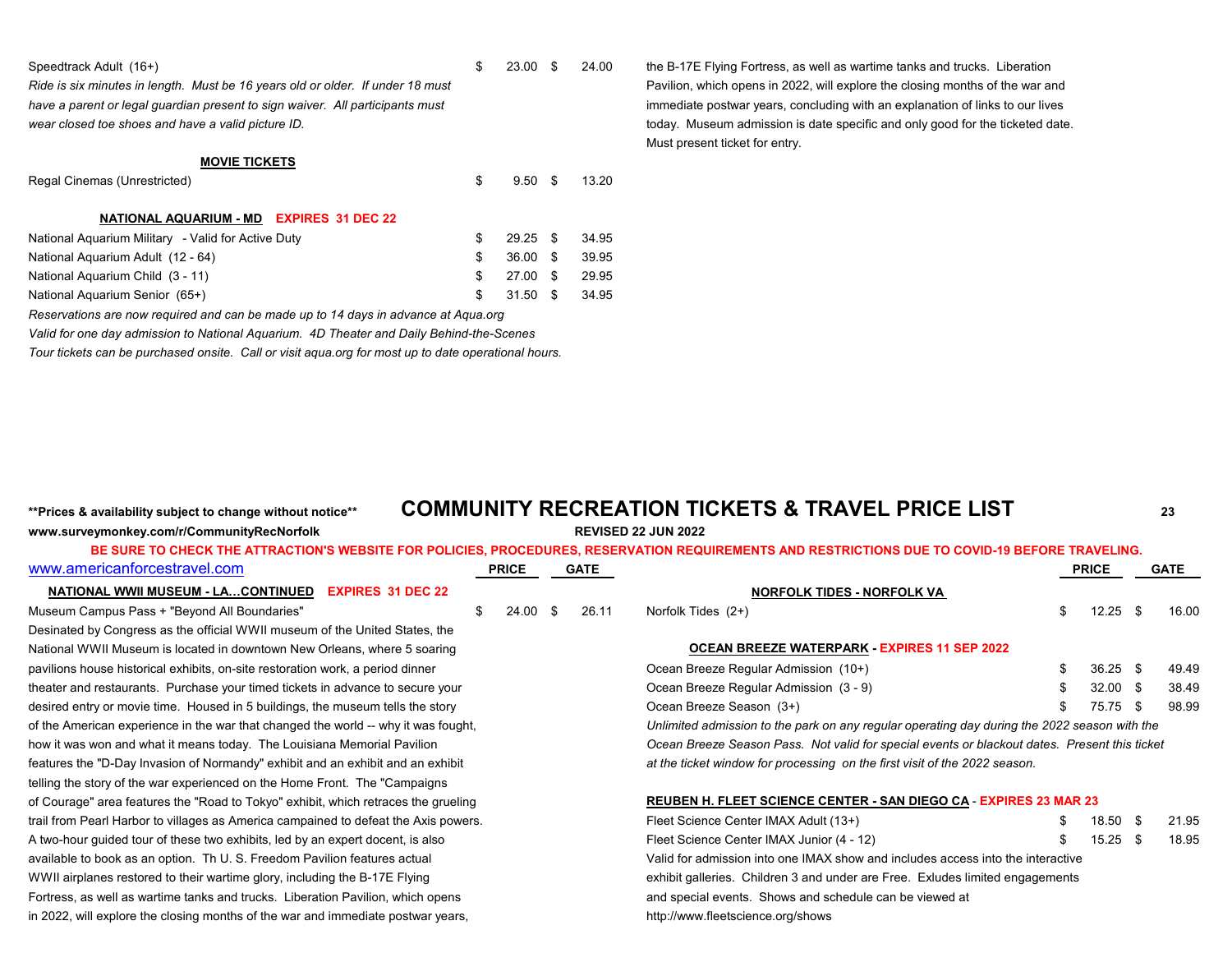| | PRICE | GATE |
|---|---|---|
| Speedtrack Adult (16+) | $ 23.00 | $ 24.00 |

*Ride is six minutes in length. Must be 16 years old or older. If under 18 must have a parent or legal guardian present to sign waiver. All participants must wear closed toe shoes and have a valid picture ID.*

**MOVIE TICKETS**

| | PRICE | GATE |
|---|---|---|
| Regal Cinemas (Unrestricted) | $ 9.50 | $ 13.20 |

**NATIONAL AQUARIUM - MD** **EXPIRES 31 DEC 22**

| | PRICE | GATE |
|---|---|---|
| National Aquarium Military - Valid for Active Duty | $ 29.25 | $ 34.95 |
| National Aquarium Adult (12 - 64) | $ 36.00 | $ 39.95 |
| National Aquarium Child (3 - 11) | $ 27.00 | $ 29.95 |
| National Aquarium Senior (65+) | $ 31.50 | $ 34.95 |

*Reservations are now required and can be made up to 14 days in advance at Aqua.org*
*Valid for one day admission to National Aquarium. 4D Theater and Daily Behind-the-Scenes Tour tickets can be purchased onsite. Call or visit aqua.org for most up to date operational hours.*

the B-17E Flying Fortress, as well as wartime tanks and trucks. Liberation Pavilion, which opens in 2022, will explore the closing months of the war and immediate postwar years, concluding with an explanation of links to our lives today. Museum admission is date specific and only good for the ticketed date. Must present ticket for entry.

**Prices & availability subject to change without notice**

www.surveymonkey.com/r/CommunityRecNorfolk

# COMMUNITY RECREATION TICKETS & TRAVEL PRICE LIST

**REVISED 22 JUN 2022**

**BE SURE TO CHECK THE ATTRACTION'S WEBSITE FOR POLICIES, PROCEDURES, RESERVATION REQUIREMENTS AND RESTRICTIONS DUE TO COVID-19 BEFORE TRAVELING.**

www.americanforcestravel.com

**NATIONAL WWII MUSEUM - LA…CONTINUED** **EXPIRES 31 DEC 22**

| | PRICE | GATE |
|---|---|---|
| Museum Campus Pass + "Beyond All Boundaries" | $ 24.00 | $ 26.11 |

Desinated by Congress as the official WWII museum of the United States, the National WWII Museum is located in downtown New Orleans, where 5 soaring pavilions house historical exhibits, on-site restoration work, a period dinner theater and restaurants. Purchase your timed tickets in advance to secure your desired entry or movie time. Housed in 5 buildings, the museum tells the story of the American experience in the war that changed the world -- why it was fought, how it was won and what it means today. The Louisiana Memorial Pavilion features the "D-Day Invasion of Normandy" exhibit and an exhibit and an exhibit telling the story of the war experienced on the Home Front. The "Campaigns of Courage" area features the "Road to Tokyo" exhibit, which retraces the grueling trail from Pearl Harbor to villages as America campained to defeat the Axis powers. A two-hour guided tour of these two exhibits, led by an expert docent, is also available to book as an option. Th U. S. Freedom Pavilion features actual WWII airplanes restored to their wartime glory, including the B-17E Flying Fortress, as well as wartime tanks and trucks. Liberation Pavilion, which opens in 2022, will explore the closing months of the war and immediate postwar years,

**NORFOLK TIDES - NORFOLK VA**

| | PRICE | GATE |
|---|---|---|
| Norfolk Tides (2+) | $ 12.25 | $ 16.00 |

**OCEAN BREEZE WATERPARK - EXPIRES 11 SEP 2022**

| | PRICE | GATE |
|---|---|---|
| Ocean Breeze Regular Admission (10+) | $ 36.25 | $ 49.49 |
| Ocean Breeze Regular Admission (3 - 9) | $ 32.00 | $ 38.49 |
| Ocean Breeze Season (3+) | $ 75.75 | $ 98.99 |

*Unlimited admission to the park on any regular operating day during the 2022 season with the Ocean Breeze Season Pass. Not valid for special events or blackout dates. Present this ticket at the ticket window for processing on the first visit of the 2022 season.*

**REUBEN H. FLEET SCIENCE CENTER - SAN DIEGO CA - EXPIRES 23 MAR 23**

| | PRICE | GATE |
|---|---|---|
| Fleet Science Center IMAX Adult (13+) | $ 18.50 | $ 21.95 |
| Fleet Science Center IMAX Junior (4 - 12) | $ 15.25 | $ 18.95 |

Valid for admission into one IMAX show and includes access into the interactive exhibit galleries. Children 3 and under are Free. Exludes limited engagements and special events. Shows and schedule can be viewed at http://www.fleetscience.org/shows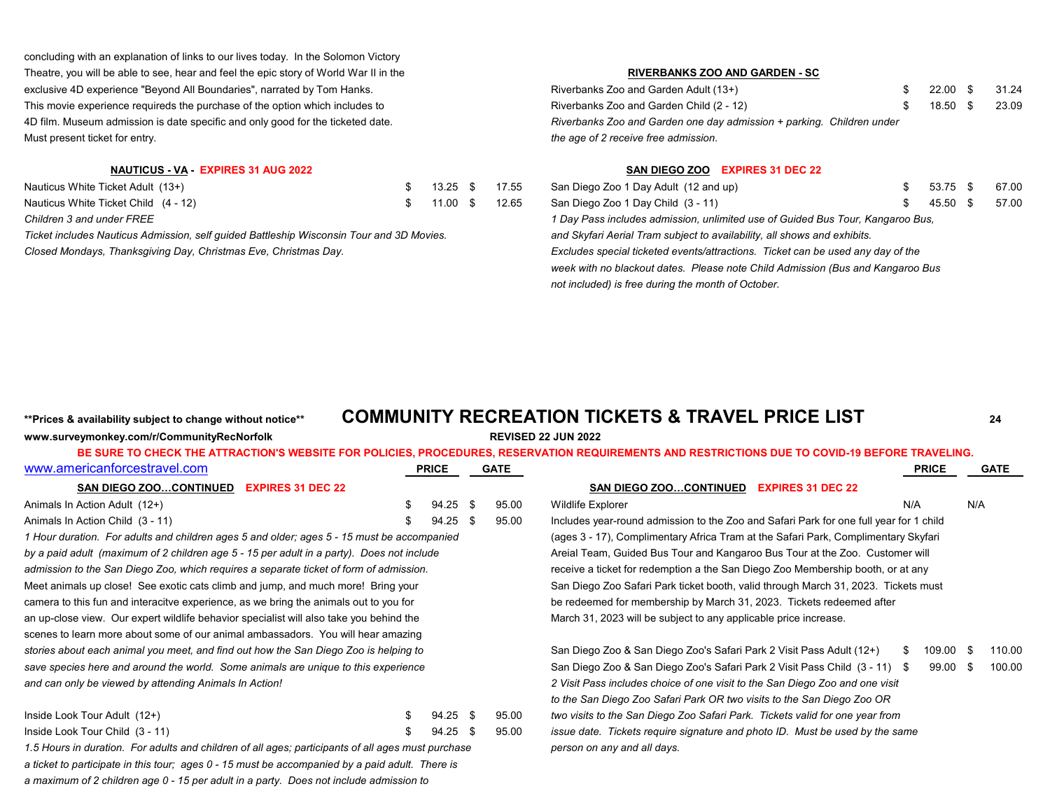concluding with an explanation of links to our lives today. In the Solomon Victory Theatre, you will be able to see, hear and feel the epic story of World War II in the exclusive 4D experience "Beyond All Boundaries", narrated by Tom Hanks. This movie experience requireds the purchase of the option which includes to 4D film. Museum admission is date specific and only good for the ticketed date. Must present ticket for entry.

### NAUTICUS - VA - EXPIRES 31 AUG 2022

| | PRICE | GATE |
|---|---|---|
| Nauticus White Ticket Adult (13+) | $ 13.25 | $ 17.55 |
| Nauticus White Ticket Child (4 - 12) | $ 11.00 | $ 12.65 |

*Children 3 and under FREE*

*Ticket includes Nauticus Admission, self guided Battleship Wisconsin Tour and 3D Movies.*

*Closed Mondays, Thanksgiving Day, Christmas Eve, Christmas Day.*

### RIVERBANKS ZOO AND GARDEN - SC

| | PRICE | GATE |
|---|---|---|
| Riverbanks Zoo and Garden Adult (13+) | $ 22.00 | $ 31.24 |
| Riverbanks Zoo and Garden Child (2 - 12) | $ 18.50 | $ 23.09 |

*Riverbanks Zoo and Garden one day admission + parking. Children under the age of 2 receive free admission.*

### SAN DIEGO ZOO EXPIRES 31 DEC 22

| | PRICE | GATE |
|---|---|---|
| San Diego Zoo 1 Day Adult (12 and up) | $ 53.75 | $ 67.00 |
| San Diego Zoo 1 Day Child (3 - 11) | $ 45.50 | $ 57.00 |

*1 Day Pass includes admission, unlimited use of Guided Bus Tour, Kangaroo Bus, and Skyfari Aerial Tram subject to availability, all shows and exhibits. Excludes special ticketed events/attractions. Ticket can be used any day of the week with no blackout dates. Please note Child Admission (Bus and Kangaroo Bus not included) is free during the month of October.*

**Prices & availability subject to change without notice**

# COMMUNITY RECREATION TICKETS & TRAVEL PRICE LIST

**www.surveymonkey.com/r/CommunityRecNorfolk** **REVISED 22 JUN 2022**

**BE SURE TO CHECK THE ATTRACTION'S WEBSITE FOR POLICIES, PROCEDURES, RESERVATION REQUIREMENTS AND RESTRICTIONS DUE TO COVID-19 BEFORE TRAVELING.**

www.americanforcestravel.com

### SAN DIEGO ZOO…CONTINUED EXPIRES 31 DEC 22

| | PRICE | GATE |
|---|---|---|
| Animals In Action Adult (12+) | $ 94.25 | $ 95.00 |
| Animals In Action Child (3 - 11) | $ 94.25 | $ 95.00 |

*1 Hour duration. For adults and children ages 5 and older; ages 5 - 15 must be accompanied by a paid adult (maximum of 2 children age 5 - 15 per adult in a party). Does not include admission to the San Diego Zoo, which requires a separate ticket of form of admission.*

Meet animals up close! See exotic cats climb and jump, and much more! Bring your camera to this fun and interacitve experience, as we bring the animals out to you for an up-close view. Our expert wildlife behavior specialist will also take you behind the scenes to learn more about some of our animal ambassadors. You will hear amazing *stories about each animal you meet, and find out how the San Diego Zoo is helping to save species here and around the world. Some animals are unique to this experience and can only be viewed by attending Animals In Action!*

| | PRICE | GATE |
|---|---|---|
| Inside Look Tour Adult (12+) | $ 94.25 | $ 95.00 |
| Inside Look Tour Child (3 - 11) | $ 94.25 | $ 95.00 |

*1.5 Hours in duration. For adults and children of all ages; participants of all ages must purchase a ticket to participate in this tour; ages 0 - 15 must be accompanied by a paid adult. There is a maximum of 2 children age 0 - 15 per adult in a party. Does not include admission to*

### SAN DIEGO ZOO…CONTINUED EXPIRES 31 DEC 22

| | PRICE | GATE |
|---|---|---|
| Wildlife Explorer | N/A | N/A |

Includes year-round admission to the Zoo and Safari Park for one full year for 1 child (ages 3 - 17), Complimentary Africa Tram at the Safari Park, Complimentary Skyfari Areial Team, Guided Bus Tour and Kangaroo Bus Tour at the Zoo. Customer will receive a ticket for redemption a the San Diego Zoo Membership booth, or at any San Diego Zoo Safari Park ticket booth, valid through March 31, 2023. Tickets must be redeemed for membership by March 31, 2023. Tickets redeemed after March 31, 2023 will be subject to any applicable price increase.

| | PRICE | GATE |
|---|---|---|
| San Diego Zoo & San Diego Zoo's Safari Park 2 Visit Pass Adult (12+) | $ 109.00 | $ 110.00 |
| San Diego Zoo & San Diego Zoo's Safari Park 2 Visit Pass Child (3 - 11) | $ 99.00 | $ 100.00 |

*2 Visit Pass includes choice of one visit to the San Diego Zoo and one visit to the San Diego Zoo Safari Park OR two visits to the San Diego Zoo OR two visits to the San Diego Zoo Safari Park. Tickets valid for one year from issue date. Tickets require signature and photo ID. Must be used by the same person on any and all days.*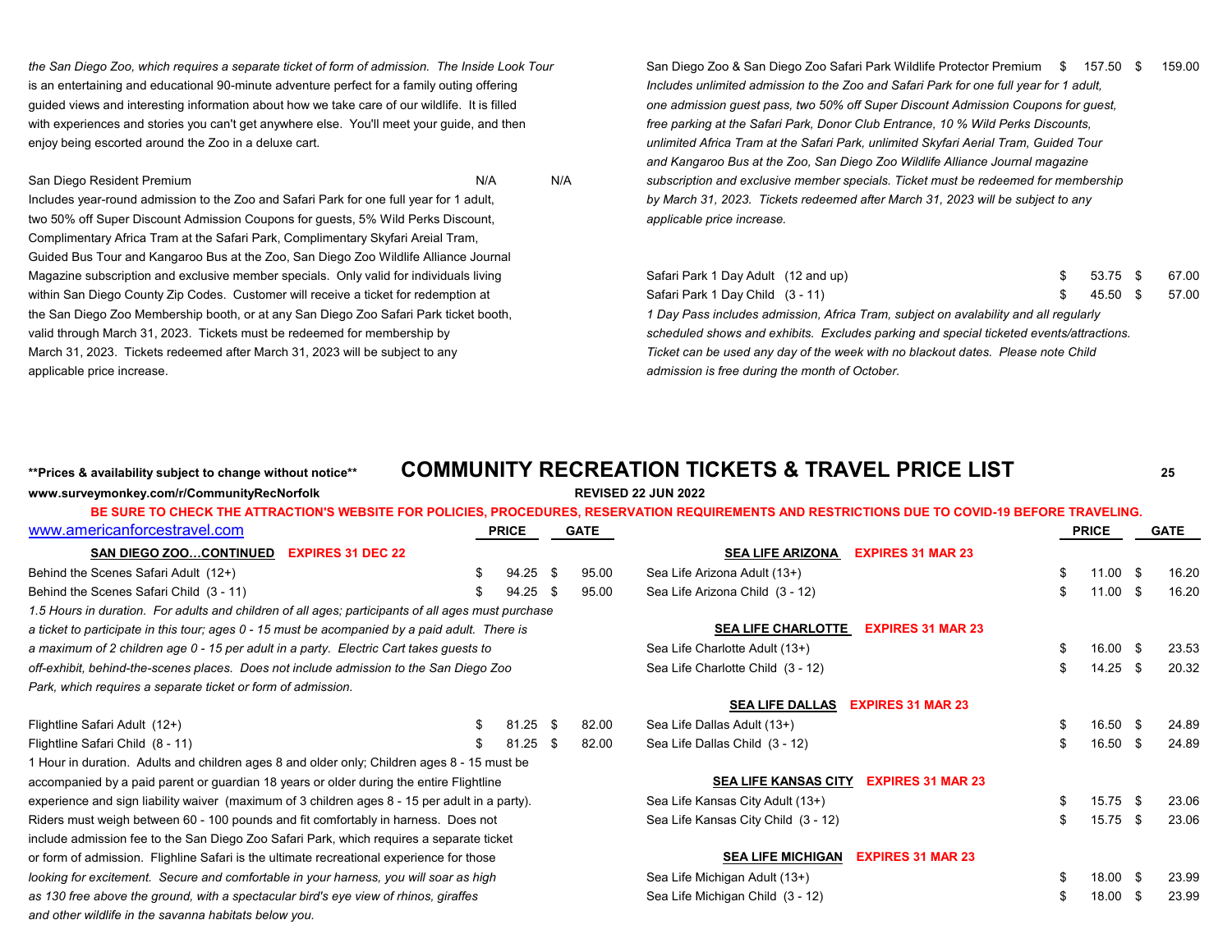*the San Diego Zoo, which requires a separate ticket of form of admission. The Inside Look Tour is an entertaining and educational 90-minute adventure perfect for a family outing offering guided views and interesting information about how we take care of our wildlife. It is filled with experiences and stories you can't get anywhere else. You'll meet your guide, and then enjoy being escorted around the Zoo in a deluxe cart.*

| | PRICE | GATE |
|---|---|---|
| San Diego Resident Premium | N/A | N/A |

Includes year-round admission to the Zoo and Safari Park for one full year for 1 adult, two 50% off Super Discount Admission Coupons for guests, 5% Wild Perks Discount, Complimentary Africa Tram at the Safari Park, Complimentary Skyfari Areial Tram, Guided Bus Tour and Kangaroo Bus at the Zoo, San Diego Zoo Wildlife Alliance Journal Magazine subscription and exclusive member specials. Only valid for individuals living within San Diego County Zip Codes. Customer will receive a ticket for redemption at the San Diego Zoo Membership booth, or at any San Diego Zoo Safari Park ticket booth, valid through March 31, 2023. Tickets must be redeemed for membership by March 31, 2023. Tickets redeemed after March 31, 2023 will be subject to any applicable price increase.

| | PRICE | GATE |
|---|---|---|
| San Diego Zoo & San Diego Zoo Safari Park Wildlife Protector Premium | $ 157.50 | $ 159.00 |

*Includes unlimited admission to the Zoo and Safari Park for one full year for 1 adult, one admission guest pass, two 50% off Super Discount Admission Coupons for guest, free parking at the Safari Park, Donor Club Entrance, 10 % Wild Perks Discounts, unlimited Africa Tram at the Safari Park, unlimited Skyfari Aerial Tram, Guided Tour and Kangaroo Bus at the Zoo, San Diego Zoo Wildlife Alliance Journal magazine subscription and exclusive member specials. Ticket must be redeemed for membership by March 31, 2023. Tickets redeemed after March 31, 2023 will be subject to any applicable price increase.*

| | PRICE | GATE |
|---|---|---|
| Safari Park 1 Day Adult (12 and up) | $ 53.75 | $ 67.00 |
| Safari Park 1 Day Child (3 - 11) | $ 45.50 | $ 57.00 |

*1 Day Pass includes admission, Africa Tram, subject on avalability and all regularly scheduled shows and exhibits. Excludes parking and special ticketed events/attractions. Ticket can be used any day of the week with no blackout dates. Please note Child admission is free during the month of October.*

**\*\*Prices & availability subject to change without notice\*\***

# COMMUNITY RECREATION TICKETS & TRAVEL PRICE LIST

**www.surveymonkey.com/r/CommunityRecNorfolk**

**REVISED 22 JUN 2022**

**BE SURE TO CHECK THE ATTRACTION'S WEBSITE FOR POLICIES, PROCEDURES, RESERVATION REQUIREMENTS AND RESTRICTIONS DUE TO COVID-19 BEFORE TRAVELING.**

www.americanforcestravel.com

## SAN DIEGO ZOO…CONTINUED EXPIRES 31 DEC 22

| | PRICE | GATE |
|---|---|---|
| Behind the Scenes Safari Adult (12+) | $ 94.25 | $ 95.00 |
| Behind the Scenes Safari Child (3 - 11) | $ 94.25 | $ 95.00 |

*1.5 Hours in duration. For adults and children of all ages; participants of all ages must purchase a ticket to participate in this tour; ages 0 - 15 must be accompanied by a paid adult. There is a maximum of 2 children age 0 - 15 per adult in a party. Electric Cart takes guests to off-exhibit, behind-the-scenes places. Does not include admission to the San Diego Zoo Park, which requires a separate ticket or form of admission.*

| | PRICE | GATE |
|---|---|---|
| Flightline Safari Adult (12+) | $ 81.25 | $ 82.00 |
| Flightline Safari Child (8 - 11) | $ 81.25 | $ 82.00 |

1 Hour in duration. Adults and children ages 8 and older only; Children ages 8 - 15 must be accompanied by a paid parent or guardian 18 years or older during the entire Flightline experience and sign liability waiver (maximum of 3 children ages 8 - 15 per adult in a party). Riders must weigh between 60 - 100 pounds and fit comfortably in harness. Does not include admission fee to the San Diego Zoo Safari Park, which requires a separate ticket or form of admission. Flighline Safari is the ultimate recreational experience for those *looking for excitement. Secure and comfortable in your harness, you will soar as high as 130 free above the ground, with a spectacular bird's eye view of rhinos, giraffes and other wildlife in the savanna habitats below you.*

## SEA LIFE ARIZONA EXPIRES 31 MAR 23

| | PRICE | GATE |
|---|---|---|
| Sea Life Arizona Adult (13+) | $ 11.00 | $ 16.20 |
| Sea Life Arizona Child (3 - 12) | $ 11.00 | $ 16.20 |

## SEA LIFE CHARLOTTE EXPIRES 31 MAR 23

| | PRICE | GATE |
|---|---|---|
| Sea Life Charlotte Adult (13+) | $ 16.00 | $ 23.53 |
| Sea Life Charlotte Child (3 - 12) | $ 14.25 | $ 20.32 |

## SEA LIFE DALLAS EXPIRES 31 MAR 23

| | PRICE | GATE |
|---|---|---|
| Sea Life Dallas Adult (13+) | $ 16.50 | $ 24.89 |
| Sea Life Dallas Child (3 - 12) | $ 16.50 | $ 24.89 |

## SEA LIFE KANSAS CITY EXPIRES 31 MAR 23

| | PRICE | GATE |
|---|---|---|
| Sea Life Kansas City Adult (13+) | $ 15.75 | $ 23.06 |
| Sea Life Kansas City Child (3 - 12) | $ 15.75 | $ 23.06 |

## SEA LIFE MICHIGAN EXPIRES 31 MAR 23

| | PRICE | GATE |
|---|---|---|
| Sea Life Michigan Adult (13+) | $ 18.00 | $ 23.99 |
| Sea Life Michigan Child (3 - 12) | $ 18.00 | $ 23.99 |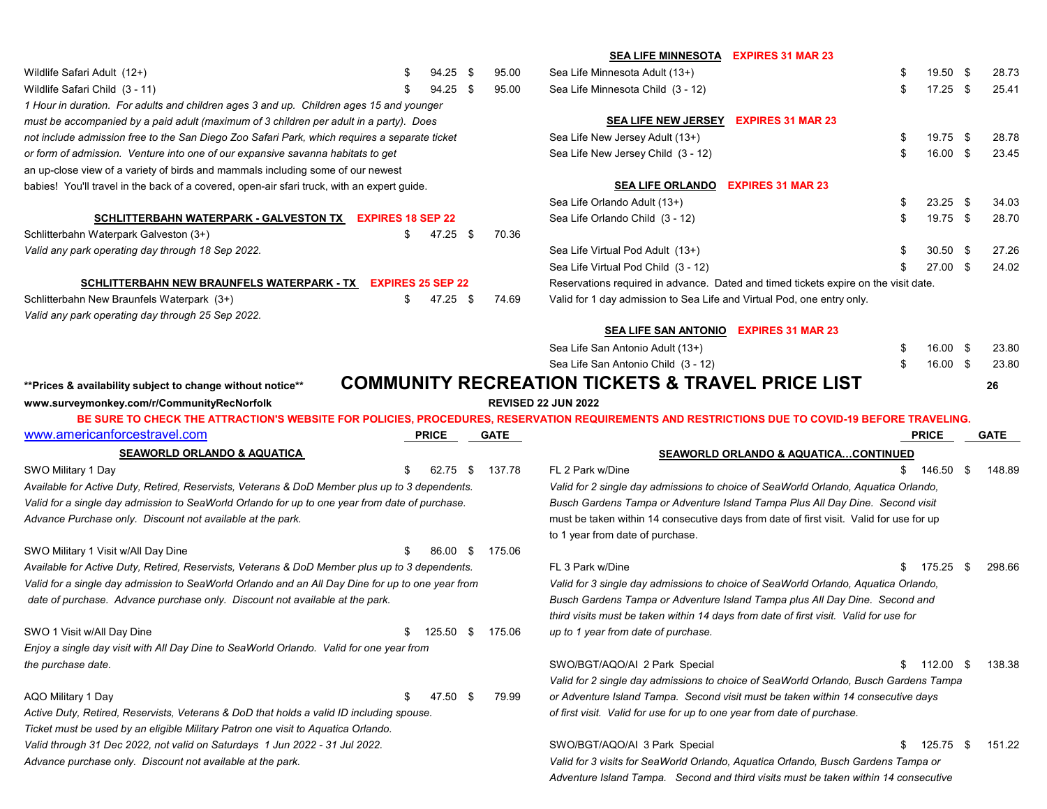| | PRICE | GATE |
|---|---|---|
| Wildlife Safari Adult (12+) | $ 94.25 | $ 95.00 |
| Wildlife Safari Child (3 - 11) | $ 94.25 | $ 95.00 |

*1 Hour in duration. For adults and children ages 3 and up. Children ages 15 and younger must be accompanied by a paid adult (maximum of 3 children per adult in a party). Does not include admission free to the San Diego Zoo Safari Park, which requires a separate ticket or form of admission. Venture into one of our expansive savanna habitats to get an up-close view of a variety of birds and mammals including some of our newest babies! You'll travel in the back of a covered, open-air sfari truck, with an expert guide.*

### SCHLITTERBAHN WATERPARK - GALVESTON TX EXPIRES 18 SEP 22

| | PRICE | GATE |
|---|---|---|
| Schlitterbahn Waterpark Galveston (3+) | $ 47.25 | $ 70.36 |

*Valid any park operating day through 18 Sep 2022.*

### SCHLITTERBAHN NEW BRAUNFELS WATERPARK - TX EXPIRES 25 SEP 22

| | PRICE | GATE |
|---|---|---|
| Schlitterbahn New Braunfels Waterpark (3+) | $ 47.25 | $ 74.69 |

*Valid any park operating day through 25 Sep 2022.*

### SEA LIFE MINNESOTA EXPIRES 31 MAR 23

| | PRICE | GATE |
|---|---|---|
| Sea Life Minnesota Adult (13+) | $ 19.50 | $ 28.73 |
| Sea Life Minnesota Child (3 - 12) | $ 17.25 | $ 25.41 |

### SEA LIFE NEW JERSEY EXPIRES 31 MAR 23

| | PRICE | GATE |
|---|---|---|
| Sea Life New Jersey Adult (13+) | $ 19.75 | $ 28.78 |
| Sea Life New Jersey Child (3 - 12) | $ 16.00 | $ 23.45 |

### SEA LIFE ORLANDO EXPIRES 31 MAR 23

| | PRICE | GATE |
|---|---|---|
| Sea Life Orlando Adult (13+) | $ 23.25 | $ 34.03 |
| Sea Life Orlando Child (3 - 12) | $ 19.75 | $ 28.70 |
| Sea Life Virtual Pod Adult (13+) | $ 30.50 | $ 27.26 |
| Sea Life Virtual Pod Child (3 - 12) | $ 27.00 | $ 24.02 |

Reservations required in advance. Dated and timed tickets expire on the visit date.
Valid for 1 day admission to Sea Life and Virtual Pod, one entry only.

### SEA LIFE SAN ANTONIO EXPIRES 31 MAR 23

| | PRICE | GATE |
|---|---|---|
| Sea Life San Antonio Adult (13+) | $ 16.00 | $ 23.80 |
| Sea Life San Antonio Child (3 - 12) | $ 16.00 | $ 23.80 |

**Prices & availability subject to change without notice**

# COMMUNITY RECREATION TICKETS & TRAVEL PRICE LIST

www.surveymonkey.com/r/CommunityRecNorfolk

REVISED 22 JUN 2022

**BE SURE TO CHECK THE ATTRACTION'S WEBSITE FOR POLICIES, PROCEDURES, RESERVATION REQUIREMENTS AND RESTRICTIONS DUE TO COVID-19 BEFORE TRAVELING.**

www.americanforcestravel.com

### SEAWORLD ORLANDO & AQUATICA

| | PRICE | GATE |
|---|---|---|
| SWO Military 1 Day | $ 62.75 | $ 137.78 |

*Available for Active Duty, Retired, Reservists, Veterans & DoD Member plus up to 3 dependents. Valid for a single day admission to SeaWorld Orlando for up to one year from date of purchase. Advance Purchase only. Discount not available at the park.*

| | PRICE | GATE |
|---|---|---|
| SWO Military 1 Visit w/All Day Dine | $ 86.00 | $ 175.06 |

*Available for Active Duty, Retired, Reservists, Veterans & DoD Member plus up to 3 dependents. Valid for a single day admission to SeaWorld Orlando and an All Day Dine for up to one year from date of purchase. Advance purchase only. Discount not available at the park.*

| | PRICE | GATE |
|---|---|---|
| SWO 1 Visit w/All Day Dine | $ 125.50 | $ 175.06 |

*Enjoy a single day visit with All Day Dine to SeaWorld Orlando. Valid for one year from the purchase date.*

| | PRICE | GATE |
|---|---|---|
| AQO Military 1 Day | $ 47.50 | $ 79.99 |

*Active Duty, Retired, Reservists, Veterans & DoD that holds a valid ID including spouse. Ticket must be used by an eligible Military Patron one visit to Aquatica Orlando. Valid through 31 Dec 2022, not valid on Saturdays 1 Jun 2022 - 31 Jul 2022. Advance purchase only. Discount not available at the park.*

### SEAWORLD ORLANDO & AQUATICA...CONTINUED

| | PRICE | GATE |
|---|---|---|
| FL 2 Park w/Dine | $ 146.50 | $ 148.89 |

*Valid for 2 single day admissions to choice of SeaWorld Orlando, Aquatica Orlando, Busch Gardens Tampa or Adventure Island Tampa Plus All Day Dine. Second visit* must be taken within 14 consecutive days from date of first visit. Valid for use for up to 1 year from date of purchase.

| | PRICE | GATE |
|---|---|---|
| FL 3 Park w/Dine | $ 175.25 | $ 298.66 |

*Valid for 3 single day admissions to choice of SeaWorld Orlando, Aquatica Orlando, Busch Gardens Tampa or Adventure Island Tampa plus All Day Dine. Second and third visits must be taken within 14 days from date of first visit. Valid for use for up to 1 year from date of purchase.*

| | PRICE | GATE |
|---|---|---|
| SWO/BGT/AQO/AI 2 Park Special | $ 112.00 | $ 138.38 |

*Valid for 2 single day admissions to choice of SeaWorld Orlando, Busch Gardens Tampa or Adventure Island Tampa. Second visit must be taken within 14 consecutive days of first visit. Valid for use for up to one year from date of purchase.*

| | PRICE | GATE |
|---|---|---|
| SWO/BGT/AQO/AI 3 Park Special | $ 125.75 | $ 151.22 |

*Valid for 3 visits for SeaWorld Orlando, Aquatica Orlando, Busch Gardens Tampa or Adventure Island Tampa. Second and third visits must be taken within 14 consecutive*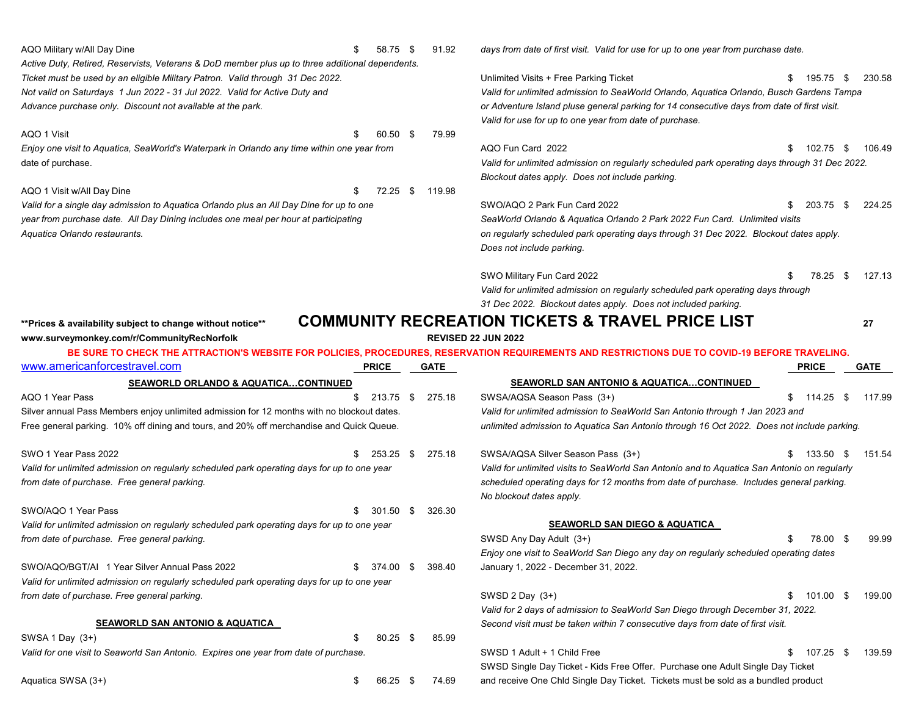AQO Military w/All Day Dine $ 58.75 $ 91.92

*Active Duty, Retired, Reservists, Veterans & DoD member plus up to three additional dependents. Ticket must be used by an eligible Military Patron. Valid through 31 Dec 2022. Not valid on Saturdays 1 Jun 2022 - 31 Jul 2022. Valid for Active Duty and Advance purchase only. Discount not available at the park.*

AQO 1 Visit $ 60.50 $ 79.99

*Enjoy one visit to Aquatica, SeaWorld's Waterpark in Orlando any time within one year from* date of purchase.

AQO 1 Visit w/All Day Dine $ 72.25 $ 119.98

*Valid for a single day admission to Aquatica Orlando plus an All Day Dine for up to one year from purchase date. All Day Dining includes one meal per hour at participating Aquatica Orlando restaurants.*

*days from date of first visit. Valid for use for up to one year from purchase date.*

Unlimited Visits + Free Parking Ticket $ 195.75 $ 230.58

*Valid for unlimited admission to SeaWorld Orlando, Aquatica Orlando, Busch Gardens Tampa or Adventure Island pluse general parking for 14 consecutive days from date of first visit. Valid for use for up to one year from date of purchase.*

AQO Fun Card 2022 $ 102.75 $ 106.49

*Valid for unlimited admission on regularly scheduled park operating days through 31 Dec 2022. Blockout dates apply. Does not include parking.*

SWO/AQO 2 Park Fun Card 2022 $ 203.75 $ 224.25

*SeaWorld Orlando & Aquatica Orlando 2 Park 2022 Fun Card. Unlimited visits on regularly scheduled park operating days through 31 Dec 2022. Blockout dates apply. Does not include parking.*

SWO Military Fun Card 2022 $ 78.25 $ 127.13

*Valid for unlimited admission on regularly scheduled park operating days through 31 Dec 2022. Blockout dates apply. Does not included parking.*

**Prices & availability subject to change without notice**

# COMMUNITY RECREATION TICKETS & TRAVEL PRICE LIST

**www.surveymonkey.com/r/CommunityRecNorfolk**

**REVISED 22 JUN 2022**

**BE SURE TO CHECK THE ATTRACTION'S WEBSITE FOR POLICIES, PROCEDURES, RESERVATION REQUIREMENTS AND RESTRICTIONS DUE TO COVID-19 BEFORE TRAVELING.**

www.americanforcestravel.com

| | PRICE | GATE |
|---|---|---|

## SEAWORLD ORLANDO & AQUATICA...CONTINUED

AQO 1 Year Pass $ 213.75 $ 275.18

Silver annual Pass Members enjoy unlimited admission for 12 months with no blockout dates. Free general parking. 10% off dining and tours, and 20% off merchandise and Quick Queue.

SWO 1 Year Pass 2022 $ 253.25 $ 275.18

*Valid for unlimited admission on regularly scheduled park operating days for up to one year from date of purchase. Free general parking.*

SWO/AQO 1 Year Pass $ 301.50 $ 326.30

*Valid for unlimited admission on regularly scheduled park operating days for up to one year from date of purchase. Free general parking.*

SWO/AQO/BGT/AI 1 Year Silver Annual Pass 2022 $ 374.00 $ 398.40

*Valid for unlimited admission on regularly scheduled park operating days for up to one year from date of purchase. Free general parking.*

## SEAWORLD SAN ANTONIO & AQUATICA

SWSA 1 Day (3+) $ 80.25 $ 85.99

*Valid for one visit to Seaworld San Antonio. Expires one year from date of purchase.*

Aquatica SWSA (3+) $ 66.25 $ 74.69

## SEAWORLD SAN ANTONIO & AQUATICA...CONTINUED

SWSA/AQSA Season Pass (3+) $ 114.25 $ 117.99

*Valid for unlimited admission to SeaWorld San Antonio through 1 Jan 2023 and unlimited admission to Aquatica San Antonio through 16 Oct 2022. Does not include parking.*

SWSA/AQSA Silver Season Pass (3+) $ 133.50 $ 151.54

*Valid for unlimited visits to SeaWorld San Antonio and to Aquatica San Antonio on regularly scheduled operating days for 12 months from date of purchase. Includes general parking. No blockout dates apply.*

## SEAWORLD SAN DIEGO & AQUATICA

SWSD Any Day Adult (3+) $ 78.00 $ 99.99

*Enjoy one visit to SeaWorld San Diego any day on regularly scheduled operating dates* January 1, 2022 - December 31, 2022.

SWSD 2 Day (3+) $ 101.00 $ 199.00

*Valid for 2 days of admission to SeaWorld San Diego through December 31, 2022. Second visit must be taken within 7 consecutive days from date of first visit.*

SWSD 1 Adult + 1 Child Free $ 107.25 $ 139.59

SWSD Single Day Ticket - Kids Free Offer. Purchase one Adult Single Day Ticket and receive One Chld Single Day Ticket. Tickets must be sold as a bundled product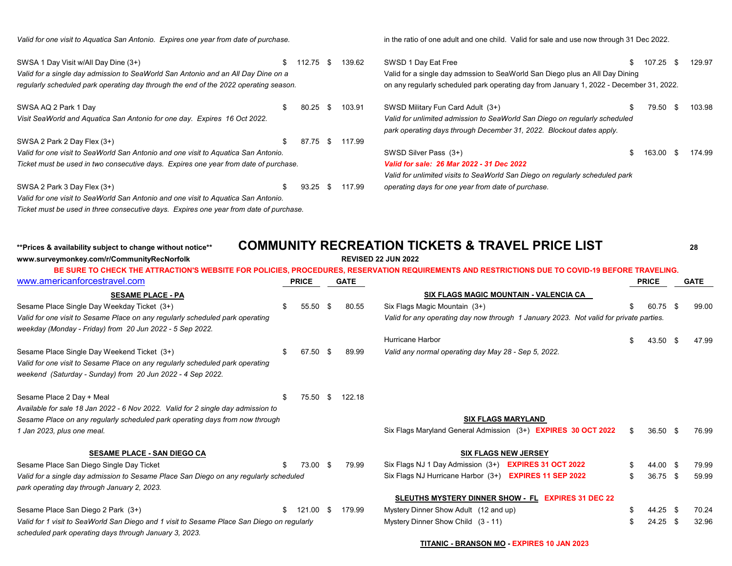*Valid for one visit to Aquatica San Antonio. Expires one year from date of purchase.*

| | PRICE | GATE |
|---|---|---|
| SWSA 1 Day Visit w/All Day Dine (3+) | $ 112.75 | $ 139.62 |

*Valid for a single day admission to SeaWorld San Antonio and an All Day Dine on a regularly scheduled park operating day through the end of the 2022 operating season.*

| | PRICE | GATE |
|---|---|---|
| SWSA AQ 2 Park 1 Day | $ 80.25 | $ 103.91 |

*Visit SeaWorld and Aquatica San Antonio for one day. Expires 16 Oct 2022.*

| | PRICE | GATE |
|---|---|---|
| SWSA 2 Park 2 Day Flex (3+) | $ 87.75 | $ 117.99 |

*Valid for one visit to SeaWorld San Antonio and one visit to Aquatica San Antonio. Ticket must be used in two consecutive days. Expires one year from date of purchase.*

| | PRICE | GATE |
|---|---|---|
| SWSA 2 Park 3 Day Flex (3+) | $ 93.25 | $ 117.99 |

*Valid for one visit to SeaWorld San Antonio and one visit to Aquatica San Antonio. Ticket must be used in three consecutive days. Expires one year from date of purchase.*

in the ratio of one adult and one child. Valid for sale and use now through 31 Dec 2022.

| | PRICE | GATE |
|---|---|---|
| SWSD 1 Day Eat Free | $ 107.25 | $ 129.97 |

Valid for a single day admssion to SeaWorld San Diego plus an All Day Dining on any regularly scheduled park operating day from January 1, 2022 - December 31, 2022.

| | PRICE | GATE |
|---|---|---|
| SWSD Military Fun Card Adult (3+) | $ 79.50 | $ 103.98 |

*Valid for unlimited admission to SeaWorld San Diego on regularly scheduled park operating days through December 31, 2022. Blockout dates apply.*

| | PRICE | GATE |
|---|---|---|
| SWSD Silver Pass (3+) | $ 163.00 | $ 174.99 |

***Valid for sale: 26 Mar 2022 - 31 Dec 2022***

*Valid for unlimited visits to SeaWorld San Diego on regularly scheduled park operating days for one year from date of purchase.*

**Prices & availability subject to change without notice**

# COMMUNITY RECREATION TICKETS & TRAVEL PRICE LIST

www.surveymonkey.com/r/CommunityRecNorfolk

**REVISED 22 JUN 2022**

**BE SURE TO CHECK THE ATTRACTION'S WEBSITE FOR POLICIES, PROCEDURES, RESERVATION REQUIREMENTS AND RESTRICTIONS DUE TO COVID-19 BEFORE TRAVELING.**

www.americanforcestravel.com

## SESAME PLACE - PA

| | PRICE | GATE |
|---|---|---|
| Sesame Place Single Day Weekday Ticket (3+) | $ 55.50 | $ 80.55 |

*Valid for one visit to Sesame Place on any regularly scheduled park operating weekday (Monday - Friday) from 20 Jun 2022 - 5 Sep 2022.*

| | PRICE | GATE |
|---|---|---|
| Sesame Place Single Day Weekend Ticket (3+) | $ 67.50 | $ 89.99 |

*Valid for one visit to Sesame Place on any regularly scheduled park operating weekend (Saturday - Sunday) from 20 Jun 2022 - 4 Sep 2022.*

| | PRICE | GATE |
|---|---|---|
| Sesame Place 2 Day + Meal | $ 75.50 | $ 122.18 |

*Available for sale 18 Jan 2022 - 6 Nov 2022. Valid for 2 single day admission to Sesame Place on any regularly scheduled park operating days from now through 1 Jan 2023, plus one meal.*

## SESAME PLACE - SAN DIEGO CA

| | PRICE | GATE |
|---|---|---|
| Sesame Place San Diego Single Day Ticket | $ 73.00 | $ 79.99 |

*Valid for a single day admission to Sesame Place San Diego on any regularly scheduled park operating day through January 2, 2023.*

| | PRICE | GATE |
|---|---|---|
| Sesame Place San Diego 2 Park (3+) | $ 121.00 | $ 179.99 |

*Valid for 1 visit to SeaWorld San Diego and 1 visit to Sesame Place San Diego on regularly scheduled park operating days through January 3, 2023.*

## SIX FLAGS MAGIC MOUNTAIN - VALENCIA CA

| | PRICE | GATE |
|---|---|---|
| Six Flags Magic Mountain (3+) | $ 60.75 | $ 99.00 |

*Valid for any operating day now through 1 January 2023. Not valid for private parties.*

| | PRICE | GATE |
|---|---|---|
| Hurricane Harbor | $ 43.50 | $ 47.99 |

*Valid any normal operating day May 28 - Sep 5, 2022.*

## SIX FLAGS MARYLAND

| | PRICE | GATE |
|---|---|---|
| Six Flags Maryland General Admission (3+) **EXPIRES 30 OCT 2022** | $ 36.50 | $ 76.99 |

## SIX FLAGS NEW JERSEY

| | PRICE | GATE |
|---|---|---|
| Six Flags NJ 1 Day Admission (3+) **EXPIRES 31 OCT 2022** | $ 44.00 | $ 79.99 |
| Six Flags NJ Hurricane Harbor (3+) **EXPIRES 11 SEP 2022** | $ 36.75 | $ 59.99 |

## SLEUTHS MYSTERY DINNER SHOW - FL **EXPIRES 31 DEC 22**

| | PRICE | GATE |
|---|---|---|
| Mystery Dinner Show Adult (12 and up) | $ 44.25 | $ 70.24 |
| Mystery Dinner Show Child (3 - 11) | $ 24.25 | $ 32.96 |

## TITANIC - BRANSON MO - **EXPIRES 10 JAN 2023**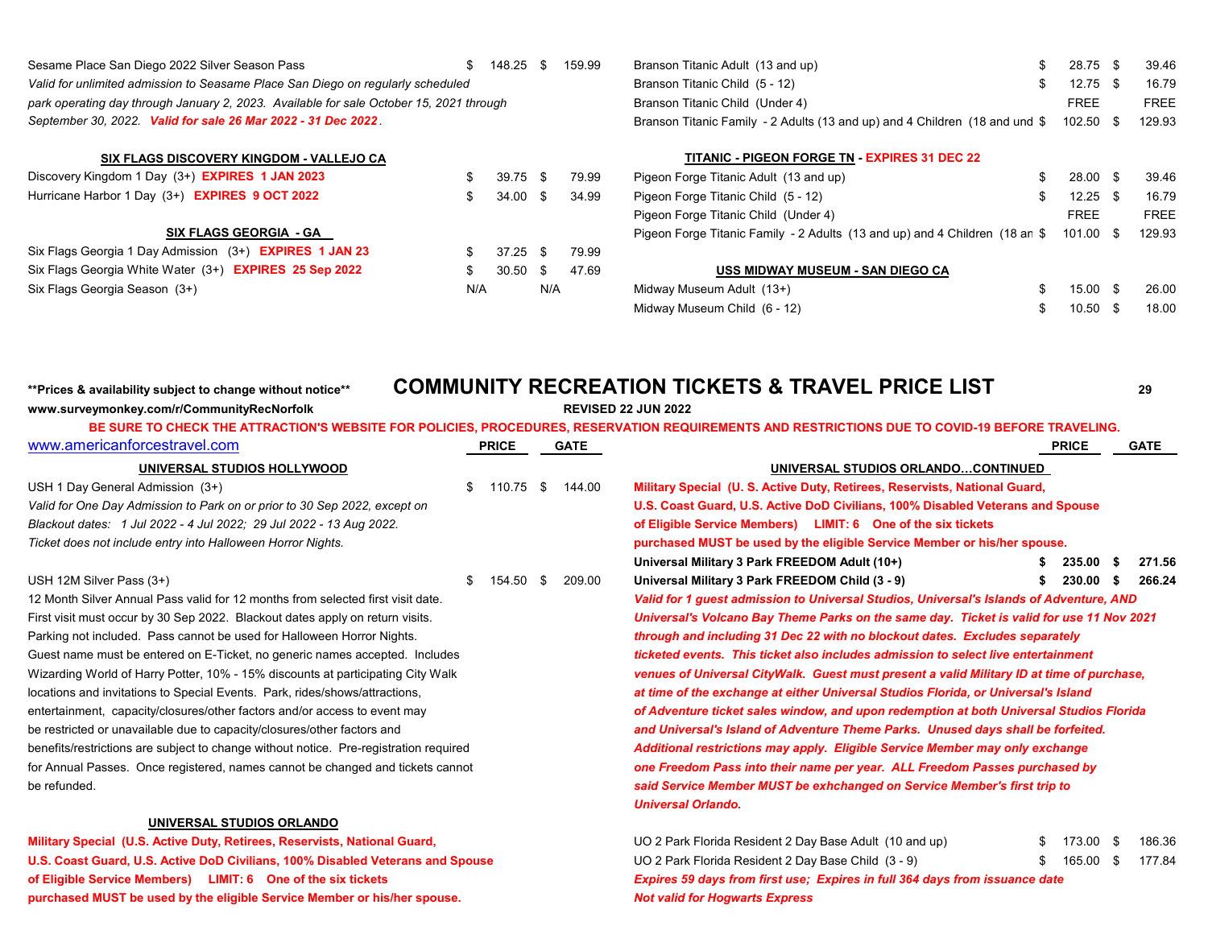| | PRICE | GATE |
|---|---|---|
| Sesame Place San Diego 2022 Silver Season Pass | $ 148.25 | $ 159.99 |

*Valid for unlimited admission to Sesame Place San Diego on regularly scheduled park operating day through January 2, 2023. Available for sale October 15, 2021 through September 30, 2022.* ***Valid for sale 26 Mar 2022 - 31 Dec 2022***.

### SIX FLAGS DISCOVERY KINGDOM - VALLEJO CA

| | PRICE | GATE |
|---|---|---|
| Discovery Kingdom 1 Day (3+) **EXPIRES 1 JAN 2023** | $ 39.75 | $ 79.99 |
| Hurricane Harbor 1 Day (3+) **EXPIRES 9 OCT 2022** | $ 34.00 | $ 34.99 |

### SIX FLAGS GEORGIA - GA

| | PRICE | GATE |
|---|---|---|
| Six Flags Georgia 1 Day Admission (3+) **EXPIRES 1 JAN 23** | $ 37.25 | $ 79.99 |
| Six Flags Georgia White Water (3+) **EXPIRES 25 Sep 2022** | $ 30.50 | $ 47.69 |
| Six Flags Georgia Season (3+) | N/A | N/A |

| | PRICE | GATE |
|---|---|---|
| Branson Titanic Adult (13 and up) | $ 28.75 | $ 39.46 |
| Branson Titanic Child (5 - 12) | $ 12.75 | $ 16.79 |
| Branson Titanic Child (Under 4) | FREE | FREE |
| Branson Titanic Family - 2 Adults (13 and up) and 4 Children (18 and und | $ 102.50 | $ 129.93 |

### TITANIC - PIGEON FORGE TN - EXPIRES 31 DEC 22

| | PRICE | GATE |
|---|---|---|
| Pigeon Forge Titanic Adult (13 and up) | $ 28.00 | $ 39.46 |
| Pigeon Forge Titanic Child (5 - 12) | $ 12.25 | $ 16.79 |
| Pigeon Forge Titanic Child (Under 4) | FREE | FREE |
| Pigeon Forge Titanic Family - 2 Adults (13 and up) and 4 Children (18 an | $ 101.00 | $ 129.93 |

### USS MIDWAY MUSEUM - SAN DIEGO CA

| | PRICE | GATE |
|---|---|---|
| Midway Museum Adult (13+) | $ 15.00 | $ 26.00 |
| Midway Museum Child (6 - 12) | $ 10.50 | $ 18.00 |

**\*\*Prices & availability subject to change without notice\*\***

# COMMUNITY RECREATION TICKETS & TRAVEL PRICE LIST

**www.surveymonkey.com/r/CommunityRecNorfolk**

**REVISED 22 JUN 2022**

**BE SURE TO CHECK THE ATTRACTION'S WEBSITE FOR POLICIES, PROCEDURES, RESERVATION REQUIREMENTS AND RESTRICTIONS DUE TO COVID-19 BEFORE TRAVELING.**

www.americanforcestravel.com

### UNIVERSAL STUDIOS HOLLYWOOD

| | PRICE | GATE |
|---|---|---|
| USH 1 Day General Admission (3+) | $ 110.75 | $ 144.00 |

*Valid for One Day Admission to Park on or prior to 30 Sep 2022, except on Blackout dates: 1 Jul 2022 - 4 Jul 2022; 29 Jul 2022 - 13 Aug 2022.*
*Ticket does not include entry into Halloween Horror Nights.*

| | PRICE | GATE |
|---|---|---|
| USH 12M Silver Pass (3+) | $ 154.50 | $ 209.00 |

12 Month Silver Annual Pass valid for 12 months from selected first visit date. First visit must occur by 30 Sep 2022. Blackout dates apply on return visits. Parking not included. Pass cannot be used for Halloween Horror Nights. Guest name must be entered on E-Ticket, no generic names accepted. Includes Wizarding World of Harry Potter, 10% - 15% discounts at participating City Walk locations and invitations to Special Events. Park, rides/shows/attractions, entertainment, capacity/closures/other factors and/or access to event may be restricted or unavailable due to capacity/closures/other factors and benefits/restrictions are subject to change without notice. Pre-registration required for Annual Passes. Once registered, names cannot be changed and tickets cannot be refunded.

### UNIVERSAL STUDIOS ORLANDO

**Military Special (U.S. Active Duty, Retirees, Reservists, National Guard, U.S. Coast Guard, U.S. Active DoD Civilians, 100% Disabled Veterans and Spouse of Eligible Service Members) LIMIT: 6 One of the six tickets purchased MUST be used by the eligible Service Member or his/her spouse.**

### UNIVERSAL STUDIOS ORLANDO...CONTINUED

**Military Special (U. S. Active Duty, Retirees, Reservists, National Guard, U.S. Coast Guard, U.S. Active DoD Civilians, 100% Disabled Veterans and Spouse of Eligible Service Members) LIMIT: 6 One of the six tickets purchased MUST be used by the eligible Service Member or his/her spouse.**

| | PRICE | GATE |
|---|---|---|
| **Universal Military 3 Park FREEDOM Adult (10+)** | **$ 235.00** | **$ 271.56** |
| **Universal Military 3 Park FREEDOM Child (3 - 9)** | **$ 230.00** | **$ 266.24** |

***Valid for 1 guest admission to Universal Studios, Universal's Islands of Adventure, AND Universal's Volcano Bay Theme Parks on the same day. Ticket is valid for use 11 Nov 2021 through and including 31 Dec 22 with no blockout dates. Excludes separately ticketed events. This ticket also includes admission to select live entertainment venues of Universal CityWalk. Guest must present a valid Military ID at time of purchase, at time of the exchange at either Universal Studios Florida, or Universal's Island of Adventure ticket sales window, and upon redemption at both Universal Studios Florida and Universal's Island of Adventure Theme Parks. Unused days shall be forfeited. Additional restrictions may apply. Eligible Service Member may only exchange one Freedom Pass into their name per year. ALL Freedom Passes purchased by said Service Member MUST be exhchanged on Service Member's first trip to Universal Orlando.***

| | PRICE | GATE |
|---|---|---|
| UO 2 Park Florida Resident 2 Day Base Adult (10 and up) | $ 173.00 | $ 186.36 |
| UO 2 Park Florida Resident 2 Day Base Child (3 - 9) | $ 165.00 | $ 177.84 |

***Expires 59 days from first use; Expires in full 364 days from issuance date***
***Not valid for Hogwarts Express***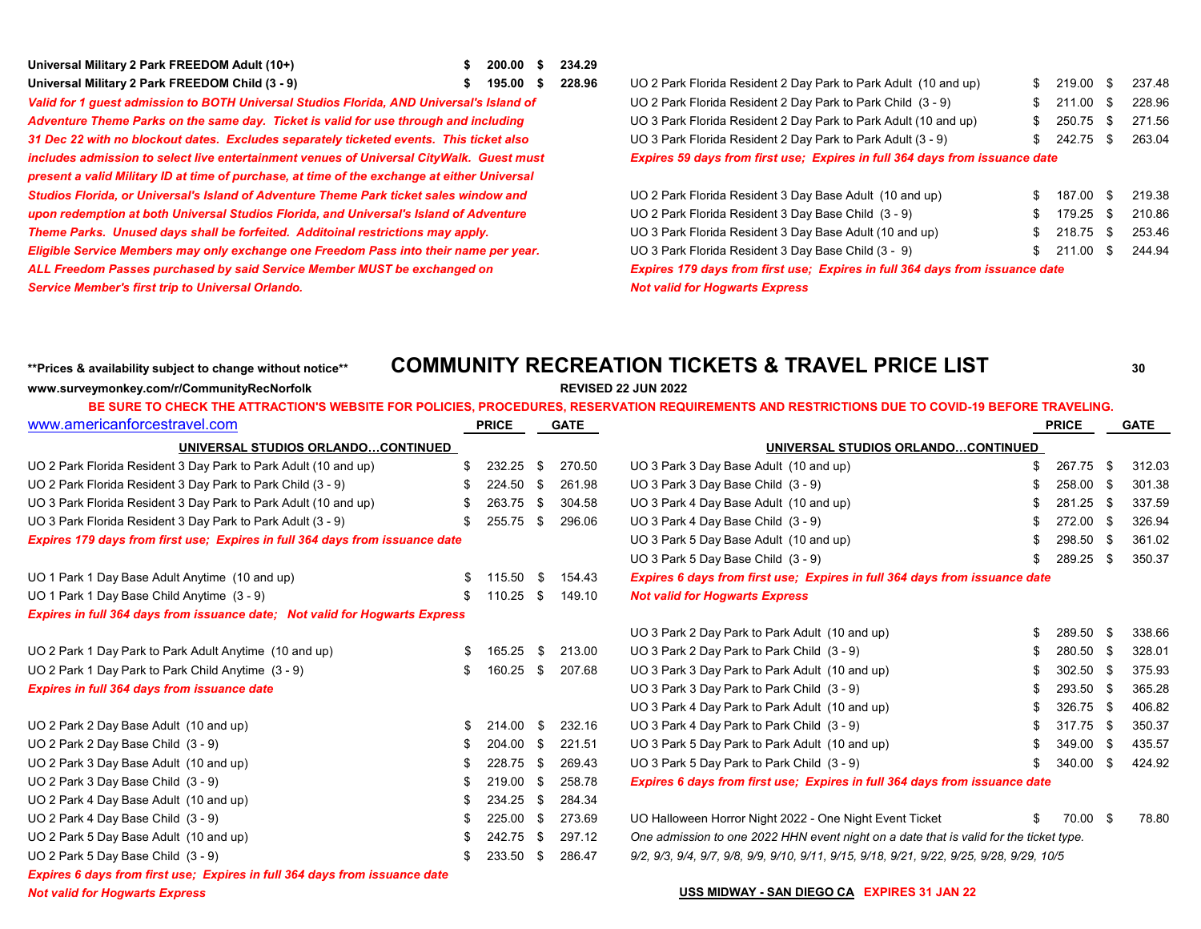| | PRICE | GATE |
|---|---|---|
| **Universal Military 2 Park FREEDOM Adult (10+)** | **$ 200.00** | **$ 234.29** |
| **Universal Military 2 Park FREEDOM Child (3 - 9)** | **$ 195.00** | **$ 228.96** |

***Valid for 1 guest admission to BOTH Universal Studios Florida, AND Universal's Island of Adventure Theme Parks on the same day. Ticket is valid for use through and including 31 Dec 22 with no blockout dates. Excludes separately ticketed events. This ticket also includes admission to select live entertainment venues of Universal CityWalk. Guest must present a valid Military ID at time of purchase, at time of the exchange at either Universal Studios Florida, or Universal's Island of Adventure Theme Park ticket sales window and upon redemption at both Universal Studios Florida, and Universal's Island of Adventure Theme Parks. Unused days shall be forfeited. Additoinal restrictions may apply. Eligible Service Members may only exchange one Freedom Pass into their name per year. ALL Freedom Passes purchased by said Service Member MUST be exchanged on Service Member's first trip to Universal Orlando.***

| | PRICE | GATE |
|---|---|---|
| UO 2 Park Florida Resident 2 Day Park to Park Adult (10 and up) | $ 219.00 | $ 237.48 |
| UO 2 Park Florida Resident 2 Day Park to Park Child (3 - 9) | $ 211.00 | $ 228.96 |
| UO 3 Park Florida Resident 2 Day Park to Park Adult (10 and up) | $ 250.75 | $ 271.56 |
| UO 3 Park Florida Resident 2 Day Park to Park Adult (3 - 9) | $ 242.75 | $ 263.04 |

***Expires 59 days from first use; Expires in full 364 days from issuance date***

| | PRICE | GATE |
|---|---|---|
| UO 2 Park Florida Resident 3 Day Base Adult (10 and up) | $ 187.00 | $ 219.38 |
| UO 2 Park Florida Resident 3 Day Base Child (3 - 9) | $ 179.25 | $ 210.86 |
| UO 3 Park Florida Resident 3 Day Base Adult (10 and up) | $ 218.75 | $ 253.46 |
| UO 3 Park Florida Resident 3 Day Base Child (3 - 9) | $ 211.00 | $ 244.94 |

***Expires 179 days from first use; Expires in full 364 days from issuance date***
***Not valid for Hogwarts Express***

**\*\*Prices & availability subject to change without notice\*\***

# COMMUNITY RECREATION TICKETS & TRAVEL PRICE LIST

**www.surveymonkey.com/r/CommunityRecNorfolk**

**REVISED 22 JUN 2022**

**BE SURE TO CHECK THE ATTRACTION'S WEBSITE FOR POLICIES, PROCEDURES, RESERVATION REQUIREMENTS AND RESTRICTIONS DUE TO COVID-19 BEFORE TRAVELING.**

www.americanforcestravel.com

## UNIVERSAL STUDIOS ORLANDO...CONTINUED

| | PRICE | GATE |
|---|---|---|
| UO 2 Park Florida Resident 3 Day Park to Park Adult (10 and up) | $ 232.25 | $ 270.50 |
| UO 2 Park Florida Resident 3 Day Park to Park Child (3 - 9) | $ 224.50 | $ 261.98 |
| UO 3 Park Florida Resident 3 Day Park to Park Adult (10 and up) | $ 263.75 | $ 304.58 |
| UO 3 Park Florida Resident 3 Day Park to Park Adult (3 - 9) | $ 255.75 | $ 296.06 |

***Expires 179 days from first use; Expires in full 364 days from issuance date***

| | PRICE | GATE |
|---|---|---|
| UO 1 Park 1 Day Base Adult Anytime (10 and up) | $ 115.50 | $ 154.43 |
| UO 1 Park 1 Day Base Child Anytime (3 - 9) | $ 110.25 | $ 149.10 |

***Expires in full 364 days from issuance date; Not valid for Hogwarts Express***

| | PRICE | GATE |
|---|---|---|
| UO 2 Park 1 Day Park to Park Adult Anytime (10 and up) | $ 165.25 | $ 213.00 |
| UO 2 Park 1 Day Park to Park Child Anytime (3 - 9) | $ 160.25 | $ 207.68 |

***Expires in full 364 days from issuance date***

| | PRICE | GATE |
|---|---|---|
| UO 2 Park 2 Day Base Adult (10 and up) | $ 214.00 | $ 232.16 |
| UO 2 Park 2 Day Base Child (3 - 9) | $ 204.00 | $ 221.51 |
| UO 2 Park 3 Day Base Adult (10 and up) | $ 228.75 | $ 269.43 |
| UO 2 Park 3 Day Base Child (3 - 9) | $ 219.00 | $ 258.78 |
| UO 2 Park 4 Day Base Adult (10 and up) | $ 234.25 | $ 284.34 |
| UO 2 Park 4 Day Base Child (3 - 9) | $ 225.00 | $ 273.69 |
| UO 2 Park 5 Day Base Adult (10 and up) | $ 242.75 | $ 297.12 |
| UO 2 Park 5 Day Base Child (3 - 9) | $ 233.50 | $ 286.47 |

***Expires 6 days from first use; Expires in full 364 days from issuance date***
***Not valid for Hogwarts Express***

## UNIVERSAL STUDIOS ORLANDO...CONTINUED

| | PRICE | GATE |
|---|---|---|
| UO 3 Park 3 Day Base Adult (10 and up) | $ 267.75 | $ 312.03 |
| UO 3 Park 3 Day Base Child (3 - 9) | $ 258.00 | $ 301.38 |
| UO 3 Park 4 Day Base Adult (10 and up) | $ 281.25 | $ 337.59 |
| UO 3 Park 4 Day Base Child (3 - 9) | $ 272.00 | $ 326.94 |
| UO 3 Park 5 Day Base Adult (10 and up) | $ 298.50 | $ 361.02 |
| UO 3 Park 5 Day Base Child (3 - 9) | $ 289.25 | $ 350.37 |

***Expires 6 days from first use; Expires in full 364 days from issuance date***
***Not valid for Hogwarts Express***

| | PRICE | GATE |
|---|---|---|
| UO 3 Park 2 Day Park to Park Adult (10 and up) | $ 289.50 | $ 338.66 |
| UO 3 Park 2 Day Park to Park Child (3 - 9) | $ 280.50 | $ 328.01 |
| UO 3 Park 3 Day Park to Park Adult (10 and up) | $ 302.50 | $ 375.93 |
| UO 3 Park 3 Day Park to Park Child (3 - 9) | $ 293.50 | $ 365.28 |
| UO 3 Park 4 Day Park to Park Adult (10 and up) | $ 326.75 | $ 406.82 |
| UO 3 Park 4 Day Park to Park Child (3 - 9) | $ 317.75 | $ 350.37 |
| UO 3 Park 5 Day Park to Park Adult (10 and up) | $ 349.00 | $ 435.57 |
| UO 3 Park 5 Day Park to Park Child (3 - 9) | $ 340.00 | $ 424.92 |

***Expires 6 days from first use; Expires in full 364 days from issuance date***

| | PRICE | GATE |
|---|---|---|
| UO Halloween Horror Night 2022 - One Night Event Ticket | $ 70.00 | $ 78.80 |

*One admission to one 2022 HHN event night on a date that is valid for the ticket type.*
*9/2, 9/3, 9/4, 9/7, 9/8, 9/9, 9/10, 9/11, 9/15, 9/18, 9/21, 9/22, 9/25, 9/28, 9/29, 10/5*

## USS MIDWAY - SAN DIEGO CA **EXPIRES 31 JAN 22**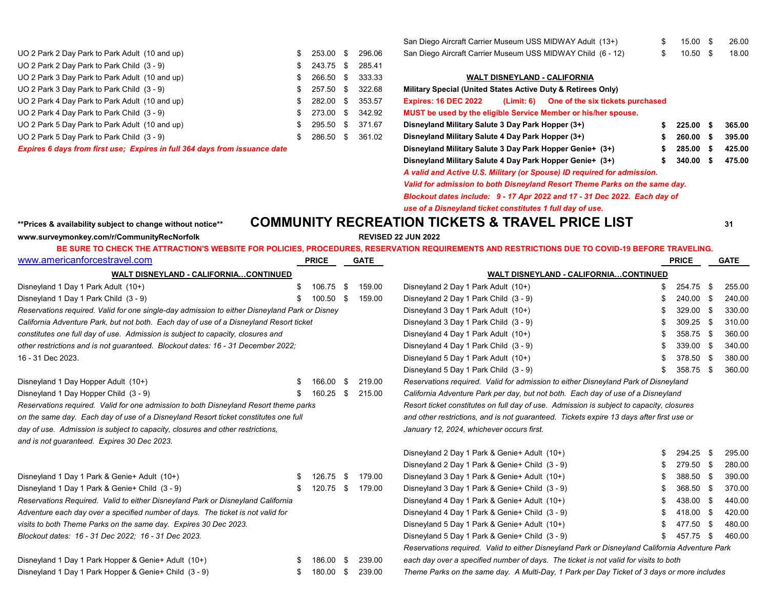| | PRICE | GATE |
|---|---|---|
| UO 2 Park 2 Day Park to Park Adult (10 and up) | $ 253.00 | $ 296.06 |
| UO 2 Park 2 Day Park to Park Child (3 - 9) | $ 243.75 | $ 285.41 |
| UO 2 Park 3 Day Park to Park Adult (10 and up) | $ 266.50 | $ 333.33 |
| UO 2 Park 3 Day Park to Park Child (3 - 9) | $ 257.50 | $ 322.68 |
| UO 2 Park 4 Day Park to Park Adult (10 and up) | $ 282.00 | $ 353.57 |
| UO 2 Park 4 Day Park to Park Child (3 - 9) | $ 273.00 | $ 342.92 |
| UO 2 Park 5 Day Park to Park Adult (10 and up) | $ 295.50 | $ 371.67 |
| UO 2 Park 5 Day Park to Park Child (3 - 9) | $ 286.50 | $ 361.02 |

*Expires 6 days from first use; Expires in full 364 days from issuance date*

| | PRICE | GATE |
|---|---|---|
| San Diego Aircraft Carrier Museum USS MIDWAY Adult (13+) | $ 15.00 | $ 26.00 |
| San Diego Aircraft Carrier Museum USS MIDWAY Child (6 - 12) | $ 10.50 | $ 18.00 |

## WALT DISNEYLAND - CALIFORNIA

**Military Special (United States Active Duty & Retirees Only)**

**Expires: 16 DEC 2022 (Limit: 6) One of the six tickets purchased MUST be used by the eligible Service Member or his/her spouse.**

| | PRICE | GATE |
|---|---|---|
| **Disneyland Military Salute 3 Day Park Hopper (3+)** | **$ 225.00** | **$ 365.00** |
| **Disneyland Military Salute 4 Day Park Hopper (3+)** | **$ 260.00** | **$ 395.00** |
| **Disneyland Military Salute 3 Day Park Hopper Genie+ (3+)** | **$ 285.00** | **$ 425.00** |
| **Disneyland Military Salute 4 Day Park Hopper Genie+ (3+)** | **$ 340.00** | **$ 475.00** |

***A valid and Active U.S. Military (or Spouse) ID required for admission. Valid for admission to both Disneyland Resort Theme Parks on the same day. Blockout dates include: 9 - 17 Apr 2022 and 17 - 31 Dec 2022. Each day of use of a Disneyland ticket constitutes 1 full day of use.***

**\*\*Prices & availability subject to change without notice\*\***

# COMMUNITY RECREATION TICKETS & TRAVEL PRICE LIST

**www.surveymonkey.com/r/CommunityRecNorfolk**

**REVISED 22 JUN 2022**

**BE SURE TO CHECK THE ATTRACTION'S WEBSITE FOR POLICIES, PROCEDURES, RESERVATION REQUIREMENTS AND RESTRICTIONS DUE TO COVID-19 BEFORE TRAVELING.**

www.americanforcestravel.com

## WALT DISNEYLAND - CALIFORNIA…CONTINUED

| | PRICE | GATE |
|---|---|---|
| Disneyland 1 Day 1 Park Adult (10+) | $ 106.75 | $ 159.00 |
| Disneyland 1 Day 1 Park Child (3 - 9) | $ 100.50 | $ 159.00 |

*Reservations required. Valid for one single-day admission to either Disneyland Park or Disney California Adventure Park, but not both. Each day of use of a Disneyland Resort ticket constitutes one full day of use. Admission is subject to capacity, closures and other restrictions and is not guaranteed. Blockout dates: 16 - 31 December 2022;* 16 - 31 Dec 2023.

| | PRICE | GATE |
|---|---|---|
| Disneyland 1 Day Hopper Adult (10+) | $ 166.00 | $ 219.00 |
| Disneyland 1 Day Hopper Child (3 - 9) | $ 160.25 | $ 215.00 |

*Reservations required. Valid for one admission to both Disneyland Resort theme parks on the same day. Each day of use of a Disneyland Resort ticket constitutes one full day of use. Admission is subject to capacity, closures and other restrictions, and is not guaranteed. Expires 30 Dec 2023.*

| | PRICE | GATE |
|---|---|---|
| Disneyland 1 Day 1 Park & Genie+ Adult (10+) | $ 126.75 | $ 179.00 |
| Disneyland 1 Day 1 Park & Genie+ Child (3 - 9) | $ 120.75 | $ 179.00 |

*Reservations Required. Valid to either Disneyland Park or Disneyland California Adventure each day over a specified number of days. The ticket is not valid for visits to both Theme Parks on the same day. Expires 30 Dec 2023. Blockout dates: 16 - 31 Dec 2022; 16 - 31 Dec 2023.*

| | PRICE | GATE |
|---|---|---|
| Disneyland 1 Day 1 Park Hopper & Genie+ Adult (10+) | $ 186.00 | $ 239.00 |
| Disneyland 1 Day 1 Park Hopper & Genie+ Child (3 - 9) | $ 180.00 | $ 239.00 |

## WALT DISNEYLAND - CALIFORNIA…CONTINUED

| | PRICE | GATE |
|---|---|---|
| Disneyland 2 Day 1 Park Adult (10+) | $ 254.75 | $ 255.00 |
| Disneyland 2 Day 1 Park Child (3 - 9) | $ 240.00 | $ 240.00 |
| Disneyland 3 Day 1 Park Adult (10+) | $ 329.00 | $ 330.00 |
| Disneyland 3 Day 1 Park Child (3 - 9) | $ 309.25 | $ 310.00 |
| Disneyland 4 Day 1 Park Adult (10+) | $ 358.75 | $ 360.00 |
| Disneyland 4 Day 1 Park Child (3 - 9) | $ 339.00 | $ 340.00 |
| Disneyland 5 Day 1 Park Adult (10+) | $ 378.50 | $ 380.00 |
| Disneyland 5 Day 1 Park Child (3 - 9) | $ 358.75 | $ 360.00 |

*Reservations required. Valid for admission to either Disneyland Park of Disneyland California Adventure Park per day, but not both. Each day of use of a Disneyland Resort ticket constitutes on full day of use. Admission is subject to capacity, closures and other restrictions, and is not guaranteed. Tickets expire 13 days after first use or January 12, 2024, whichever occurs first.*

| | PRICE | GATE |
|---|---|---|
| Disneyland 2 Day 1 Park & Genie+ Adult (10+) | $ 294.25 | $ 295.00 |
| Disneyland 2 Day 1 Park & Genie+ Child (3 - 9) | $ 279.50 | $ 280.00 |
| Disneyland 3 Day 1 Park & Genie+ Adult (10+) | $ 388.50 | $ 390.00 |
| Disneyland 3 Day 1 Park & Genie+ Child (3 - 9) | $ 368.50 | $ 370.00 |
| Disneyland 4 Day 1 Park & Genie+ Adult (10+) | $ 438.00 | $ 440.00 |
| Disneyland 4 Day 1 Park & Genie+ Child (3 - 9) | $ 418.00 | $ 420.00 |
| Disneyland 5 Day 1 Park & Genie+ Adult (10+) | $ 477.50 | $ 480.00 |
| Disneyland 5 Day 1 Park & Genie+ Child (3 - 9) | $ 457.75 | $ 460.00 |

*Reservations required. Valid to either Disneyland Park or Disneyland California Adventure Park each day over a specified number of days. The ticket is not valid for visits to both Theme Parks on the same day. A Multi-Day, 1 Park per Day Ticket of 3 days or more includes*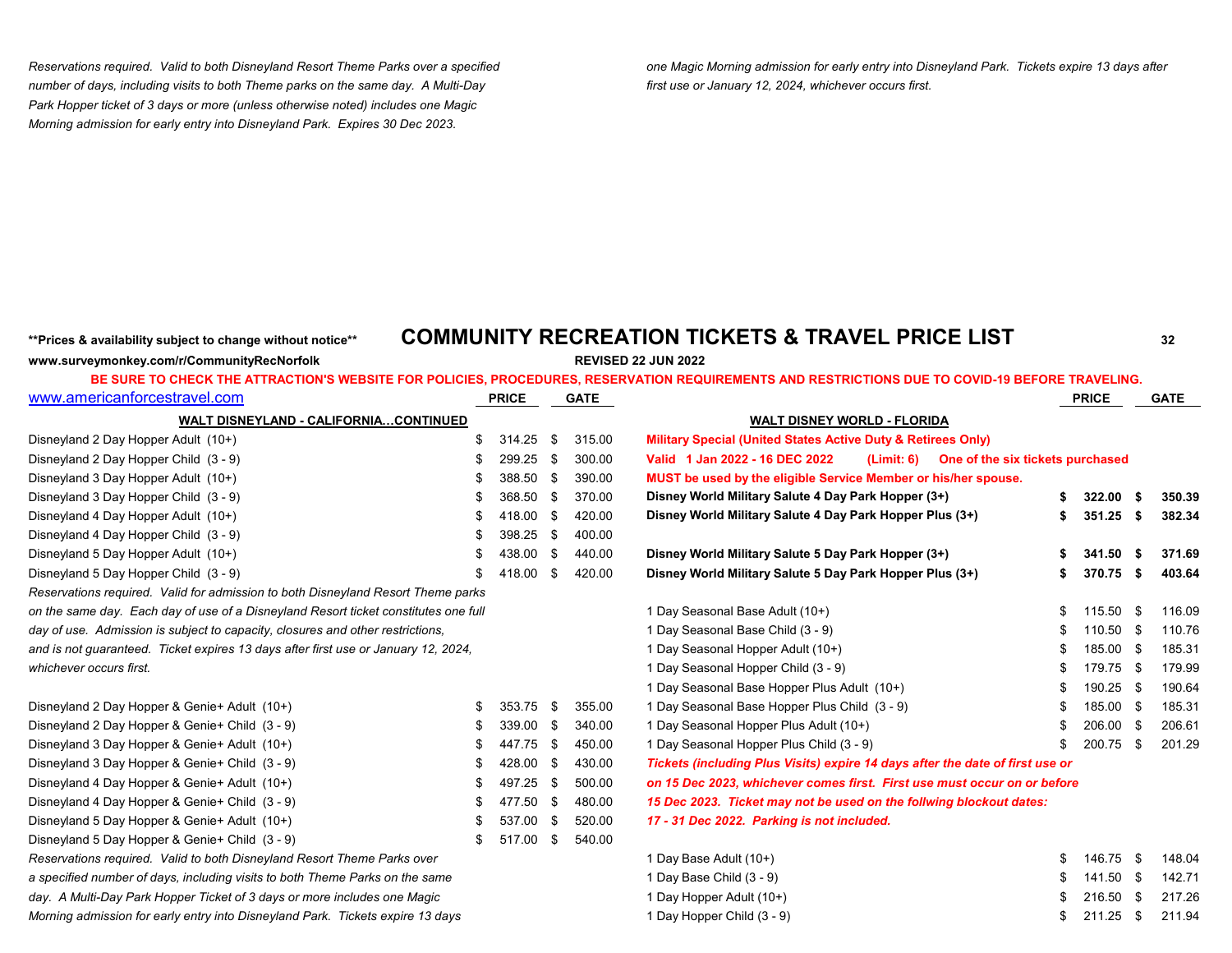*Reservations required. Valid to both Disneyland Resort Theme Parks over a specified number of days, including visits to both Theme parks on the same day. A Multi-Day Park Hopper ticket of 3 days or more (unless otherwise noted) includes one Magic Morning admission for early entry into Disneyland Park. Expires 30 Dec 2023.*

*one Magic Morning admission for early entry into Disneyland Park. Tickets expire 13 days after first use or January 12, 2024, whichever occurs first.*

**Prices & availability subject to change without notice**

# COMMUNITY RECREATION TICKETS & TRAVEL PRICE LIST

**www.surveymonkey.com/r/CommunityRecNorfolk**

**REVISED 22 JUN 2022**

**BE SURE TO CHECK THE ATTRACTION'S WEBSITE FOR POLICIES, PROCEDURES, RESERVATION REQUIREMENTS AND RESTRICTIONS DUE TO COVID-19 BEFORE TRAVELING.**

www.americanforcestravel.com

## WALT DISNEYLAND - CALIFORNIA...CONTINUED

| | PRICE | GATE |
|---|---|---|
| Disneyland 2 Day Hopper Adult (10+) | $ 314.25 | $ 315.00 |
| Disneyland 2 Day Hopper Child (3 - 9) | $ 299.25 | $ 300.00 |
| Disneyland 3 Day Hopper Adult (10+) | $ 388.50 | $ 390.00 |
| Disneyland 3 Day Hopper Child (3 - 9) | $ 368.50 | $ 370.00 |
| Disneyland 4 Day Hopper Adult (10+) | $ 418.00 | $ 420.00 |
| Disneyland 4 Day Hopper Child (3 - 9) | $ 398.25 | $ 400.00 |
| Disneyland 5 Day Hopper Adult (10+) | $ 438.00 | $ 440.00 |
| Disneyland 5 Day Hopper Child (3 - 9) | $ 418.00 | $ 420.00 |

*Reservations required. Valid for admission to both Disneyland Resort Theme parks on the same day. Each day of use of a Disneyland Resort ticket constitutes one full day of use. Admission is subject to capacity, closures and other restrictions, and is not guaranteed. Ticket expires 13 days after first use or January 12, 2024, whichever occurs first.*

| | PRICE | GATE |
|---|---|---|
| Disneyland 2 Day Hopper & Genie+ Adult (10+) | $ 353.75 | $ 355.00 |
| Disneyland 2 Day Hopper & Genie+ Child (3 - 9) | $ 339.00 | $ 340.00 |
| Disneyland 3 Day Hopper & Genie+ Adult (10+) | $ 447.75 | $ 450.00 |
| Disneyland 3 Day Hopper & Genie+ Child (3 - 9) | $ 428.00 | $ 430.00 |
| Disneyland 4 Day Hopper & Genie+ Adult (10+) | $ 497.25 | $ 500.00 |
| Disneyland 4 Day Hopper & Genie+ Child (3 - 9) | $ 477.50 | $ 480.00 |
| Disneyland 5 Day Hopper & Genie+ Adult (10+) | $ 537.00 | $ 520.00 |
| Disneyland 5 Day Hopper & Genie+ Child (3 - 9) | $ 517.00 | $ 540.00 |

*Reservations required. Valid to both Disneyland Resort Theme Parks over a specified number of days, including visits to both Theme Parks on the same day. A Multi-Day Park Hopper Ticket of 3 days or more includes one Magic Morning admission for early entry into Disneyland Park. Tickets expire 13 days*

## WALT DISNEY WORLD - FLORIDA

**Military Special (United States Active Duty & Retirees Only)**

**Valid 1 Jan 2022 - 16 DEC 2022 (Limit: 6) One of the six tickets purchased MUST be used by the eligible Service Member or his/her spouse.**

| | PRICE | GATE |
|---|---|---|
| **Disney World Military Salute 4 Day Park Hopper (3+)** | **$ 322.00** | **$ 350.39** |
| **Disney World Military Salute 4 Day Park Hopper Plus (3+)** | **$ 351.25** | **$ 382.34** |
| **Disney World Military Salute 5 Day Park Hopper (3+)** | **$ 341.50** | **$ 371.69** |
| **Disney World Military Salute 5 Day Park Hopper Plus (3+)** | **$ 370.75** | **$ 403.64** |

| | PRICE | GATE |
|---|---|---|
| 1 Day Seasonal Base Adult (10+) | $ 115.50 | $ 116.09 |
| 1 Day Seasonal Base Child (3 - 9) | $ 110.50 | $ 110.76 |
| 1 Day Seasonal Hopper Adult (10+) | $ 185.00 | $ 185.31 |
| 1 Day Seasonal Hopper Child (3 - 9) | $ 179.75 | $ 179.99 |
| 1 Day Seasonal Base Hopper Plus Adult (10+) | $ 190.25 | $ 190.64 |
| 1 Day Seasonal Base Hopper Plus Child (3 - 9) | $ 185.00 | $ 185.31 |
| 1 Day Seasonal Hopper Plus Adult (10+) | $ 206.00 | $ 206.61 |
| 1 Day Seasonal Hopper Plus Child (3 - 9) | $ 200.75 | $ 201.29 |

***Tickets (including Plus Visits) expire 14 days after the date of first use or on 15 Dec 2023, whichever comes first. First use must occur on or before 15 Dec 2023. Ticket may not be used on the follwing blockout dates: 17 - 31 Dec 2022. Parking is not included.***

| | PRICE | GATE |
|---|---|---|
| 1 Day Base Adult (10+) | $ 146.75 | $ 148.04 |
| 1 Day Base Child (3 - 9) | $ 141.50 | $ 142.71 |
| 1 Day Hopper Adult (10+) | $ 216.50 | $ 217.26 |
| 1 Day Hopper Child (3 - 9) | $ 211.25 | $ 211.94 |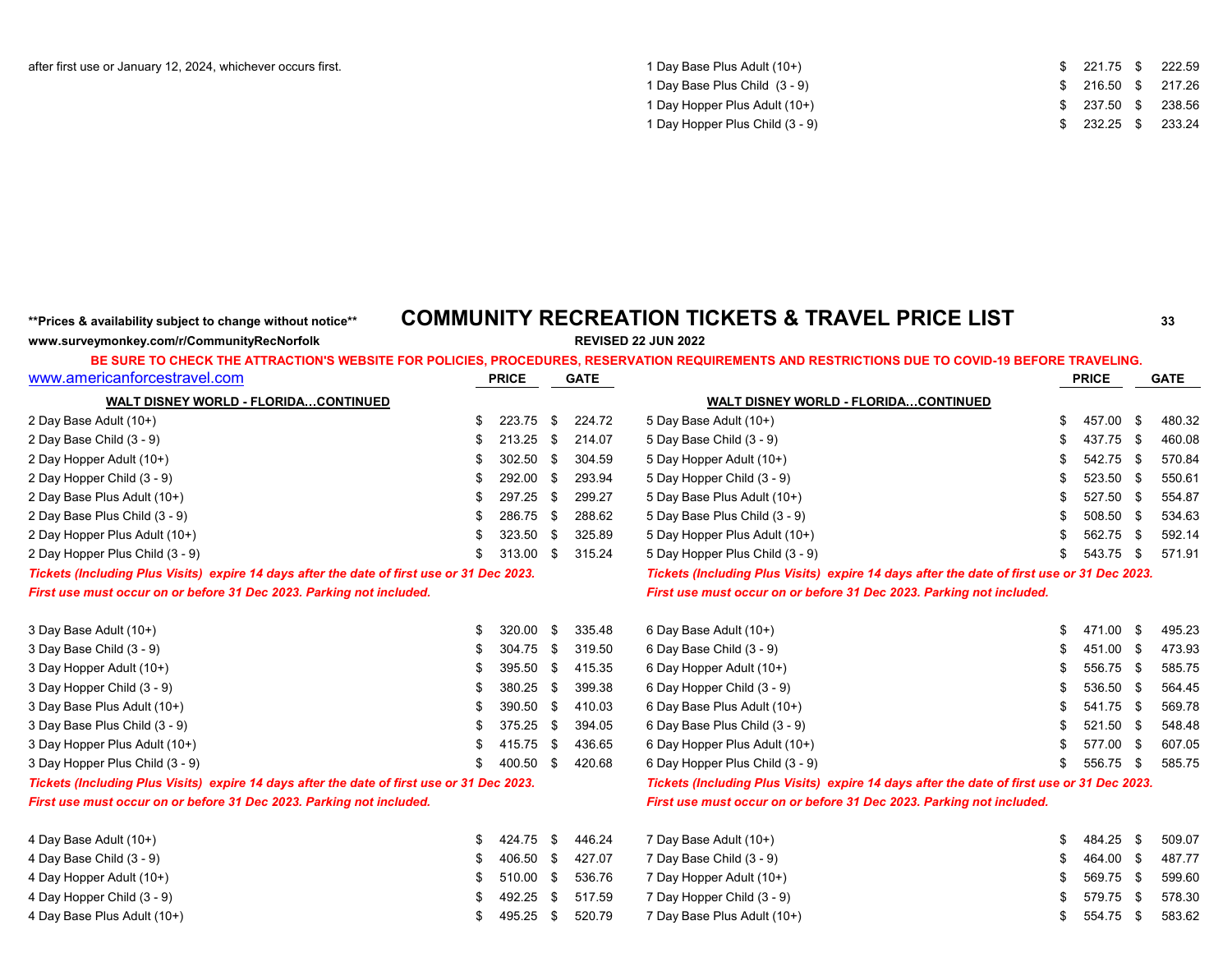after first use or January 12, 2024, whichever occurs first.

| | PRICE | GATE |
|---|---|---|
| 1 Day Base Plus Adult (10+) | $ 221.75 | $ 222.59 |
| 1 Day Base Plus Child (3 - 9) | $ 216.50 | $ 217.26 |
| 1 Day Hopper Plus Adult (10+) | $ 237.50 | $ 238.56 |
| 1 Day Hopper Plus Child (3 - 9) | $ 232.25 | $ 233.24 |

**Prices & availability subject to change without notice**

# COMMUNITY RECREATION TICKETS & TRAVEL PRICE LIST

**www.surveymonkey.com/r/CommunityRecNorfolk**

**REVISED 22 JUN 2022**

**BE SURE TO CHECK THE ATTRACTION'S WEBSITE FOR POLICIES, PROCEDURES, RESERVATION REQUIREMENTS AND RESTRICTIONS DUE TO COVID-19 BEFORE TRAVELING.**

www.americanforcestravel.com

| WALT DISNEY WORLD - FLORIDA…CONTINUED | PRICE | GATE |
|---|---|---|
| 2 Day Base Adult (10+) | $ 223.75 | $ 224.72 |
| 2 Day Base Child (3 - 9) | $ 213.25 | $ 214.07 |
| 2 Day Hopper Adult (10+) | $ 302.50 | $ 304.59 |
| 2 Day Hopper Child (3 - 9) | $ 292.00 | $ 293.94 |
| 2 Day Base Plus Adult (10+) | $ 297.25 | $ 299.27 |
| 2 Day Base Plus Child (3 - 9) | $ 286.75 | $ 288.62 |
| 2 Day Hopper Plus Adult (10+) | $ 323.50 | $ 325.89 |
| 2 Day Hopper Plus Child (3 - 9) | $ 313.00 | $ 315.24 |

***Tickets (Including Plus Visits) expire 14 days after the date of first use or 31 Dec 2023. First use must occur on or before 31 Dec 2023. Parking not included.***

| | PRICE | GATE |
|---|---|---|
| 3 Day Base Adult (10+) | $ 320.00 | $ 335.48 |
| 3 Day Base Child (3 - 9) | $ 304.75 | $ 319.50 |
| 3 Day Hopper Adult (10+) | $ 395.50 | $ 415.35 |
| 3 Day Hopper Child (3 - 9) | $ 380.25 | $ 399.38 |
| 3 Day Base Plus Adult (10+) | $ 390.50 | $ 410.03 |
| 3 Day Base Plus Child (3 - 9) | $ 375.25 | $ 394.05 |
| 3 Day Hopper Plus Adult (10+) | $ 415.75 | $ 436.65 |
| 3 Day Hopper Plus Child (3 - 9) | $ 400.50 | $ 420.68 |

***Tickets (Including Plus Visits) expire 14 days after the date of first use or 31 Dec 2023. First use must occur on or before 31 Dec 2023. Parking not included.***

| | PRICE | GATE |
|---|---|---|
| 4 Day Base Adult (10+) | $ 424.75 | $ 446.24 |
| 4 Day Base Child (3 - 9) | $ 406.50 | $ 427.07 |
| 4 Day Hopper Adult (10+) | $ 510.00 | $ 536.76 |
| 4 Day Hopper Child (3 - 9) | $ 492.25 | $ 517.59 |
| 4 Day Base Plus Adult (10+) | $ 495.25 | $ 520.79 |

| WALT DISNEY WORLD - FLORIDA…CONTINUED | PRICE | GATE |
|---|---|---|
| 5 Day Base Adult (10+) | $ 457.00 | $ 480.32 |
| 5 Day Base Child (3 - 9) | $ 437.75 | $ 460.08 |
| 5 Day Hopper Adult (10+) | $ 542.75 | $ 570.84 |
| 5 Day Hopper Child (3 - 9) | $ 523.50 | $ 550.61 |
| 5 Day Base Plus Adult (10+) | $ 527.50 | $ 554.87 |
| 5 Day Base Plus Child (3 - 9) | $ 508.50 | $ 534.63 |
| 5 Day Hopper Plus Adult (10+) | $ 562.75 | $ 592.14 |
| 5 Day Hopper Plus Child (3 - 9) | $ 543.75 | $ 571.91 |

***Tickets (Including Plus Visits) expire 14 days after the date of first use or 31 Dec 2023. First use must occur on or before 31 Dec 2023. Parking not included.***

| | PRICE | GATE |
|---|---|---|
| 6 Day Base Adult (10+) | $ 471.00 | $ 495.23 |
| 6 Day Base Child (3 - 9) | $ 451.00 | $ 473.93 |
| 6 Day Hopper Adult (10+) | $ 556.75 | $ 585.75 |
| 6 Day Hopper Child (3 - 9) | $ 536.50 | $ 564.45 |
| 6 Day Base Plus Adult (10+) | $ 541.75 | $ 569.78 |
| 6 Day Base Plus Child (3 - 9) | $ 521.50 | $ 548.48 |
| 6 Day Hopper Plus Adult (10+) | $ 577.00 | $ 607.05 |
| 6 Day Hopper Plus Child (3 - 9) | $ 556.75 | $ 585.75 |

***Tickets (Including Plus Visits) expire 14 days after the date of first use or 31 Dec 2023. First use must occur on or before 31 Dec 2023. Parking not included.***

| | PRICE | GATE |
|---|---|---|
| 7 Day Base Adult (10+) | $ 484.25 | $ 509.07 |
| 7 Day Base Child (3 - 9) | $ 464.00 | $ 487.77 |
| 7 Day Hopper Adult (10+) | $ 569.75 | $ 599.60 |
| 7 Day Hopper Child (3 - 9) | $ 579.75 | $ 578.30 |
| 7 Day Base Plus Adult (10+) | $ 554.75 | $ 583.62 |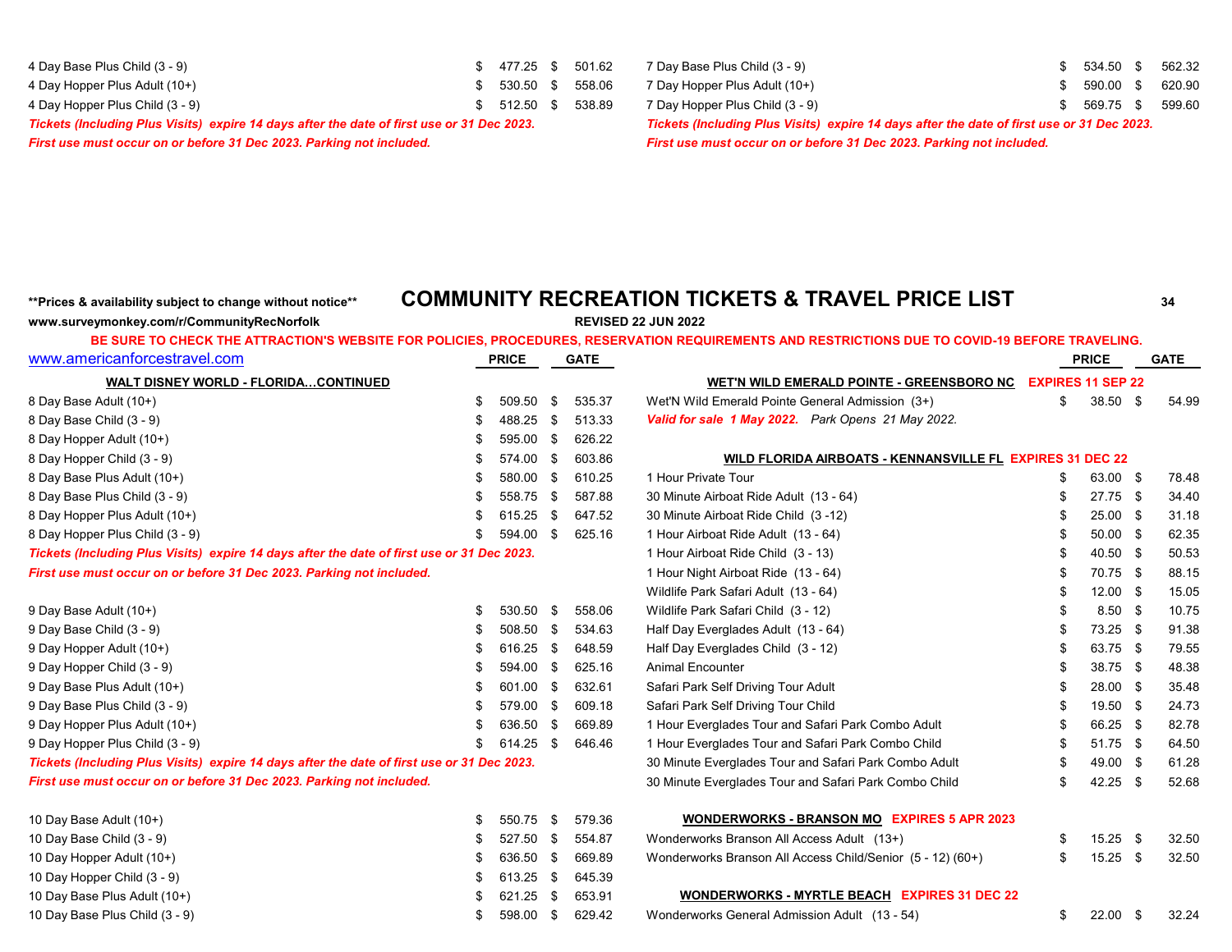| | PRICE | GATE |
|---|---|---|
| 4 Day Base Plus Child (3 - 9) | $ 477.25 | $ 501.62 |
| 4 Day Hopper Plus Adult (10+) | $ 530.50 | $ 558.06 |
| 4 Day Hopper Plus Child (3 - 9) | $ 512.50 | $ 538.89 |

***Tickets (Including Plus Visits) expire 14 days after the date of first use or 31 Dec 2023.***
***First use must occur on or before 31 Dec 2023. Parking not included.***

| | PRICE | GATE |
|---|---|---|
| 7 Day Base Plus Child (3 - 9) | $ 534.50 | $ 562.32 |
| 7 Day Hopper Plus Adult (10+) | $ 590.00 | $ 620.90 |
| 7 Day Hopper Plus Child (3 - 9) | $ 569.75 | $ 599.60 |

***Tickets (Including Plus Visits) expire 14 days after the date of first use or 31 Dec 2023.***
***First use must occur on or before 31 Dec 2023. Parking not included.***

**Prices & availability subject to change without notice**

# COMMUNITY RECREATION TICKETS & TRAVEL PRICE LIST

www.surveymonkey.com/r/CommunityRecNorfolk

**REVISED 22 JUN 2022**

**BE SURE TO CHECK THE ATTRACTION'S WEBSITE FOR POLICIES, PROCEDURES, RESERVATION REQUIREMENTS AND RESTRICTIONS DUE TO COVID-19 BEFORE TRAVELING.**

www.americanforcestravel.com

## WALT DISNEY WORLD - FLORIDA…CONTINUED

| | PRICE | GATE |
|---|---|---|
| 8 Day Base Adult (10+) | $ 509.50 | $ 535.37 |
| 8 Day Base Child (3 - 9) | $ 488.25 | $ 513.33 |
| 8 Day Hopper Adult (10+) | $ 595.00 | $ 626.22 |
| 8 Day Hopper Child (3 - 9) | $ 574.00 | $ 603.86 |
| 8 Day Base Plus Adult (10+) | $ 580.00 | $ 610.25 |
| 8 Day Base Plus Child (3 - 9) | $ 558.75 | $ 587.88 |
| 8 Day Hopper Plus Adult (10+) | $ 615.25 | $ 647.52 |
| 8 Day Hopper Plus Child (3 - 9) | $ 594.00 | $ 625.16 |

***Tickets (Including Plus Visits) expire 14 days after the date of first use or 31 Dec 2023.***
***First use must occur on or before 31 Dec 2023. Parking not included.***

| | PRICE | GATE |
|---|---|---|
| 9 Day Base Adult (10+) | $ 530.50 | $ 558.06 |
| 9 Day Base Child (3 - 9) | $ 508.50 | $ 534.63 |
| 9 Day Hopper Adult (10+) | $ 616.25 | $ 648.59 |
| 9 Day Hopper Child (3 - 9) | $ 594.00 | $ 625.16 |
| 9 Day Base Plus Adult (10+) | $ 601.00 | $ 632.61 |
| 9 Day Base Plus Child (3 - 9) | $ 579.00 | $ 609.18 |
| 9 Day Hopper Plus Adult (10+) | $ 636.50 | $ 669.89 |
| 9 Day Hopper Plus Child (3 - 9) | $ 614.25 | $ 646.46 |

***Tickets (Including Plus Visits) expire 14 days after the date of first use or 31 Dec 2023.***
***First use must occur on or before 31 Dec 2023. Parking not included.***

| | PRICE | GATE |
|---|---|---|
| 10 Day Base Adult (10+) | $ 550.75 | $ 579.36 |
| 10 Day Base Child (3 - 9) | $ 527.50 | $ 554.87 |
| 10 Day Hopper Adult (10+) | $ 636.50 | $ 669.89 |
| 10 Day Hopper Child (3 - 9) | $ 613.25 | $ 645.39 |
| 10 Day Base Plus Adult (10+) | $ 621.25 | $ 653.91 |
| 10 Day Base Plus Child (3 - 9) | $ 598.00 | $ 629.42 |

## WET'N WILD EMERALD POINTE - GREENSBORO NC   EXPIRES 11 SEP 22

| | PRICE | GATE |
|---|---|---|
| Wet'N Wild Emerald Pointe General Admission (3+) | $ 38.50 | $ 54.99 |

***Valid for sale 1 May 2022.*** *Park Opens 21 May 2022.*

## WILD FLORIDA AIRBOATS - KENNANSVILLE FL   EXPIRES 31 DEC 22

| | PRICE | GATE |
|---|---|---|
| 1 Hour Private Tour | $ 63.00 | $ 78.48 |
| 30 Minute Airboat Ride Adult (13 - 64) | $ 27.75 | $ 34.40 |
| 30 Minute Airboat Ride Child (3 -12) | $ 25.00 | $ 31.18 |
| 1 Hour Airboat Ride Adult (13 - 64) | $ 50.00 | $ 62.35 |
| 1 Hour Airboat Ride Child (3 - 13) | $ 40.50 | $ 50.53 |
| 1 Hour Night Airboat Ride (13 - 64) | $ 70.75 | $ 88.15 |
| Wildlife Park Safari Adult (13 - 64) | $ 12.00 | $ 15.05 |
| Wildlife Park Safari Child (3 - 12) | $ 8.50 | $ 10.75 |
| Half Day Everglades Adult (13 - 64) | $ 73.25 | $ 91.38 |
| Half Day Everglades Child (3 - 12) | $ 63.75 | $ 79.55 |
| Animal Encounter | $ 38.75 | $ 48.38 |
| Safari Park Self Driving Tour Adult | $ 28.00 | $ 35.48 |
| Safari Park Self Driving Tour Child | $ 19.50 | $ 24.73 |
| 1 Hour Everglades Tour and Safari Park Combo Adult | $ 66.25 | $ 82.78 |
| 1 Hour Everglades Tour and Safari Park Combo Child | $ 51.75 | $ 64.50 |
| 30 Minute Everglades Tour and Safari Park Combo Adult | $ 49.00 | $ 61.28 |
| 30 Minute Everglades Tour and Safari Park Combo Child | $ 42.25 | $ 52.68 |

## WONDERWORKS - BRANSON MO   EXPIRES 5 APR 2023

| | PRICE | GATE |
|---|---|---|
| Wonderworks Branson All Access Adult (13+) | $ 15.25 | $ 32.50 |
| Wonderworks Branson All Access Child/Senior (5 - 12) (60+) | $ 15.25 | $ 32.50 |

## WONDERWORKS - MYRTLE BEACH   EXPIRES 31 DEC 22

| | PRICE | GATE |
|---|---|---|
| Wonderworks General Admission Adult (13 - 54) | $ 22.00 | $ 32.24 |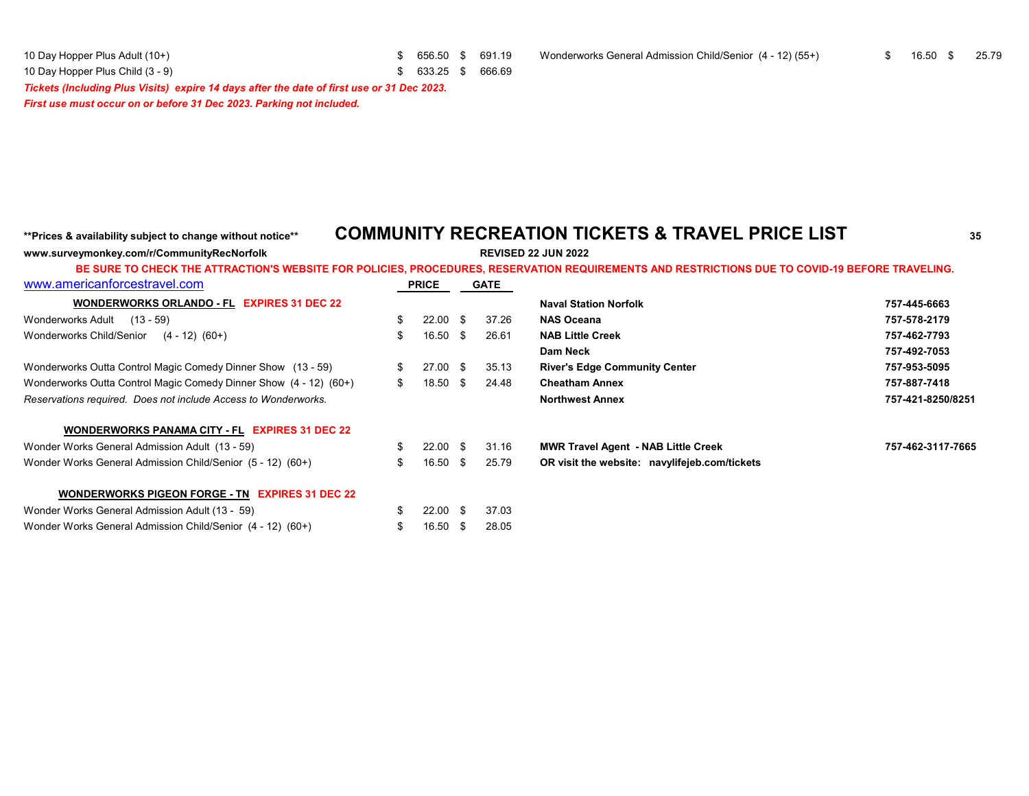| | | |
|---|---|---|
| 10 Day Hopper Plus Adult (10+) | $ 656.50 | $ 691.19 |
| 10 Day Hopper Plus Child (3 - 9) | $ 633.25 | $ 666.69 |

***Tickets (Including Plus Visits) expire 14 days after the date of first use or 31 Dec 2023.***
***First use must occur on or before 31 Dec 2023. Parking not included.***

| | | |
|---|---|---|
| Wonderworks General Admission Child/Senior (4 - 12) (55+) | $ 16.50 | $ 25.79 |

**\*\*Prices & availability subject to change without notice\*\***

# COMMUNITY RECREATION TICKETS & TRAVEL PRICE LIST

**www.surveymonkey.com/r/CommunityRecNorfolk**

**REVISED 22 JUN 2022**

**BE SURE TO CHECK THE ATTRACTION'S WEBSITE FOR POLICIES, PROCEDURES, RESERVATION REQUIREMENTS AND RESTRICTIONS DUE TO COVID-19 BEFORE TRAVELING.**

www.americanforcestravel.com

| | PRICE | GATE |
|---|---|---|
| **WONDERWORKS ORLANDO - FL EXPIRES 31 DEC 22** | | |
| Wonderworks Adult (13 - 59) | $ 22.00 | $ 37.26 |
| Wonderworks Child/Senior (4 - 12) (60+) | $ 16.50 | $ 26.61 |
| Wonderworks Outta Control Magic Comedy Dinner Show (13 - 59) | $ 27.00 | $ 35.13 |
| Wonderworks Outta Control Magic Comedy Dinner Show (4 - 12) (60+) | $ 18.50 | $ 24.48 |
| *Reservations required. Does not include Access to Wonderworks.* | | |
| **WONDERWORKS PANAMA CITY - FL EXPIRES 31 DEC 22** | | |
| Wonder Works General Admission Adult (13 - 59) | $ 22.00 | $ 31.16 |
| Wonder Works General Admission Child/Senior (5 - 12) (60+) | $ 16.50 | $ 25.79 |
| **WONDERWORKS PIGEON FORGE - TN EXPIRES 31 DEC 22** | | |
| Wonder Works General Admission Adult (13 - 59) | $ 22.00 | $ 37.03 |
| Wonder Works General Admission Child/Senior (4 - 12) (60+) | $ 16.50 | $ 28.05 |

| | |
|---|---|
| **Naval Station Norfolk** | **757-445-6663** |
| **NAS Oceana** | **757-578-2179** |
| **NAB Little Creek** | **757-462-7793** |
| **Dam Neck** | **757-492-7053** |
| **River's Edge Community Center** | **757-953-5095** |
| **Cheatham Annex** | **757-887-7418** |
| **Northwest Annex** | **757-421-8250/8251** |
| **MWR Travel Agent - NAB Little Creek** | **757-462-3117-7665** |
| **OR visit the website: navylifejeb.com/tickets** | |